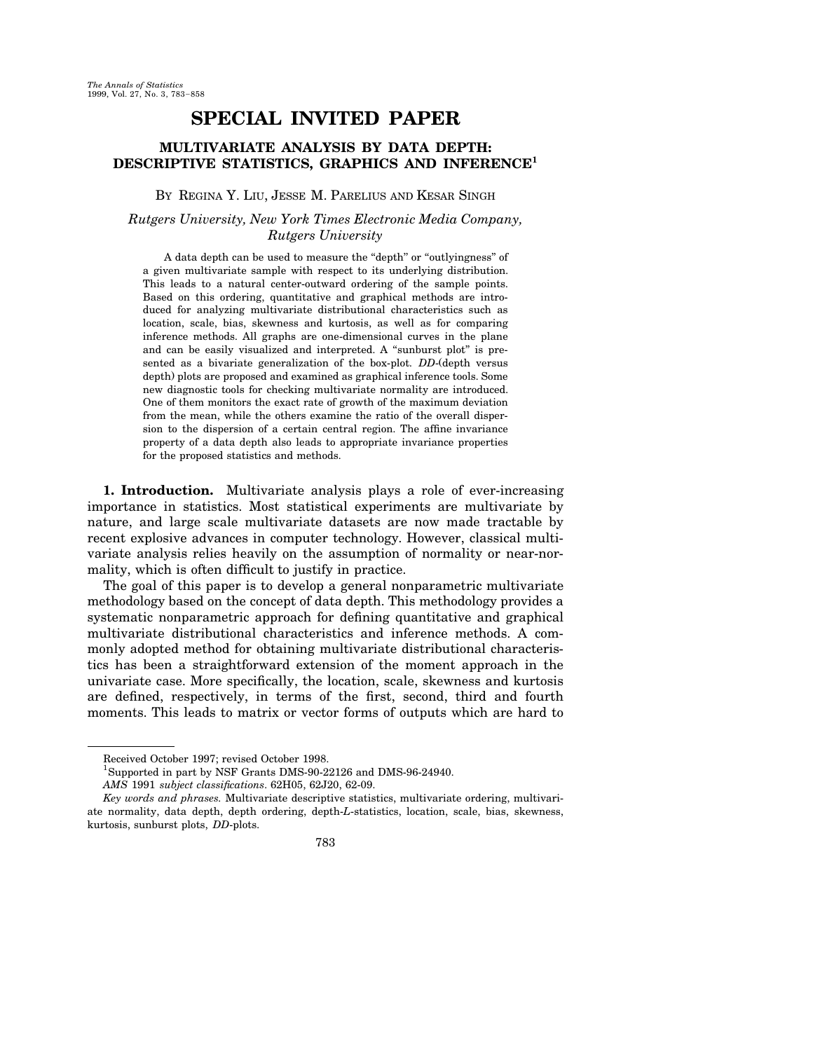# SPECIAL INVITED PAPER

## MULTIVARIATE ANALYSIS BY DATA DEPTH: DESCRIPTIVE STATISTICS, GRAPHICS AND INFERENCE[1]

BY REGINA Y. LIU, JESSE M. PARELIUS AND KESAR SINGH

*Rutgers University, New York Times Electronic Media Company, Rutgers University*

A data depth can be used to measure the "depth" or "outlyingness" of a given multivariate sample with respect to its underlying distribution. This leads to a natural center-outward ordering of the sample points. Based on this ordering, quantitative and graphical methods are introduced for analyzing multivariate distributional characteristics such as location, scale, bias, skewness and kurtosis, as well as for comparing inference methods. All graphs are one-dimensional curves in the plane and can be easily visualized and interpreted. A "sunburst plot" is presented as a bivariate generalization of the box-plot. *DD*-(depth versus depth) plots are proposed and examined as graphical inference tools. Some new diagnostic tools for checking multivariate normality are introduced. One of them monitors the exact rate of growth of the maximum deviation from the mean, while the others examine the ratio of the overall dispersion to the dispersion of a certain central region. The affine invariance property of a data depth also leads to appropriate invariance properties for the proposed statistics and methods.

**1. Introduction.** Multivariate analysis plays a role of ever-increasing importance in statistics. Most statistical experiments are multivariate by nature, and large scale multivariate datasets are now made tractable by recent explosive advances in computer technology. However, classical multivariate analysis relies heavily on the assumption of normality or near-normality, which is often difficult to justify in practice.

The goal of this paper is to develop a general nonparametric multivariate methodology based on the concept of data depth. This methodology provides a systematic nonparametric approach for defining quantitative and graphical multivariate distributional characteristics and inference methods. A commonly adopted method for obtaining multivariate distributional characteristics has been a straightforward extension of the moment approach in the univariate case. More specifically, the location, scale, skewness and kurtosis are defined, respectively, in terms of the first, second, third and fourth moments. This leads to matrix or vector forms of outputs which are hard to

---

Received October 1997; revised October 1998.

[1]Supported in part by NSF Grants DMS-90-22126 and DMS-96-24940.

*AMS* 1991 *subject classifications*. 62H05, 62J20, 62-09.

*Key words and phrases.* Multivariate descriptive statistics, multivariate ordering, multivariate normality, data depth, depth ordering, depth-*L*-statistics, location, scale, bias, skewness, kurtosis, sunburst plots, *DD*-plots.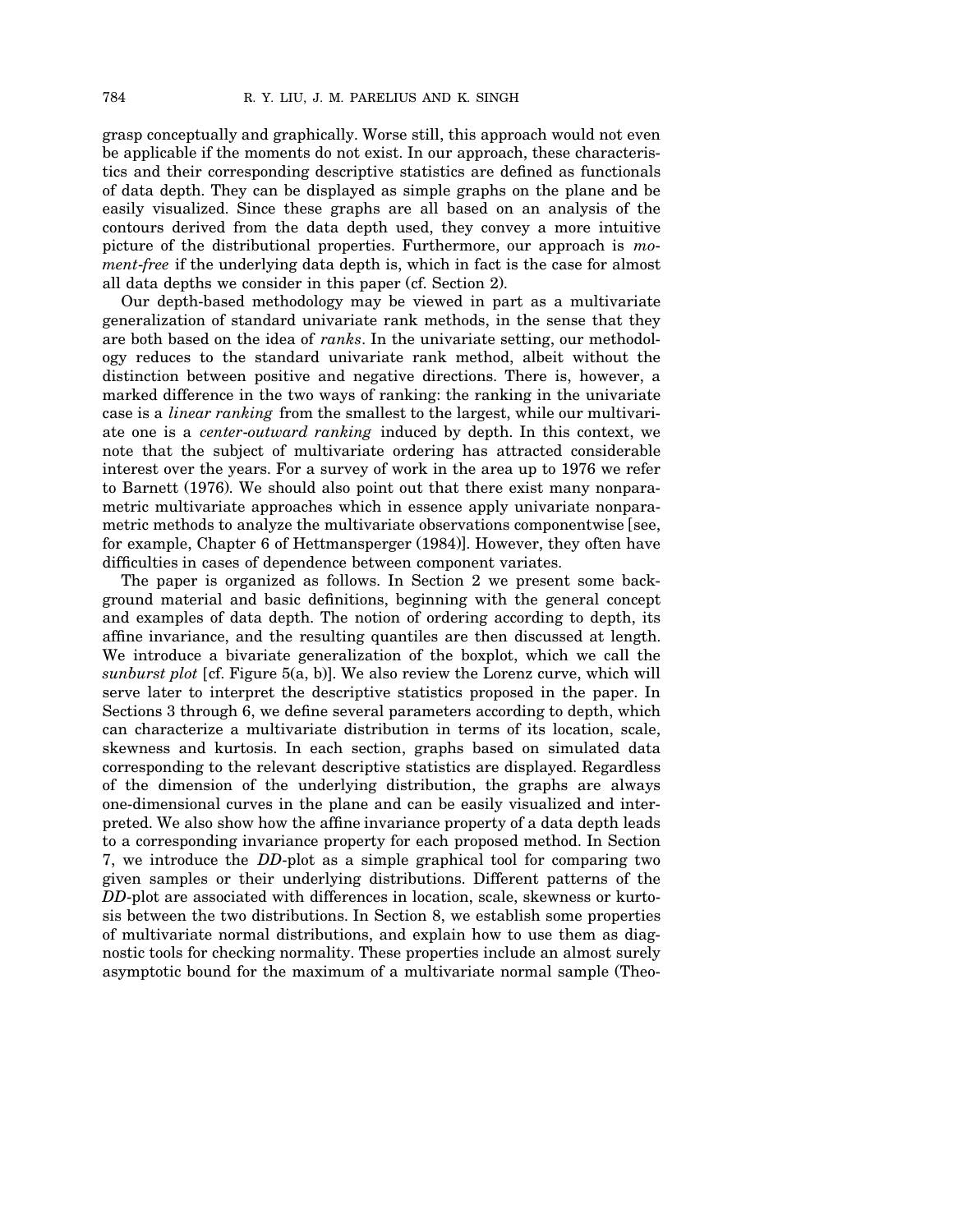grasp conceptually and graphically. Worse still, this approach would not even be applicable if the moments do not exist. In our approach, these characteristics and their corresponding descriptive statistics are defined as functionals of data depth. They can be displayed as simple graphs on the plane and be easily visualized. Since these graphs are all based on an analysis of the contours derived from the data depth used, they convey a more intuitive picture of the distributional properties. Furthermore, our approach is *moment-free* if the underlying data depth is, which in fact is the case for almost all data depths we consider in this paper (cf. Section 2).

Our depth-based methodology may be viewed in part as a multivariate generalization of standard univariate rank methods, in the sense that they are both based on the idea of *ranks*. In the univariate setting, our methodology reduces to the standard univariate rank method, albeit without the distinction between positive and negative directions. There is, however, a marked difference in the two ways of ranking: the ranking in the univariate case is a *linear ranking* from the smallest to the largest, while our multivariate one is a *center-outward ranking* induced by depth. In this context, we note that the subject of multivariate ordering has attracted considerable interest over the years. For a survey of work in the area up to 1976 we refer to Barnett (1976). We should also point out that there exist many nonparametric multivariate approaches which in essence apply univariate nonparametric methods to analyze the multivariate observations componentwise [see, for example, Chapter 6 of Hettmansperger (1984)]. However, they often have difficulties in cases of dependence between component variates.

The paper is organized as follows. In Section 2 we present some background material and basic definitions, beginning with the general concept and examples of data depth. The notion of ordering according to depth, its affine invariance, and the resulting quantiles are then discussed at length. We introduce a bivariate generalization of the boxplot, which we call the *sunburst plot* [cf. Figure 5(a, b)]. We also review the Lorenz curve, which will serve later to interpret the descriptive statistics proposed in the paper. In Sections 3 through 6, we define several parameters according to depth, which can characterize a multivariate distribution in terms of its location, scale, skewness and kurtosis. In each section, graphs based on simulated data corresponding to the relevant descriptive statistics are displayed. Regardless of the dimension of the underlying distribution, the graphs are always one-dimensional curves in the plane and can be easily visualized and interpreted. We also show how the affine invariance property of a data depth leads to a corresponding invariance property for each proposed method. In Section 7, we introduce the *DD*-plot as a simple graphical tool for comparing two given samples or their underlying distributions. Different patterns of the *DD*-plot are associated with differences in location, scale, skewness or kurtosis between the two distributions. In Section 8, we establish some properties of multivariate normal distributions, and explain how to use them as diagnostic tools for checking normality. These properties include an almost surely asymptotic bound for the maximum of a multivariate normal sample (Theo-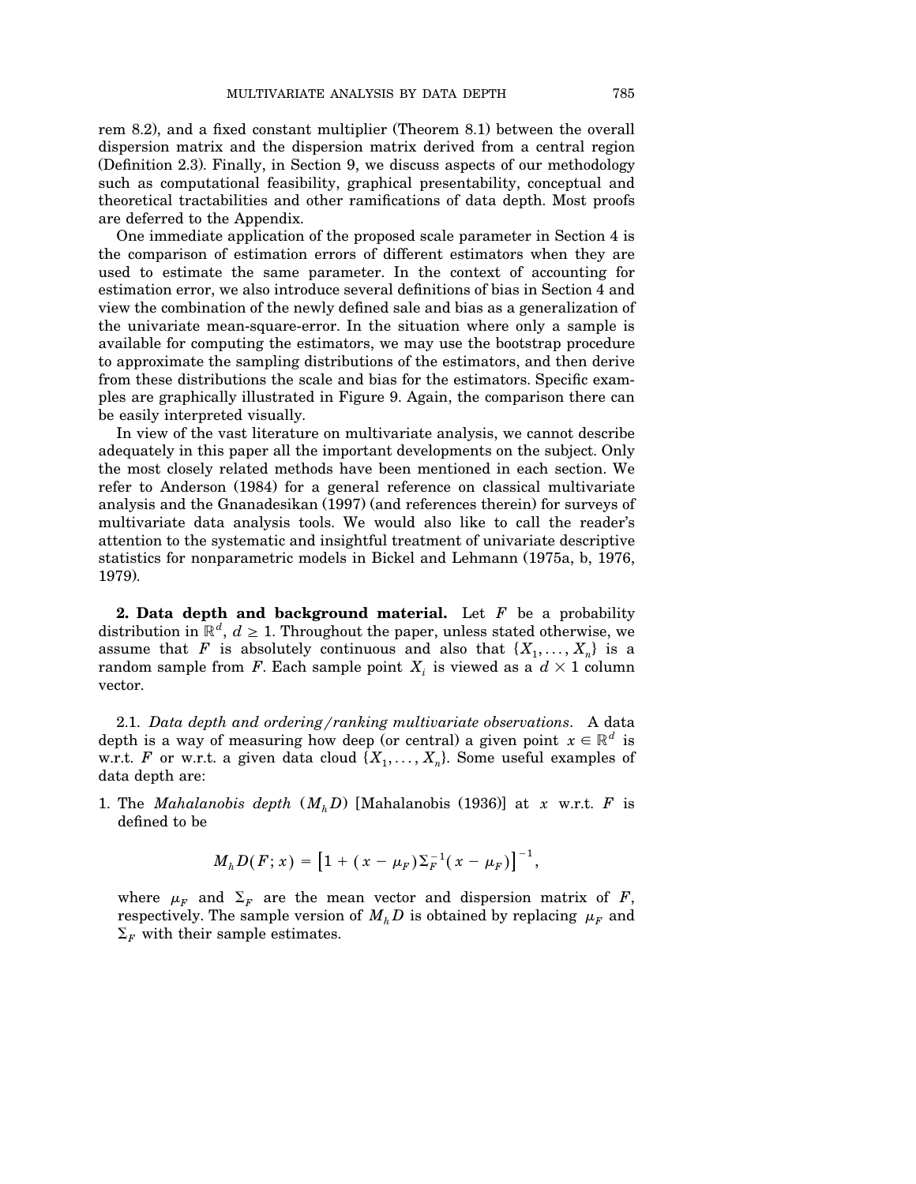rem 8.2), and a fixed constant multiplier (Theorem 8.1) between the overall dispersion matrix and the dispersion matrix derived from a central region (Definition 2.3). Finally, in Section 9, we discuss aspects of our methodology such as computational feasibility, graphical presentability, conceptual and theoretical tractabilities and other ramifications of data depth. Most proofs are deferred to the Appendix.

One immediate application of the proposed scale parameter in Section 4 is the comparison of estimation errors of different estimators when they are used to estimate the same parameter. In the context of accounting for estimation error, we also introduce several definitions of bias in Section 4 and view the combination of the newly defined sale and bias as a generalization of the univariate mean-square-error. In the situation where only a sample is available for computing the estimators, we may use the bootstrap procedure to approximate the sampling distributions of the estimators, and then derive from these distributions the scale and bias for the estimators. Specific examples are graphically illustrated in Figure 9. Again, the comparison there can be easily interpreted visually.

In view of the vast literature on multivariate analysis, we cannot describe adequately in this paper all the important developments on the subject. Only the most closely related methods have been mentioned in each section. We refer to Anderson (1984) for a general reference on classical multivariate analysis and the Gnanadesikan (1997) (and references therein) for surveys of multivariate data analysis tools. We would also like to call the reader's attention to the systematic and insightful treatment of univariate descriptive statistics for nonparametric models in Bickel and Lehmann (1975a, b, 1976, 1979).

## 2. Data depth and background material.

Let $F$ be a probability distribution in $\mathbb{R}^d$, $d \geq 1$. Throughout the paper, unless stated otherwise, we assume that $F$ is absolutely continuous and also that $\{X_1, \dots, X_n\}$ is a random sample from $F$. Each sample point $X_i$ is viewed as a $d \times 1$ column vector.

### 2.1. *Data depth and ordering/ranking multivariate observations*.

A data depth is a way of measuring how deep (or central) a given point $x \in \mathbb{R}^d$ is w.r.t. $F$ or w.r.t. a given data cloud $\{X_1, \dots, X_n\}$. Some useful examples of data depth are:

1. The *Mahalanobis depth* $(M_h D)$ [Mahalanobis (1936)] at $x$ w.r.t. $F$ is defined to be

$$M_h D(F; x) = \left[1 + (x - \mu_F)\Sigma_F^{-1}(x - \mu_F)\right]^{-1},$$

   where $\mu_F$ and $\Sigma_F$ are the mean vector and dispersion matrix of $F$, respectively. The sample version of $M_h D$ is obtained by replacing $\mu_F$ and $\Sigma_F$ with their sample estimates.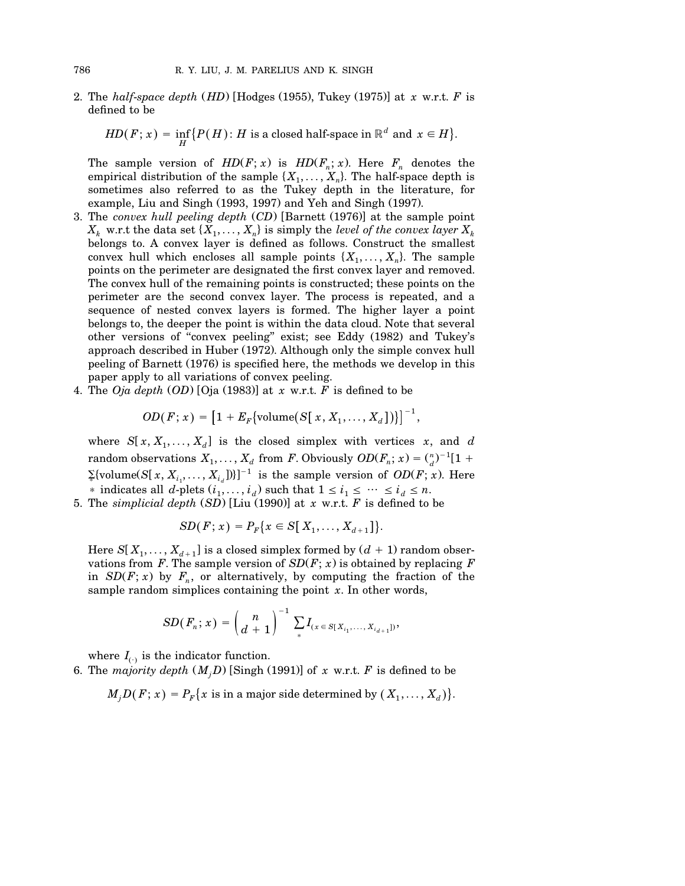2. The *half-space depth* (*HD*) [Hodges (1955), Tukey (1975)] at $x$ w.r.t. $F$ is defined to be

$$HD(F; x) = \inf_H \{P(H): H \text{ is a closed half-space in } \mathbb{R}^d \text{ and } x \in H\}.$$

The sample version of $HD(F; x)$ is $HD(F_n; x)$. Here $F_n$ denotes the empirical distribution of the sample $\{X_1, \ldots, X_n\}$. The half-space depth is sometimes also referred to as the Tukey depth in the literature, for example, Liu and Singh (1993, 1997) and Yeh and Singh (1997).

3. The *convex hull peeling depth* (*CD*) [Barnett (1976)] at the sample point $X_k$ w.r.t the data set $\{X_1, \ldots, X_n\}$ is simply the *level of the convex layer $X_k$* belongs to. A convex layer is defined as follows. Construct the smallest convex hull which encloses all sample points $\{X_1, \ldots, X_n\}$. The sample points on the perimeter are designated the first convex layer and removed. The convex hull of the remaining points is constructed; these points on the perimeter are the second convex layer. The process is repeated, and a sequence of nested convex layers is formed. The higher layer a point belongs to, the deeper the point is within the data cloud. Note that several other versions of "convex peeling" exist; see Eddy (1982) and Tukey's approach described in Huber (1972). Although only the simple convex hull peeling of Barnett (1976) is specified here, the methods we develop in this paper apply to all variations of convex peeling.

4. The *Oja depth* (*OD*) [Oja (1983)] at $x$ w.r.t. $F$ is defined to be

$$OD(F; x) = \left[1 + E_F\{\text{volume}(S[x, X_1, \ldots, X_d])\}\right]^{-1},$$

where $S[x, X_1, \ldots, X_d]$ is the closed simplex with vertices $x$, and $d$ random observations $X_1, \ldots, X_d$ from $F$. Obviously $OD(F_n; x) = \binom{n}{d}^{-1}[1 + \sum_* \{\text{volume}(S[x, X_{i_1}, \ldots, X_{i_d}])\}]^{-1}$ is the sample version of $OD(F; x)$. Here $*$ indicates all $d$-plets $(i_1, \ldots, i_d)$ such that $1 \le i_1 \le \cdots \le i_d \le n$.

5. The *simplicial depth* (*SD*) [Liu (1990)] at $x$ w.r.t. $F$ is defined to be

$$SD(F; x) = P_F\{x \in S[X_1, \ldots, X_{d+1}]\}.$$

Here $S[X_1, \ldots, X_{d+1}]$ is a closed simplex formed by $(d+1)$ random observations from $F$. The sample version of $SD(F; x)$ is obtained by replacing $F$ in $SD(F; x)$ by $F_n$, or alternatively, by computing the fraction of the sample random simplices containing the point $x$. In other words,

$$SD(F_n; x) = \binom{n}{d+1}^{-1} \sum_* I_{(x \in S[X_{i_1}, \ldots, X_{i_{d+1}}])},$$

where $I_{(\cdot)}$ is the indicator function.

6. The *majority depth* ($M_jD$) [Singh (1991)] of $x$ w.r.t. $F$ is defined to be

$$M_jD(F; x) = P_F\{x \text{ is in a major side determined by } (X_1, \ldots, X_d)\}.$$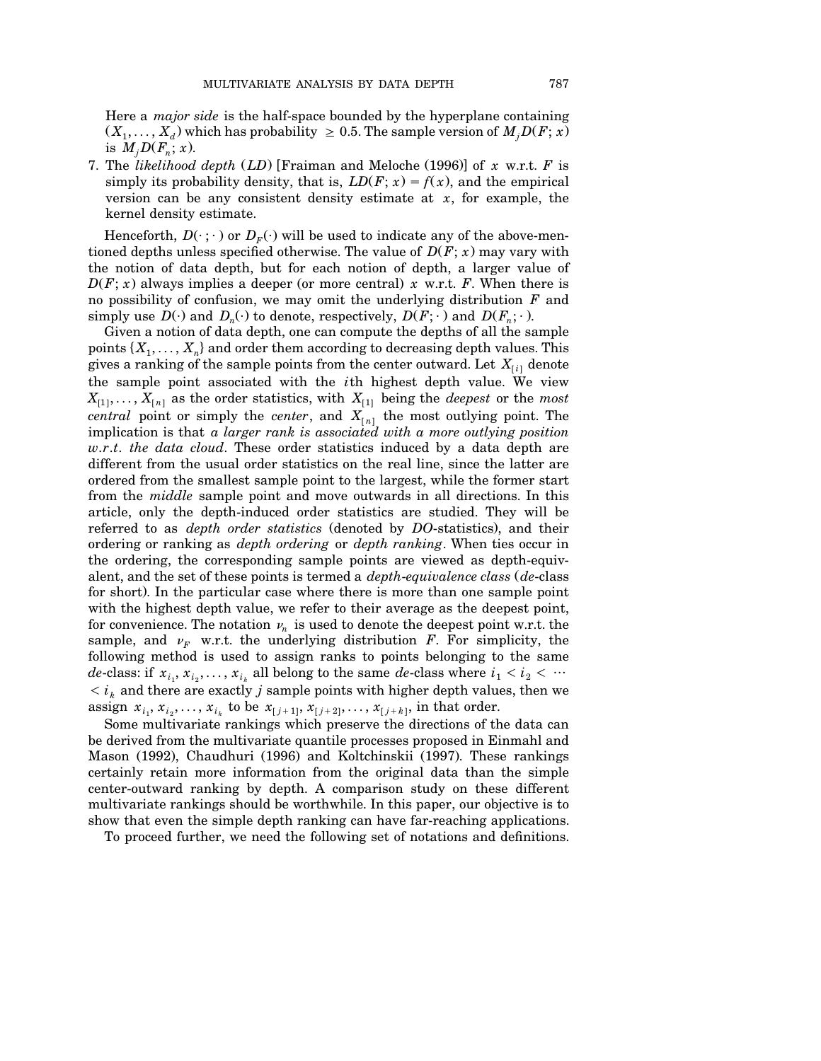Here a *major side* is the half-space bounded by the hyperplane containing $(X_1, \ldots, X_d)$ which has probability $\geq 0.5$. The sample version of $M_jD(F; x)$ is $M_jD(F_n; x)$.

7. The *likelihood depth* (*LD*) [Fraiman and Meloche (1996)] of $x$ w.r.t. $F$ is simply its probability density, that is, $LD(F; x) = f(x)$, and the empirical version can be any consistent density estimate at $x$, for example, the kernel density estimate.

Henceforth, $D(\cdot\,; \cdot)$ or $D_F(\cdot)$ will be used to indicate any of the above-mentioned depths unless specified otherwise. The value of $D(F; x)$ may vary with the notion of data depth, but for each notion of depth, a larger value of $D(F; x)$ always implies a deeper (or more central) $x$ w.r.t. $F$. When there is no possibility of confusion, we may omit the underlying distribution $F$ and simply use $D(\cdot)$ and $D_n(\cdot)$ to denote, respectively, $D(F; \cdot)$ and $D(F_n; \cdot)$.

Given a notion of data depth, one can compute the depths of all the sample points $\{X_1, \ldots, X_n\}$ and order them according to decreasing depth values. This gives a ranking of the sample points from the center outward. Let $X_{[i]}$ denote the sample point associated with the $i$th highest depth value. We view $X_{[1]}, \ldots, X_{[n]}$ as the order statistics, with $X_{[1]}$ being the *deepest* or the *most central* point or simply the *center*, and $X_{[n]}$ the most outlying point. The implication is that *a larger rank is associated with a more outlying position w.r.t. the data cloud*. These order statistics induced by a data depth are different from the usual order statistics on the real line, since the latter are ordered from the smallest sample point to the largest, while the former start from the *middle* sample point and move outwards in all directions. In this article, only the depth-induced order statistics are studied. They will be referred to as *depth order statistics* (denoted by *DO*-statistics), and their ordering or ranking as *depth ordering* or *depth ranking*. When ties occur in the ordering, the corresponding sample points are viewed as depth-equivalent, and the set of these points is termed a *depth-equivalence class* (*de*-class for short). In the particular case where there is more than one sample point with the highest depth value, we refer to their average as the deepest point, for convenience. The notation $\nu_n$ is used to denote the deepest point w.r.t. the sample, and $\nu_F$ w.r.t. the underlying distribution $F$. For simplicity, the following method is used to assign ranks to points belonging to the same *de*-class: if $x_{i_1}, x_{i_2}, \ldots, x_{i_k}$ all belong to the same *de*-class where $i_1 < i_2 < \cdots < i_k$ and there are exactly $j$ sample points with higher depth values, then we assign $x_{i_1}, x_{i_2}, \ldots, x_{i_k}$ to be $x_{[j+1]}, x_{[j+2]}, \ldots, x_{[j+k]}$, in that order.

Some multivariate rankings which preserve the directions of the data can be derived from the multivariate quantile processes proposed in Einmahl and Mason (1992), Chaudhuri (1996) and Koltchinskii (1997). These rankings certainly retain more information from the original data than the simple center-outward ranking by depth. A comparison study on these different multivariate rankings should be worthwhile. In this paper, our objective is to show that even the simple depth ranking can have far-reaching applications.

To proceed further, we need the following set of notations and definitions.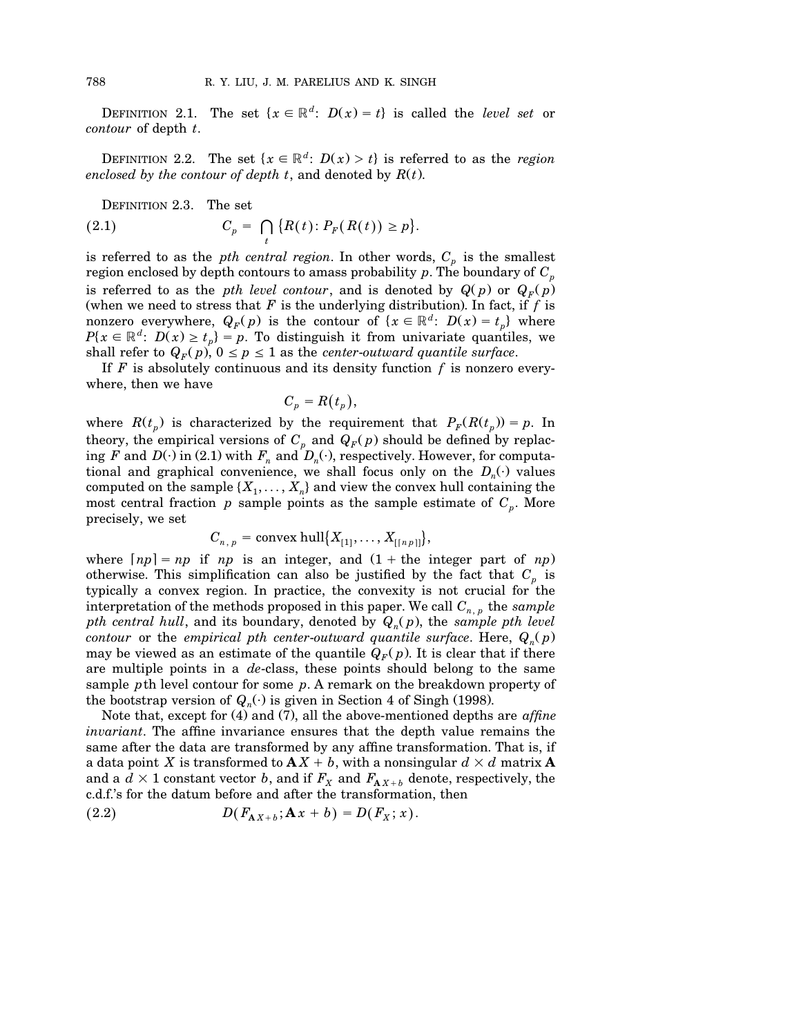DEFINITION 2.1. The set $\{x \in \mathbb{R}^d\colon D(x) = t\}$ is called the *level set* or *contour* of depth $t$.

DEFINITION 2.2. The set $\{x \in \mathbb{R}^d\colon D(x) > t\}$ is referred to as the *region enclosed by the contour of depth* $t$, and denoted by $R(t)$.

DEFINITION 2.3. The set

$$C_p = \bigcap_t \{R(t)\colon P_F(R(t)) \geq p\}. \tag{2.1}$$

is referred to as the *pth central region*. In other words, $C_p$ is the smallest region enclosed by depth contours to amass probability $p$. The boundary of $C_p$ is referred to as the *pth level contour*, and is denoted by $Q(p)$ or $Q_F(p)$ (when we need to stress that $F$ is the underlying distribution). In fact, if $f$ is nonzero everywhere, $Q_F(p)$ is the contour of $\{x \in \mathbb{R}^d\colon D(x) = t_p\}$ where $P\{x \in \mathbb{R}^d\colon D(x) \geq t_p\} = p$. To distinguish it from univariate quantiles, we shall refer to $Q_F(p)$, $0 \leq p \leq 1$ as the *center-outward quantile surface*.

If $F$ is absolutely continuous and its density function $f$ is nonzero everywhere, then we have

$$C_p = R(t_p),$$

where $R(t_p)$ is characterized by the requirement that $P_F(R(t_p)) = p$. In theory, the empirical versions of $C_p$ and $Q_F(p)$ should be defined by replacing $F$ and $D(\cdot)$ in (2.1) with $F_n$ and $D_n(\cdot)$, respectively. However, for computational and graphical convenience, we shall focus only on the $D_n(\cdot)$ values computed on the sample $\{X_1, \ldots, X_n\}$ and view the convex hull containing the most central fraction $p$ sample points as the sample estimate of $C_p$. More precisely, we set

$$C_{n,p} = \text{convex hull}\{X_{[1]}, \ldots, X_{[\lceil np \rceil]}\},$$

where $\lceil np \rceil = np$ if $np$ is an integer, and (1 + the integer part of $np$) otherwise. This simplification can also be justified by the fact that $C_p$ is typically a convex region. In practice, the convexity is not crucial for the interpretation of the methods proposed in this paper. We call $C_{n,p}$ the *sample pth central hull*, and its boundary, denoted by $Q_n(p)$, the *sample pth level contour* or the *empirical pth center-outward quantile surface*. Here, $Q_n(p)$ may be viewed as an estimate of the quantile $Q_F(p)$. It is clear that if there are multiple points in a *de*-class, these points should belong to the same sample $p$th level contour for some $p$. A remark on the breakdown property of the bootstrap version of $Q_n(\cdot)$ is given in Section 4 of Singh (1998).

Note that, except for (4) and (7), all the above-mentioned depths are *affine invariant*. The affine invariance ensures that the depth value remains the same after the data are transformed by any affine transformation. That is, if a data point $X$ is transformed to $\mathbf{A}X + b$, with a nonsingular $d \times d$ matrix $\mathbf{A}$ and a $d \times 1$ constant vector $b$, and if $F_X$ and $F_{\mathbf{A}X+b}$ denote, respectively, the c.d.f.'s for the datum before and after the transformation, then

$$D(F_{\mathbf{A}X+b}; \mathbf{A}x + b) = D(F_X; x). \tag{2.2}$$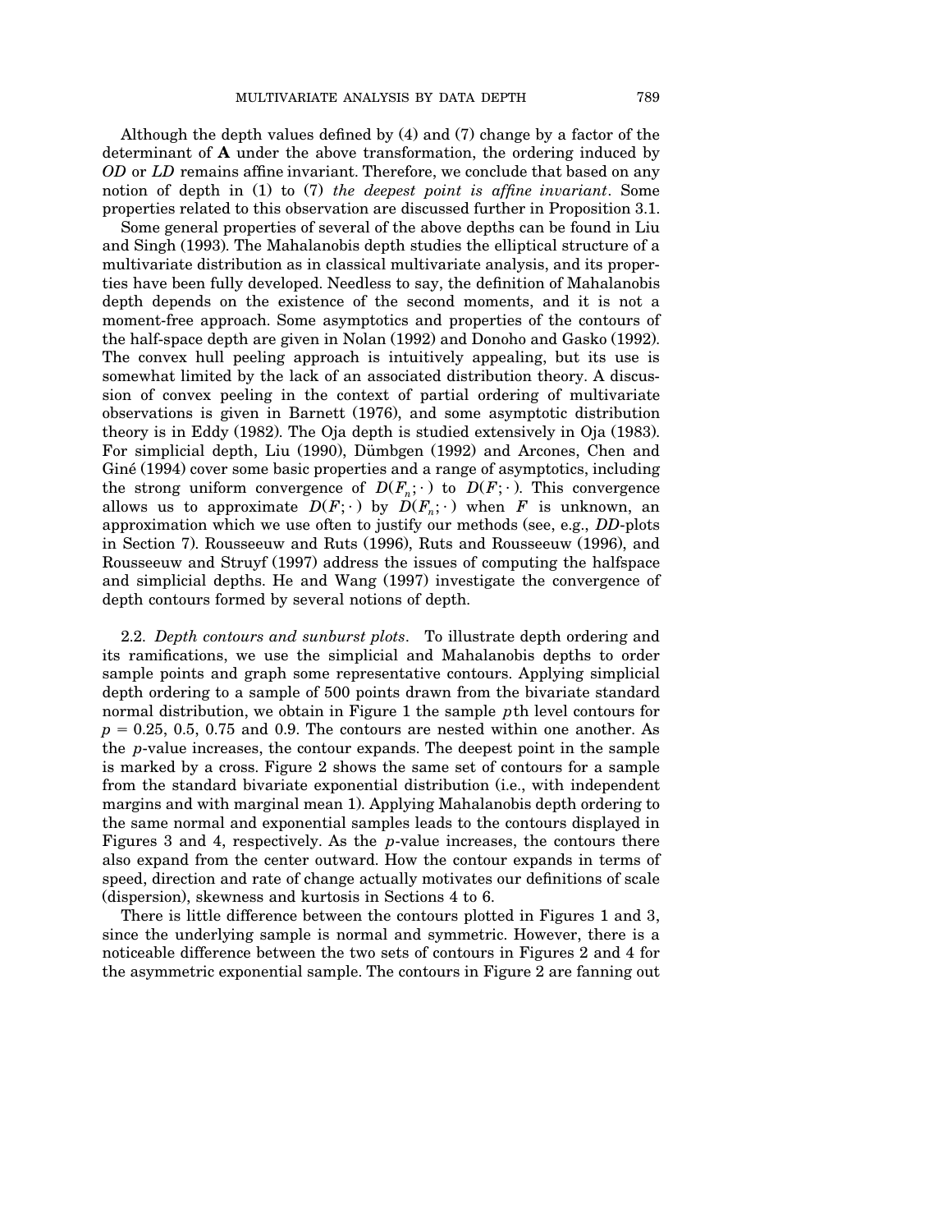Although the depth values defined by (4) and (7) change by a factor of the determinant of **A** under the above transformation, the ordering induced by *OD* or *LD* remains affine invariant. Therefore, we conclude that based on any notion of depth in (1) to (7) *the deepest point is affine invariant*. Some properties related to this observation are discussed further in Proposition 3.1.

Some general properties of several of the above depths can be found in Liu and Singh (1993). The Mahalanobis depth studies the elliptical structure of a multivariate distribution as in classical multivariate analysis, and its properties have been fully developed. Needless to say, the definition of Mahalanobis depth depends on the existence of the second moments, and it is not a moment-free approach. Some asymptotics and properties of the contours of the half-space depth are given in Nolan (1992) and Donoho and Gasko (1992). The convex hull peeling approach is intuitively appealing, but its use is somewhat limited by the lack of an associated distribution theory. A discussion of convex peeling in the context of partial ordering of multivariate observations is given in Barnett (1976), and some asymptotic distribution theory is in Eddy (1982). The Oja depth is studied extensively in Oja (1983). For simplicial depth, Liu (1990), Dümbgen (1992) and Arcones, Chen and Giné (1994) cover some basic properties and a range of asymptotics, including the strong uniform convergence of $D(F_n; \cdot)$ to $D(F; \cdot)$. This convergence allows us to approximate $D(F; \cdot)$ by $D(F_n; \cdot)$ when $F$ is unknown, an approximation which we use often to justify our methods (see, e.g., *DD*-plots in Section 7). Rousseeuw and Ruts (1996), Ruts and Rousseeuw (1996), and Rousseeuw and Struyf (1997) address the issues of computing the halfspace and simplicial depths. He and Wang (1997) investigate the convergence of depth contours formed by several notions of depth.

2.2. *Depth contours and sunburst plots*. To illustrate depth ordering and its ramifications, we use the simplicial and Mahalanobis depths to order sample points and graph some representative contours. Applying simplicial depth ordering to a sample of 500 points drawn from the bivariate standard normal distribution, we obtain in Figure 1 the sample $p$th level contours for $p = 0.25$, 0.5, 0.75 and 0.9. The contours are nested within one another. As the $p$-value increases, the contour expands. The deepest point in the sample is marked by a cross. Figure 2 shows the same set of contours for a sample from the standard bivariate exponential distribution (i.e., with independent margins and with marginal mean 1). Applying Mahalanobis depth ordering to the same normal and exponential samples leads to the contours displayed in Figures 3 and 4, respectively. As the $p$-value increases, the contours there also expand from the center outward. How the contour expands in terms of speed, direction and rate of change actually motivates our definitions of scale (dispersion), skewness and kurtosis in Sections 4 to 6.

There is little difference between the contours plotted in Figures 1 and 3, since the underlying sample is normal and symmetric. However, there is a noticeable difference between the two sets of contours in Figures 2 and 4 for the asymmetric exponential sample. The contours in Figure 2 are fanning out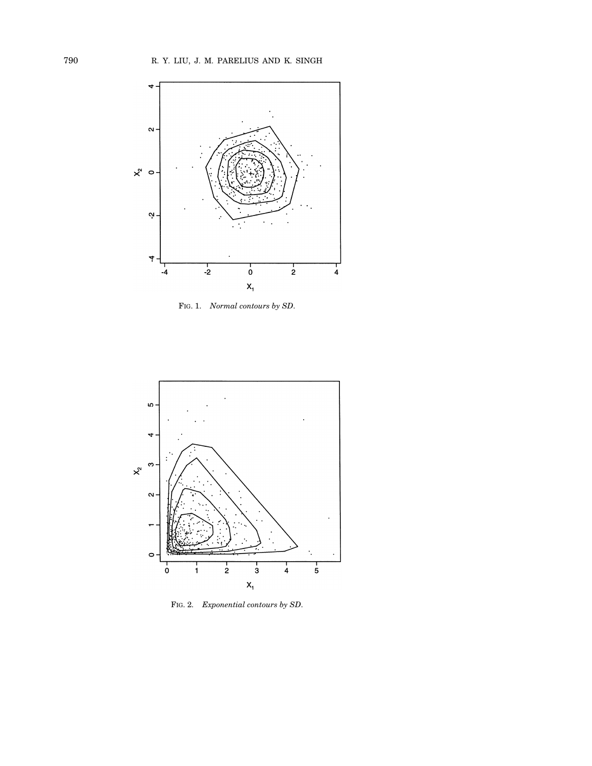FIG. 1. *Normal contours by SD.*

FIG. 2. *Exponential contours by SD.*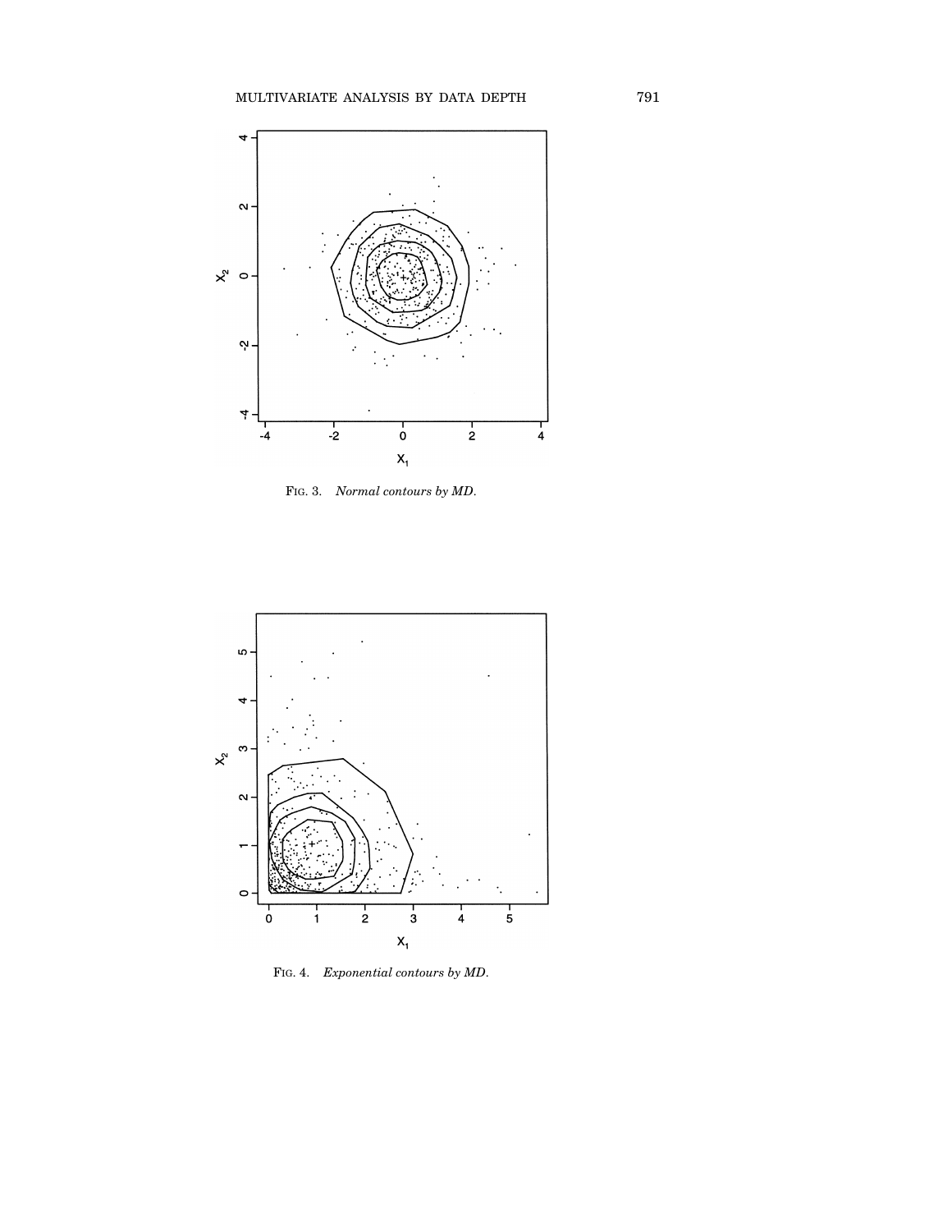FIG. 3. *Normal contours by MD.*

FIG. 4. *Exponential contours by MD.*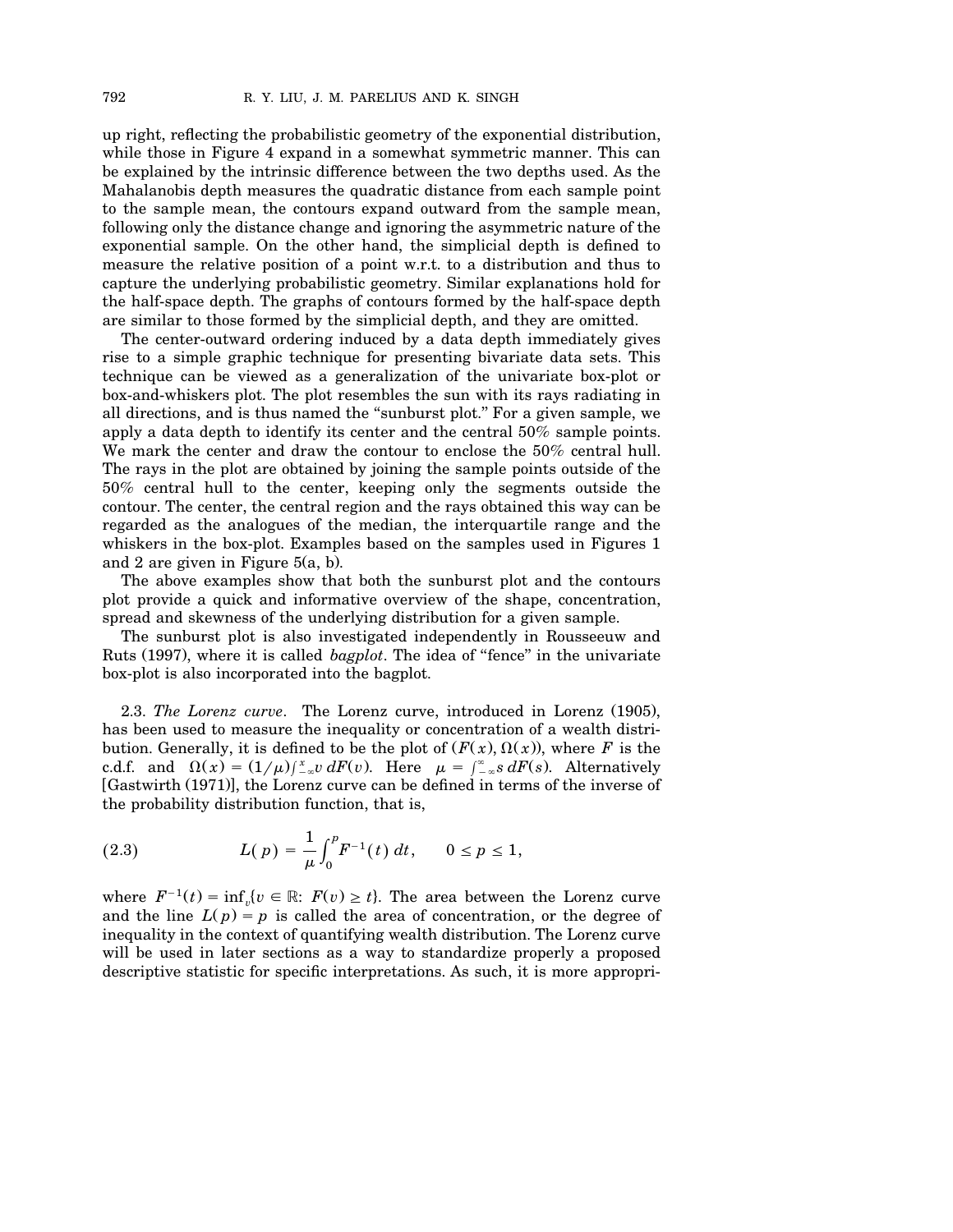up right, reflecting the probabilistic geometry of the exponential distribution, while those in Figure 4 expand in a somewhat symmetric manner. This can be explained by the intrinsic difference between the two depths used. As the Mahalanobis depth measures the quadratic distance from each sample point to the sample mean, the contours expand outward from the sample mean, following only the distance change and ignoring the asymmetric nature of the exponential sample. On the other hand, the simplicial depth is defined to measure the relative position of a point w.r.t. to a distribution and thus to capture the underlying probabilistic geometry. Similar explanations hold for the half-space depth. The graphs of contours formed by the half-space depth are similar to those formed by the simplicial depth, and they are omitted.

The center-outward ordering induced by a data depth immediately gives rise to a simple graphic technique for presenting bivariate data sets. This technique can be viewed as a generalization of the univariate box-plot or box-and-whiskers plot. The plot resembles the sun with its rays radiating in all directions, and is thus named the "sunburst plot." For a given sample, we apply a data depth to identify its center and the central 50% sample points. We mark the center and draw the contour to enclose the 50% central hull. The rays in the plot are obtained by joining the sample points outside of the 50% central hull to the center, keeping only the segments outside the contour. The center, the central region and the rays obtained this way can be regarded as the analogues of the median, the interquartile range and the whiskers in the box-plot. Examples based on the samples used in Figures 1 and 2 are given in Figure 5(a, b).

The above examples show that both the sunburst plot and the contours plot provide a quick and informative overview of the shape, concentration, spread and skewness of the underlying distribution for a given sample.

The sunburst plot is also investigated independently in Rousseeuw and Ruts (1997), where it is called *bagplot*. The idea of "fence" in the univariate box-plot is also incorporated into the bagplot.

2.3. *The Lorenz curve*. The Lorenz curve, introduced in Lorenz (1905), has been used to measure the inequality or concentration of a wealth distribution. Generally, it is defined to be the plot of $(F(x), \Omega(x))$, where $F$ is the c.d.f. and $\Omega(x) = (1/\mu)\int_{-\infty}^{x} v\, dF(v)$. Here $\mu = \int_{-\infty}^{\infty} s\, dF(s)$. Alternatively [Gastwirth (1971)], the Lorenz curve can be defined in terms of the inverse of the probability distribution function, that is,

$$L(p) = \frac{1}{\mu}\int_0^p F^{-1}(t)\, dt, \qquad 0 \le p \le 1, \tag{2.3}$$

where $F^{-1}(t) = \inf_v\{v \in \mathbb{R}\colon F(v) \ge t\}$. The area between the Lorenz curve and the line $L(p) = p$ is called the area of concentration, or the degree of inequality in the context of quantifying wealth distribution. The Lorenz curve will be used in later sections as a way to standardize properly a proposed descriptive statistic for specific interpretations. As such, it is more appropri-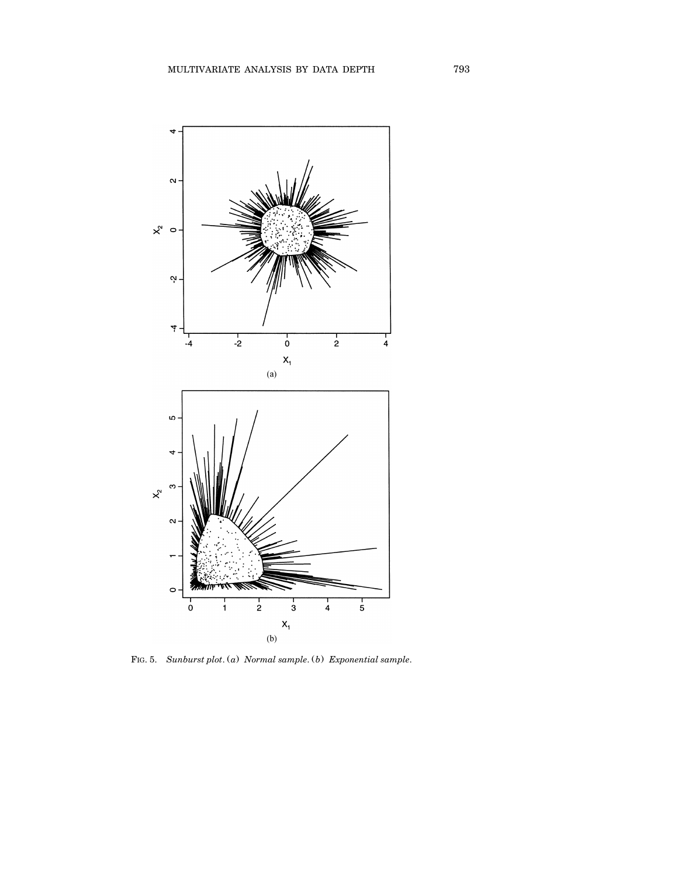FIG. 5. *Sunburst plot.* (*a*) *Normal sample.* (*b*) *Exponential sample.*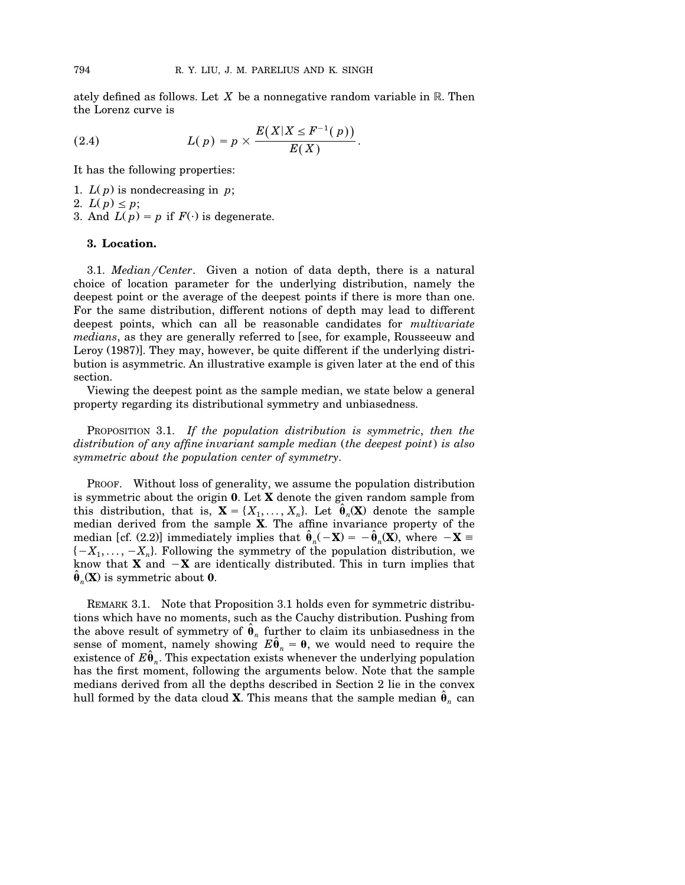ately defined as follows. Let $X$ be a nonnegative random variable in $\mathbb{R}$. Then the Lorenz curve is

$$L(p) = p \times \frac{E(X | X \leq F^{-1}(p))}{E(X)}. \tag{2.4}$$

It has the following properties:

1. $L(p)$ is nondecreasing in $p$;
2. $L(p) \leq p$;
3. And $L(p) = p$ if $F(\cdot)$ is degenerate.

## 3. Location.

3.1. *Median/Center*. Given a notion of data depth, there is a natural choice of location parameter for the underlying distribution, namely the deepest point or the average of the deepest points if there is more than one. For the same distribution, different notions of depth may lead to different deepest points, which can all be reasonable candidates for *multivariate medians*, as they are generally referred to [see, for example, Rousseeuw and Leroy (1987)]. They may, however, be quite different if the underlying distribution is asymmetric. An illustrative example is given later at the end of this section.

Viewing the deepest point as the sample median, we state below a general property regarding its distributional symmetry and unbiasedness.

PROPOSITION 3.1. *If the population distribution is symmetric, then the distribution of any affine invariant sample median (the deepest point) is also symmetric about the population center of symmetry.*

PROOF. Without loss of generality, we assume the population distribution is symmetric about the origin $\mathbf{0}$. Let $\mathbf{X}$ denote the given random sample from this distribution, that is, $\mathbf{X} = \{X_1, \ldots, X_n\}$. Let $\hat{\boldsymbol{\theta}}_n(\mathbf{X})$ denote the sample median derived from the sample $\mathbf{X}$. The affine invariance property of the median [cf. (2.2)] immediately implies that $\hat{\boldsymbol{\theta}}_n(-\mathbf{X}) = -\hat{\boldsymbol{\theta}}_n(\mathbf{X})$, where $-\mathbf{X} \equiv \{-X_1, \ldots, -X_n\}$. Following the symmetry of the population distribution, we know that $\mathbf{X}$ and $-\mathbf{X}$ are identically distributed. This in turn implies that $\hat{\boldsymbol{\theta}}_n(\mathbf{X})$ is symmetric about $\mathbf{0}$.

REMARK 3.1. Note that Proposition 3.1 holds even for symmetric distributions which have no moments, such as the Cauchy distribution. Pushing from the above result of symmetry of $\hat{\boldsymbol{\theta}}_n$ further to claim its unbiasedness in the sense of moment, namely showing $E\hat{\boldsymbol{\theta}}_n = \boldsymbol{\theta}$, we would need to require the existence of $E\hat{\boldsymbol{\theta}}_n$. This expectation exists whenever the underlying population has the first moment, following the arguments below. Note that the sample medians derived from all the depths described in Section 2 lie in the convex hull formed by the data cloud $\mathbf{X}$. This means that the sample median $\hat{\boldsymbol{\theta}}_n$ can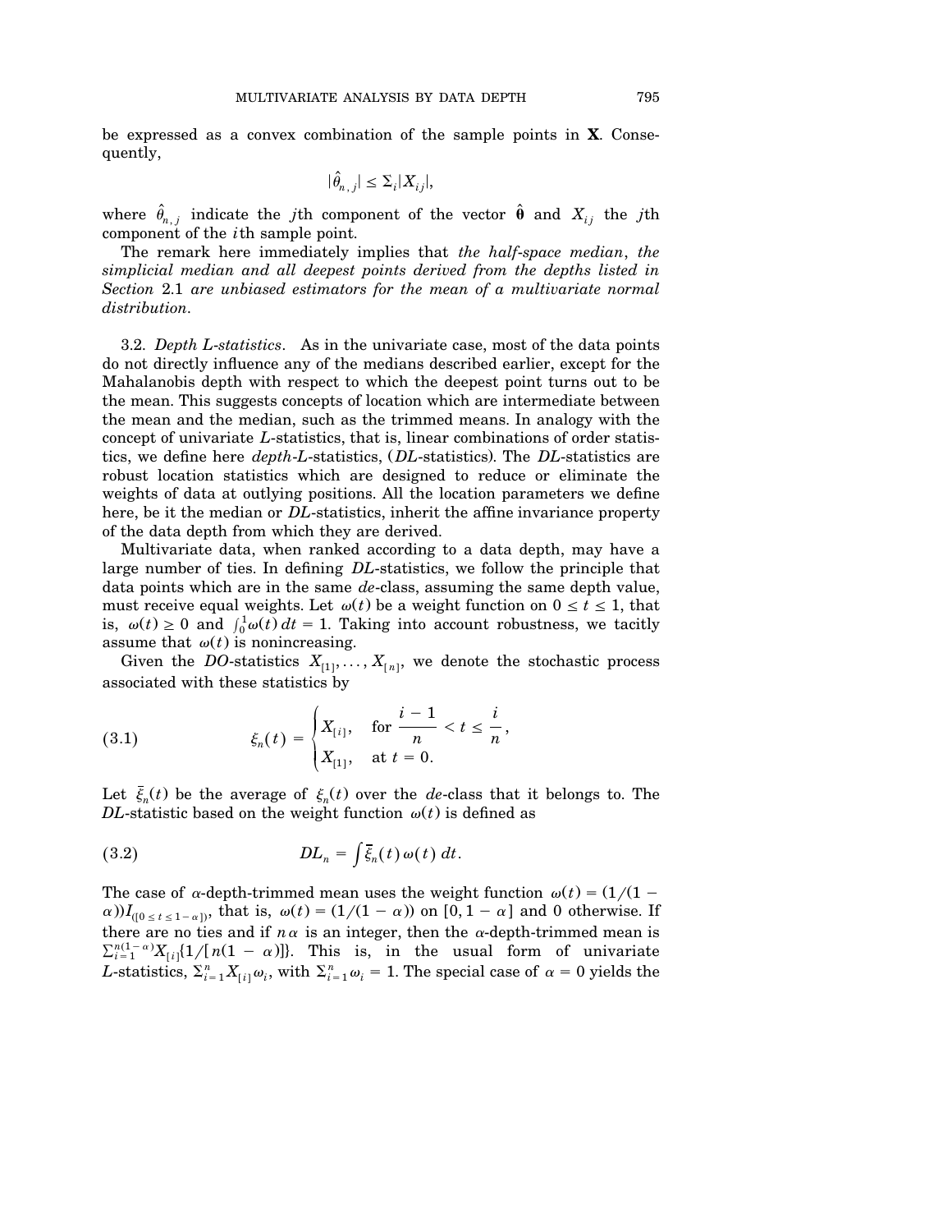be expressed as a convex combination of the sample points in $\mathbf{X}$. Consequently,

$$|\hat{\theta}_{n,j}| \le \Sigma_i |X_{ij}|,$$

where $\hat{\theta}_{n,j}$ indicate the $j$th component of the vector $\hat{\boldsymbol{\theta}}$ and $X_{ij}$ the $j$th component of the $i$th sample point.

The remark here immediately implies that *the half-space median*, *the simplicial median and all deepest points derived from the depths listed in Section* 2.1 *are unbiased estimators for the mean of a multivariate normal distribution.*

3.2. *Depth L-statistics*. As in the univariate case, most of the data points do not directly influence any of the medians described earlier, except for the Mahalanobis depth with respect to which the deepest point turns out to be the mean. This suggests concepts of location which are intermediate between the mean and the median, such as the trimmed means. In analogy with the concept of univariate $L$-statistics, that is, linear combinations of order statistics, we define here *depth-L*-statistics, ($DL$-statistics). The $DL$-statistics are robust location statistics which are designed to reduce or eliminate the weights of data at outlying positions. All the location parameters we define here, be it the median or $DL$-statistics, inherit the affine invariance property of the data depth from which they are derived.

Multivariate data, when ranked according to a data depth, may have a large number of ties. In defining $DL$-statistics, we follow the principle that data points which are in the same *de*-class, assuming the same depth value, must receive equal weights. Let $\omega(t)$ be a weight function on $0 \le t \le 1$, that is, $\omega(t) \ge 0$ and $\int_0^1 \omega(t)\,dt = 1$. Taking into account robustness, we tacitly assume that $\omega(t)$ is nonincreasing.

Given the $DO$-statistics $X_{[1]}, \ldots, X_{[n]}$, we denote the stochastic process associated with these statistics by

$$\xi_n(t) = \begin{cases} X_{[i]}, & \text{for } \dfrac{i-1}{n} < t \le \dfrac{i}{n}, \\ X_{[1]}, & \text{at } t = 0. \end{cases} \tag{3.1}$$

Let $\bar{\xi}_n(t)$ be the average of $\xi_n(t)$ over the *de*-class that it belongs to. The $DL$-statistic based on the weight function $\omega(t)$ is defined as

$$DL_n = \int \bar{\xi}_n(t)\,\omega(t)\,dt. \tag{3.2}$$

The case of $\alpha$-depth-trimmed mean uses the weight function $\omega(t) = (1/(1-\alpha))I_{([0 \le t \le 1-\alpha])}$, that is, $\omega(t) = (1/(1-\alpha))$ on $[0, 1-\alpha]$ and 0 otherwise. If there are no ties and if $n\alpha$ is an integer, then the $\alpha$-depth-trimmed mean is $\Sigma_{i=1}^{n(1-\alpha)} X_{[i]}\{1/[n(1-\alpha)]\}$. This is, in the usual form of univariate $L$-statistics, $\Sigma_{i=1}^{n} X_{[i]}\omega_i$, with $\Sigma_{i=1}^{n}\omega_i = 1$. The special case of $\alpha = 0$ yields the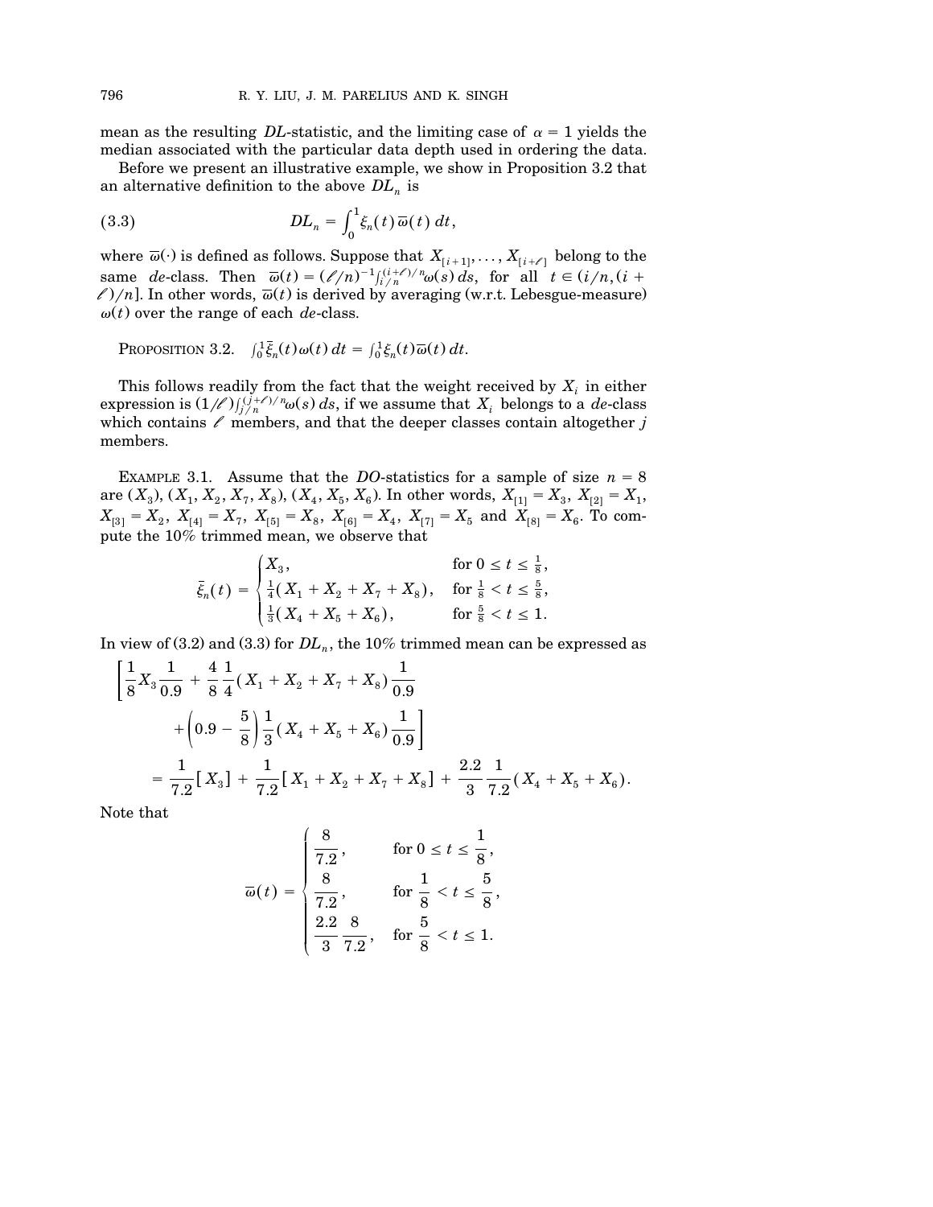mean as the resulting $DL$-statistic, and the limiting case of $\alpha = 1$ yields the median associated with the particular data depth used in ordering the data.

Before we present an illustrative example, we show in Proposition 3.2 that an alternative definition to the above $DL_n$ is

$$DL_n = \int_0^1 \xi_n(t)\,\overline{\omega}(t)\,dt, \tag{3.3}$$

where $\overline{\omega}(\cdot)$ is defined as follows. Suppose that $X_{[i+1]}, \dots, X_{[i+\ell]}$ belong to the same $de$-class. Then $\overline{\omega}(t) = (\ell/n)^{-1}\int_{i/n}^{(i+\ell)/n}\omega(s)\,ds$, for all $t \in (i/n, (i+\ell)/n]$. In other words, $\overline{\omega}(t)$ is derived by averaging (w.r.t. Lebesgue-measure) $\omega(t)$ over the range of each $de$-class.

PROPOSITION 3.2. $\int_0^1 \bar{\xi}_n(t)\omega(t)\,dt = \int_0^1 \xi_n(t)\overline{\omega}(t)\,dt$.

This follows readily from the fact that the weight received by $X_i$ in either expression is $(1/\ell)\int_{j/n}^{(j+\ell)/n}\omega(s)\,ds$, if we assume that $X_i$ belongs to a $de$-class which contains $\ell$ members, and that the deeper classes contain altogether $j$ members.

EXAMPLE 3.1. Assume that the $DO$-statistics for a sample of size $n = 8$ are $(X_3)$, $(X_1, X_2, X_7, X_8)$, $(X_4, X_5, X_6)$. In other words, $X_{[1]} = X_3$, $X_{[2]} = X_1$, $X_{[3]} = X_2$, $X_{[4]} = X_7$, $X_{[5]} = X_8$, $X_{[6]} = X_4$, $X_{[7]} = X_5$ and $X_{[8]} = X_6$. To compute the 10% trimmed mean, we observe that

$$\bar{\xi}_n(t) = \begin{cases} X_3, & \text{for } 0 \le t \le \frac{1}{8}, \\ \frac{1}{4}(X_1 + X_2 + X_7 + X_8), & \text{for } \frac{1}{8} < t \le \frac{5}{8}, \\ \frac{1}{3}(X_4 + X_5 + X_6), & \text{for } \frac{5}{8} < t \le 1. \end{cases}$$

In view of (3.2) and (3.3) for $DL_n$, the 10% trimmed mean can be expressed as

$$\begin{aligned} &\left[\frac{1}{8}X_3\frac{1}{0.9} + \frac{4}{8}\frac{1}{4}(X_1 + X_2 + X_7 + X_8)\frac{1}{0.9} \right. \\ &\qquad \left. + \left(0.9 - \frac{5}{8}\right)\frac{1}{3}(X_4 + X_5 + X_6)\frac{1}{0.9}\right] \\ &\quad = \frac{1}{7.2}[X_3] + \frac{1}{7.2}[X_1 + X_2 + X_7 + X_8] + \frac{2.2}{3}\frac{1}{7.2}(X_4 + X_5 + X_6). \end{aligned}$$

Note that

$$\overline{\omega}(t) = \begin{cases} \dfrac{8}{7.2}, & \text{for } 0 \le t \le \dfrac{1}{8}, \\ \dfrac{8}{7.2}, & \text{for } \dfrac{1}{8} < t \le \dfrac{5}{8}, \\ \dfrac{2.2}{3}\dfrac{8}{7.2}, & \text{for } \dfrac{5}{8} < t \le 1. \end{cases}$$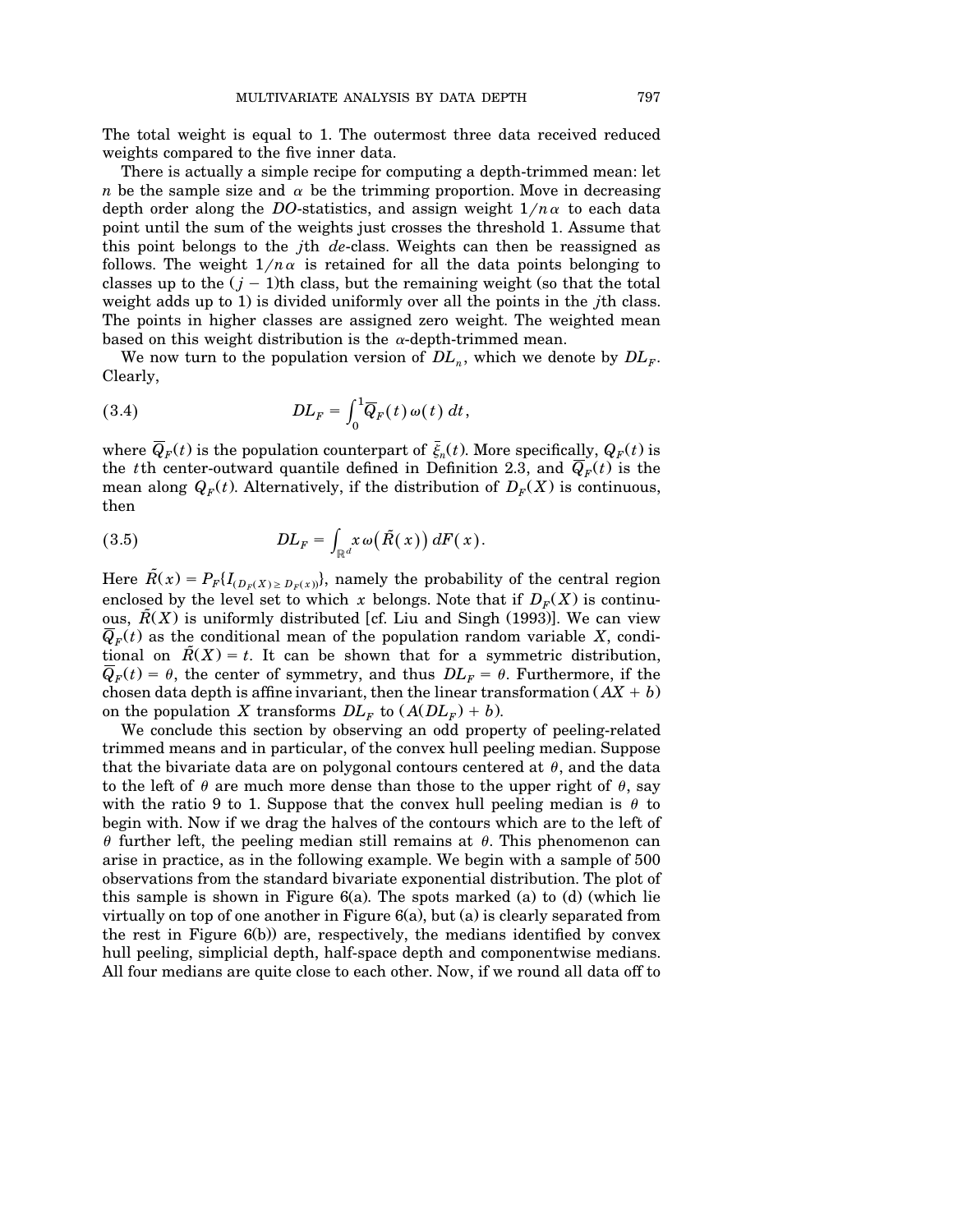The total weight is equal to 1. The outermost three data received reduced weights compared to the five inner data.

There is actually a simple recipe for computing a depth-trimmed mean: let $n$ be the sample size and $\alpha$ be the trimming proportion. Move in decreasing depth order along the *DO*-statistics, and assign weight $1/n\alpha$ to each data point until the sum of the weights just crosses the threshold 1. Assume that this point belongs to the $j$th *de*-class. Weights can then be reassigned as follows. The weight $1/n\alpha$ is retained for all the data points belonging to classes up to the $(j-1)$th class, but the remaining weight (so that the total weight adds up to 1) is divided uniformly over all the points in the $j$th class. The points in higher classes are assigned zero weight. The weighted mean based on this weight distribution is the $\alpha$-depth-trimmed mean.

We now turn to the population version of $DL_n$, which we denote by $DL_F$. Clearly,

$$DL_F = \int_0^1 \overline{Q}_F(t)\,\omega(t)\,dt, \tag{3.4}$$

where $\overline{Q}_F(t)$ is the population counterpart of $\bar{\xi}_n(t)$. More specifically, $Q_F(t)$ is the $t$th center-outward quantile defined in Definition 2.3, and $\overline{Q}_F(t)$ is the mean along $Q_F(t)$. Alternatively, if the distribution of $D_F(X)$ is continuous, then

$$DL_F = \int_{\mathbb{R}^d} x\,\omega\big(\tilde{R}(x)\big)\,dF(x). \tag{3.5}$$

Here $\tilde{R}(x) = P_F\{I_{(D_F(X) \geq D_F(x))}\}$, namely the probability of the central region enclosed by the level set to which $x$ belongs. Note that if $D_F(X)$ is continuous, $\tilde{R}(X)$ is uniformly distributed [cf. Liu and Singh (1993)]. We can view $\overline{Q}_F(t)$ as the conditional mean of the population random variable $X$, conditional on $\tilde{R}(X) = t$. It can be shown that for a symmetric distribution, $\overline{Q}_F(t) = \theta$, the center of symmetry, and thus $DL_F = \theta$. Furthermore, if the chosen data depth is affine invariant, then the linear transformation $(AX + b)$ on the population $X$ transforms $DL_F$ to $(A(DL_F) + b)$.

We conclude this section by observing an odd property of peeling-related trimmed means and in particular, of the convex hull peeling median. Suppose that the bivariate data are on polygonal contours centered at $\theta$, and the data to the left of $\theta$ are much more dense than those to the upper right of $\theta$, say with the ratio 9 to 1. Suppose that the convex hull peeling median is $\theta$ to begin with. Now if we drag the halves of the contours which are to the left of $\theta$ further left, the peeling median still remains at $\theta$. This phenomenon can arise in practice, as in the following example. We begin with a sample of 500 observations from the standard bivariate exponential distribution. The plot of this sample is shown in Figure 6(a). The spots marked (a) to (d) (which lie virtually on top of one another in Figure 6(a), but (a) is clearly separated from the rest in Figure 6(b)) are, respectively, the medians identified by convex hull peeling, simplicial depth, half-space depth and componentwise medians. All four medians are quite close to each other. Now, if we round all data off to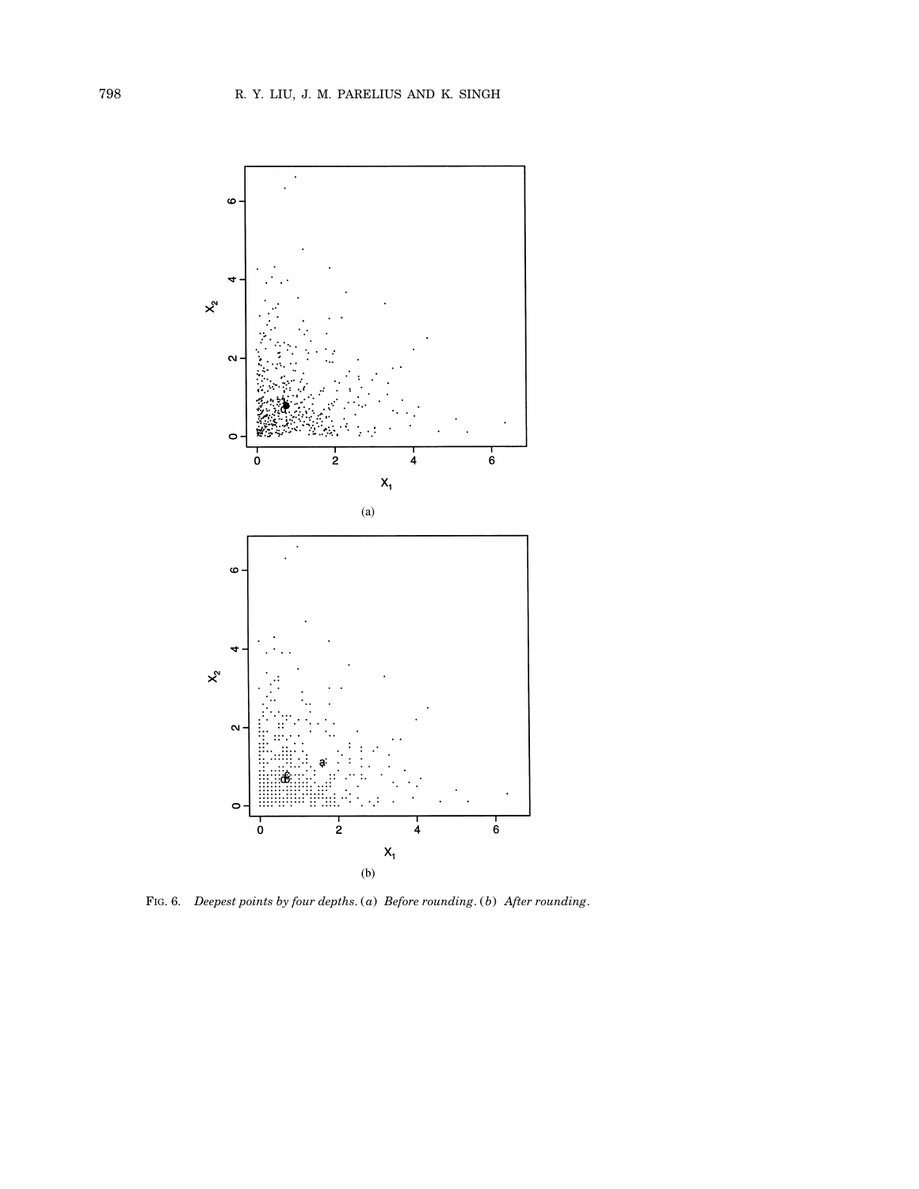FIG. 6. *Deepest points by four depths.* (*a*) *Before rounding.* (*b*) *After rounding.*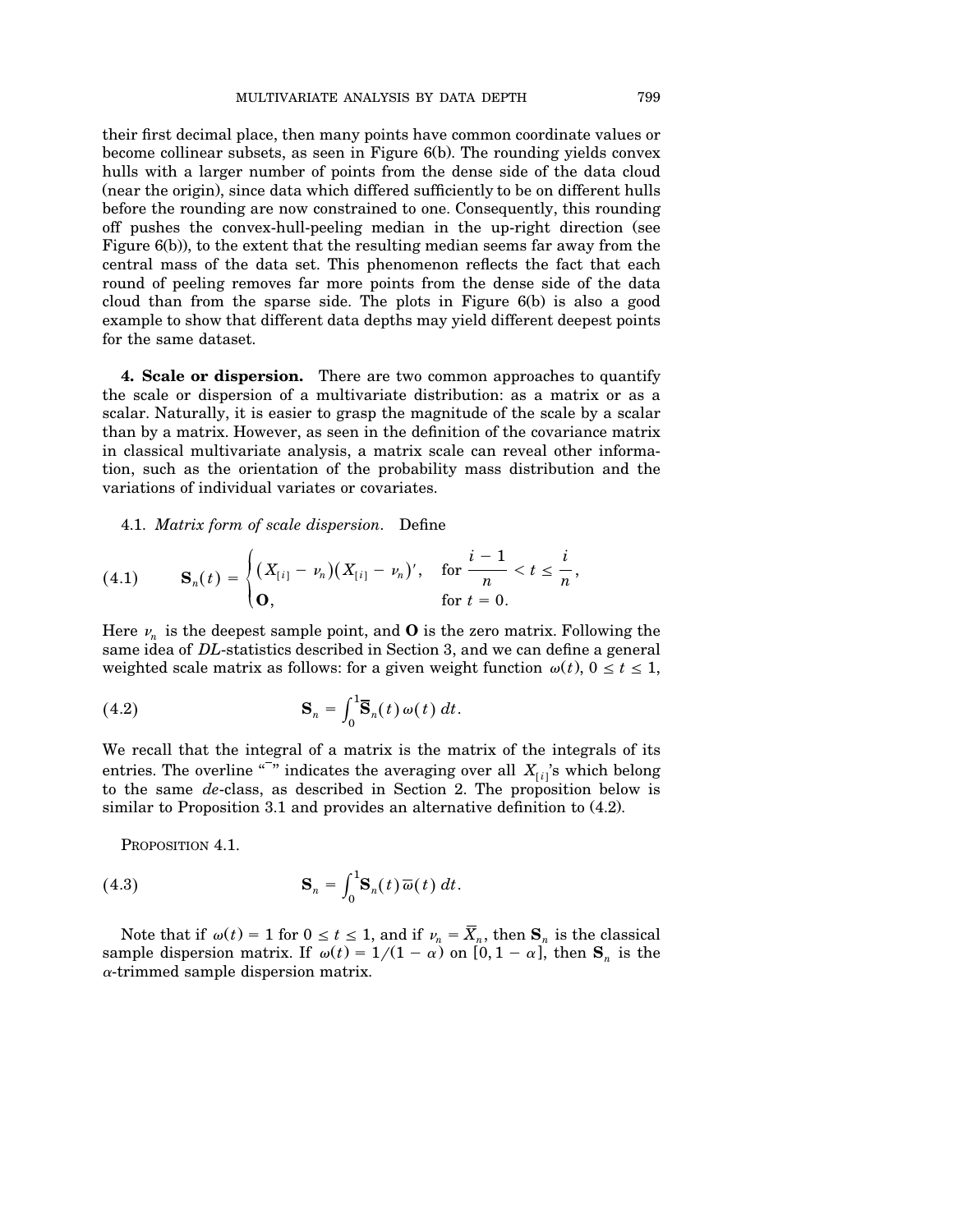their first decimal place, then many points have common coordinate values or become collinear subsets, as seen in Figure 6(b). The rounding yields convex hulls with a larger number of points from the dense side of the data cloud (near the origin), since data which differed sufficiently to be on different hulls before the rounding are now constrained to one. Consequently, this rounding off pushes the convex-hull-peeling median in the up-right direction (see Figure 6(b)), to the extent that the resulting median seems far away from the central mass of the data set. This phenomenon reflects the fact that each round of peeling removes far more points from the dense side of the data cloud than from the sparse side. The plots in Figure 6(b) is also a good example to show that different data depths may yield different deepest points for the same dataset.

**4. Scale or dispersion.** There are two common approaches to quantify the scale or dispersion of a multivariate distribution: as a matrix or as a scalar. Naturally, it is easier to grasp the magnitude of the scale by a scalar than by a matrix. However, as seen in the definition of the covariance matrix in classical multivariate analysis, a matrix scale can reveal other information, such as the orientation of the probability mass distribution and the variations of individual variates or covariates.

4.1. *Matrix form of scale dispersion.* Define

$$\mathbf{S}_n(t) = \begin{cases} (X_{[i]} - \nu_n)(X_{[i]} - \nu_n)', & \text{for } \dfrac{i-1}{n} < t \le \dfrac{i}{n}, \\ \mathbf{O}, & \text{for } t = 0. \end{cases} \tag{4.1}$$

Here $\nu_n$ is the deepest sample point, and $\mathbf{O}$ is the zero matrix. Following the same idea of *DL*-statistics described in Section 3, and we can define a general weighted scale matrix as follows: for a given weight function $\omega(t)$, $0 \le t \le 1$,

$$\mathbf{S}_n = \int_0^1 \overline{\mathbf{S}}_n(t)\,\omega(t)\,dt. \tag{4.2}$$

We recall that the integral of a matrix is the matrix of the integrals of its entries. The overline "$^{-}$" indicates the averaging over all $X_{[i]}$'s which belong to the same *de*-class, as described in Section 2. The proposition below is similar to Proposition 3.1 and provides an alternative definition to (4.2).

PROPOSITION 4.1.

$$\mathbf{S}_n = \int_0^1 \mathbf{S}_n(t)\,\overline{\omega}(t)\,dt. \tag{4.3}$$

Note that if $\omega(t) = 1$ for $0 \le t \le 1$, and if $\nu_n = \overline{X}_n$, then $\mathbf{S}_n$ is the classical sample dispersion matrix. If $\omega(t) = 1/(1-\alpha)$ on $[0, 1-\alpha]$, then $\mathbf{S}_n$ is the $\alpha$-trimmed sample dispersion matrix.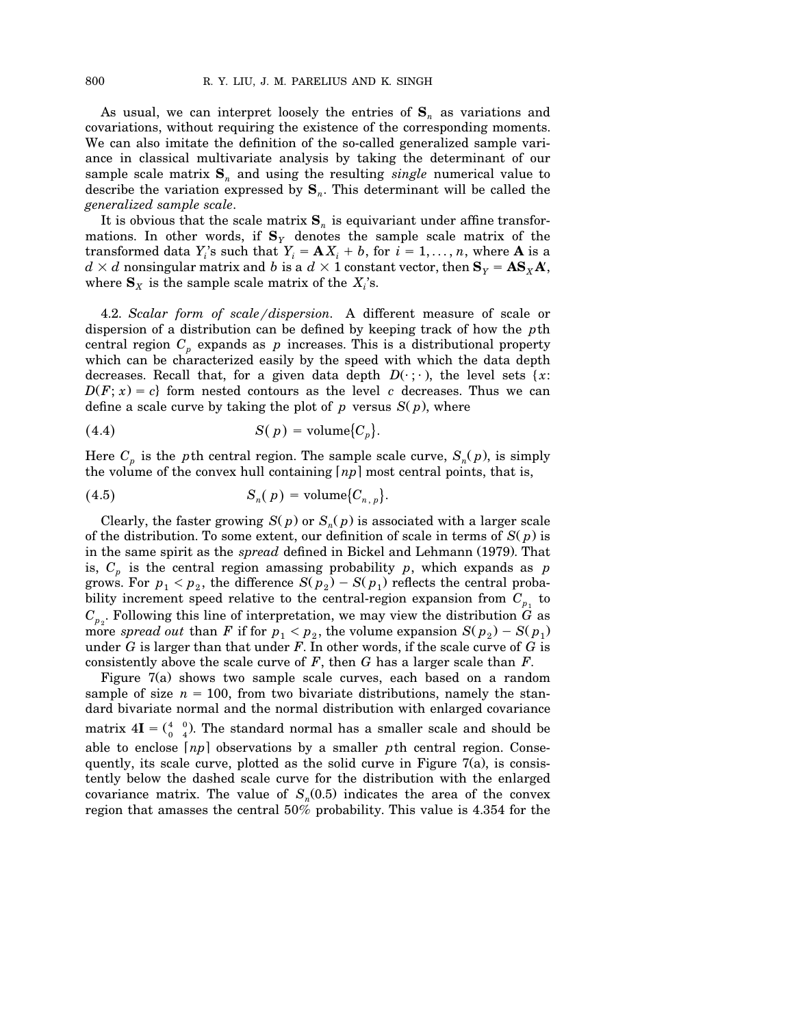As usual, we can interpret loosely the entries of $\mathbf{S}_n$ as variations and covariations, without requiring the existence of the corresponding moments. We can also imitate the definition of the so-called generalized sample variance in classical multivariate analysis by taking the determinant of our sample scale matrix $\mathbf{S}_n$ and using the resulting *single* numerical value to describe the variation expressed by $\mathbf{S}_n$. This determinant will be called the *generalized sample scale*.

It is obvious that the scale matrix $\mathbf{S}_n$ is equivariant under affine transformations. In other words, if $\mathbf{S}_Y$ denotes the sample scale matrix of the transformed data $Y_i$'s such that $Y_i = \mathbf{A}X_i + b$, for $i = 1, \dots, n$, where $\mathbf{A}$ is a $d \times d$ nonsingular matrix and $b$ is a $d \times 1$ constant vector, then $\mathbf{S}_Y = \mathbf{A}\mathbf{S}_X\mathbf{A}'$, where $\mathbf{S}_X$ is the sample scale matrix of the $X_i$'s.

4.2. *Scalar form of scale/dispersion.* A different measure of scale or dispersion of a distribution can be defined by keeping track of how the $p$th central region $C_p$ expands as $p$ increases. This is a distributional property which can be characterized easily by the speed with which the data depth decreases. Recall that, for a given data depth $D(\cdot\,;\cdot)$, the level sets $\{x: D(F; x) = c\}$ form nested contours as the level $c$ decreases. Thus we can define a scale curve by taking the plot of $p$ versus $S(p)$, where

$$S(p) = \text{volume}\{C_p\}. \tag{4.4}$$

Here $C_p$ is the $p$th central region. The sample scale curve, $S_n(p)$, is simply the volume of the convex hull containing $\lceil np \rceil$ most central points, that is,

$$S_n(p) = \text{volume}\{C_{n,p}\}. \tag{4.5}$$

Clearly, the faster growing $S(p)$ or $S_n(p)$ is associated with a larger scale of the distribution. To some extent, our definition of scale in terms of $S(p)$ is in the same spirit as the *spread* defined in Bickel and Lehmann (1979). That is, $C_p$ is the central region amassing probability $p$, which expands as $p$ grows. For $p_1 < p_2$, the difference $S(p_2) - S(p_1)$ reflects the central probability increment speed relative to the central-region expansion from $C_{p_1}$ to $C_{p_2}$. Following this line of interpretation, we may view the distribution $G$ as more *spread out* than $F$ if for $p_1 < p_2$, the volume expansion $S(p_2) - S(p_1)$ under $G$ is larger than that under $F$. In other words, if the scale curve of $G$ is consistently above the scale curve of $F$, then $G$ has a larger scale than $F$.

Figure 7(a) shows two sample scale curves, each based on a random sample of size $n = 100$, from two bivariate distributions, namely the standard bivariate normal and the normal distribution with enlarged covariance matrix $4\mathbf{I} = \begin{pmatrix} 4 & 0 \\ 0 & 4 \end{pmatrix}$. The standard normal has a smaller scale and should be able to enclose $\lceil np \rceil$ observations by a smaller $p$th central region. Consequently, its scale curve, plotted as the solid curve in Figure 7(a), is consistently below the dashed scale curve for the distribution with the enlarged covariance matrix. The value of $S_n(0.5)$ indicates the area of the convex region that amasses the central 50% probability. This value is 4.354 for the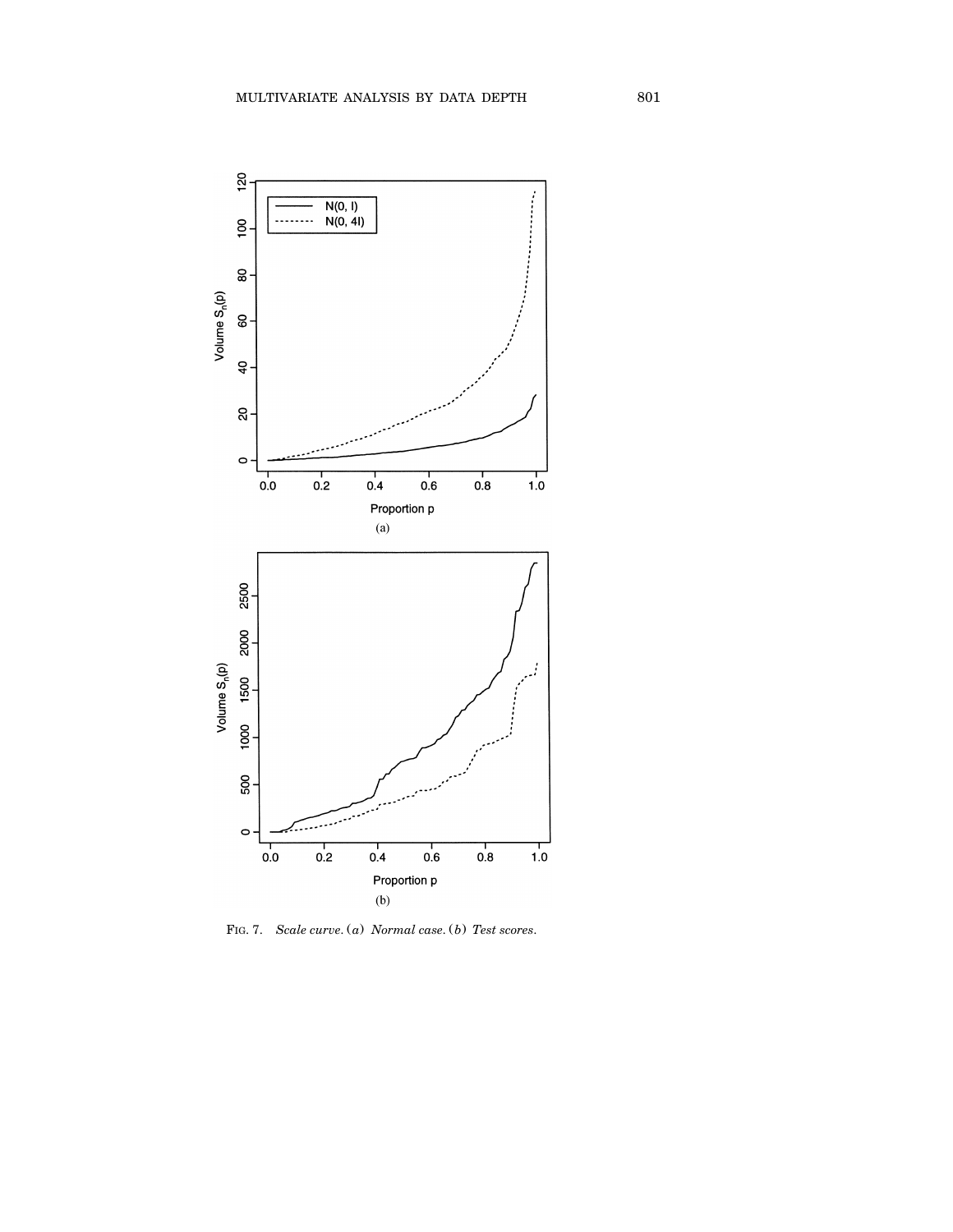FIG. 7. *Scale curve.* (*a*) *Normal case.* (*b*) *Test scores.*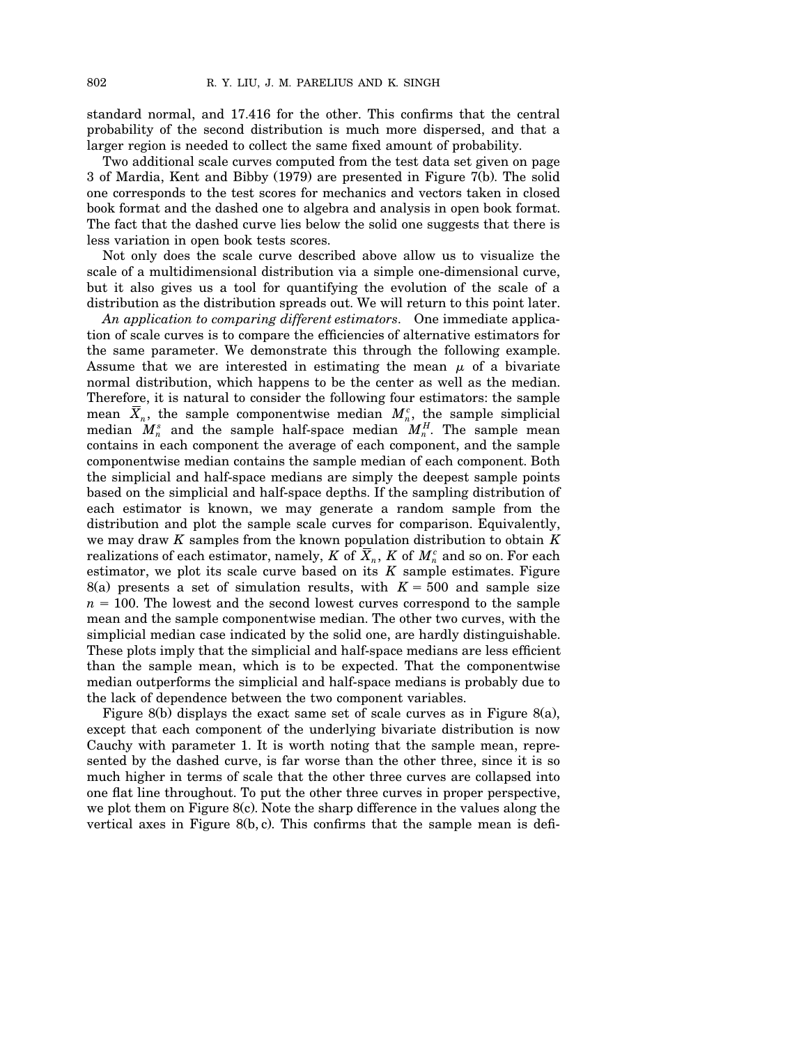standard normal, and 17.416 for the other. This confirms that the central probability of the second distribution is much more dispersed, and that a larger region is needed to collect the same fixed amount of probability.

Two additional scale curves computed from the test data set given on page 3 of Mardia, Kent and Bibby (1979) are presented in Figure 7(b). The solid one corresponds to the test scores for mechanics and vectors taken in closed book format and the dashed one to algebra and analysis in open book format. The fact that the dashed curve lies below the solid one suggests that there is less variation in open book tests scores.

Not only does the scale curve described above allow us to visualize the scale of a multidimensional distribution via a simple one-dimensional curve, but it also gives us a tool for quantifying the evolution of the scale of a distribution as the distribution spreads out. We will return to this point later.

*An application to comparing different estimators*. One immediate application of scale curves is to compare the efficiencies of alternative estimators for the same parameter. We demonstrate this through the following example. Assume that we are interested in estimating the mean $\mu$ of a bivariate normal distribution, which happens to be the center as well as the median. Therefore, it is natural to consider the following four estimators: the sample mean $\overline{X}_n$, the sample componentwise median $M_n^c$, the sample simplicial median $M_n^s$ and the sample half-space median $M_n^H$. The sample mean contains in each component the average of each component, and the sample componentwise median contains the sample median of each component. Both the simplicial and half-space medians are simply the deepest sample points based on the simplicial and half-space depths. If the sampling distribution of each estimator is known, we may generate a random sample from the distribution and plot the sample scale curves for comparison. Equivalently, we may draw $K$ samples from the known population distribution to obtain $K$ realizations of each estimator, namely, $K$ of $\overline{X}_n$, $K$ of $M_n^c$ and so on. For each estimator, we plot its scale curve based on its $K$ sample estimates. Figure 8(a) presents a set of simulation results, with $K = 500$ and sample size $n = 100$. The lowest and the second lowest curves correspond to the sample mean and the sample componentwise median. The other two curves, with the simplicial median case indicated by the solid one, are hardly distinguishable. These plots imply that the simplicial and half-space medians are less efficient than the sample mean, which is to be expected. That the componentwise median outperforms the simplicial and half-space medians is probably due to the lack of dependence between the two component variables.

Figure 8(b) displays the exact same set of scale curves as in Figure 8(a), except that each component of the underlying bivariate distribution is now Cauchy with parameter 1. It is worth noting that the sample mean, represented by the dashed curve, is far worse than the other three, since it is so much higher in terms of scale that the other three curves are collapsed into one flat line throughout. To put the other three curves in proper perspective, we plot them on Figure 8(c). Note the sharp difference in the values along the vertical axes in Figure 8(b, c). This confirms that the sample mean is defi-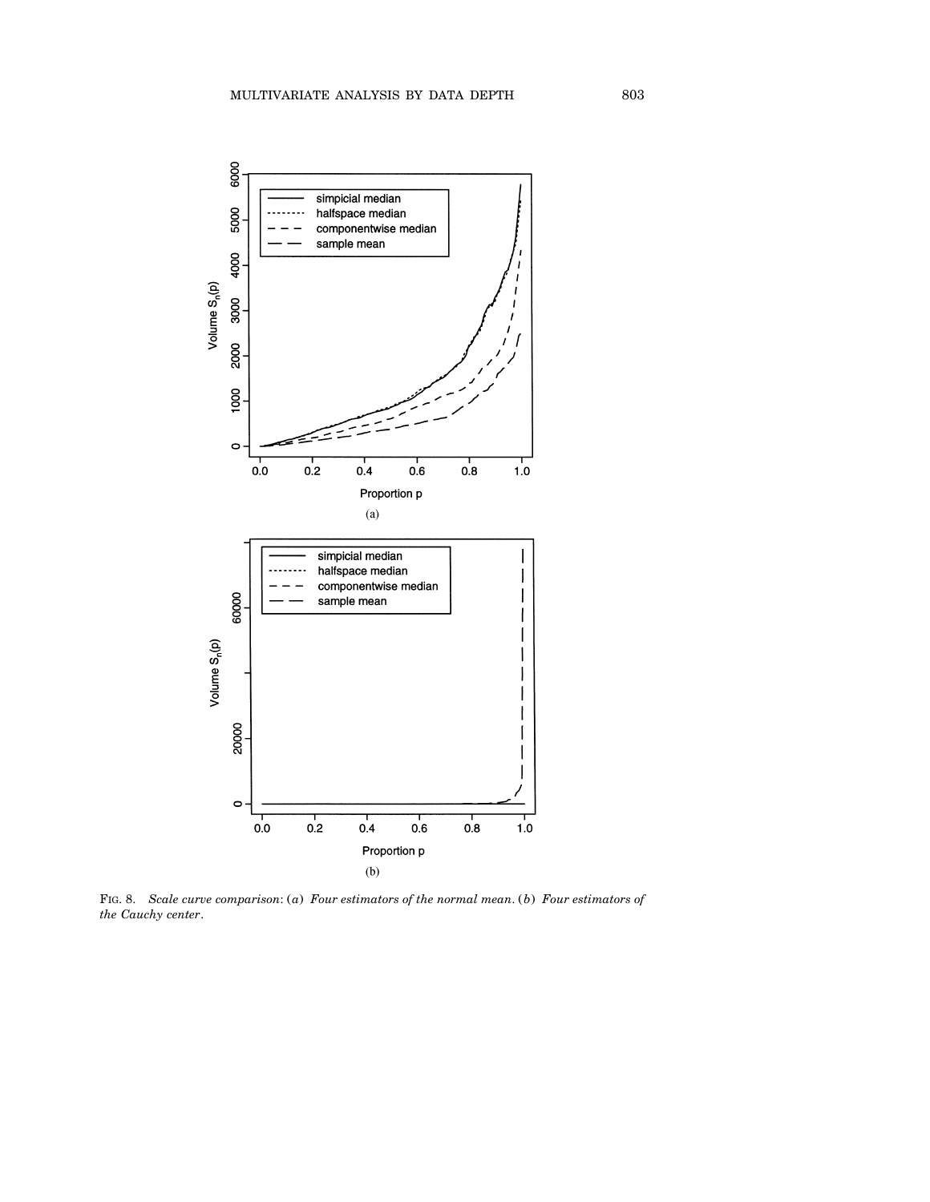FIG. 8. *Scale curve comparison*: (*a*) *Four estimators of the normal mean*. (*b*) *Four estimators of the Cauchy center*.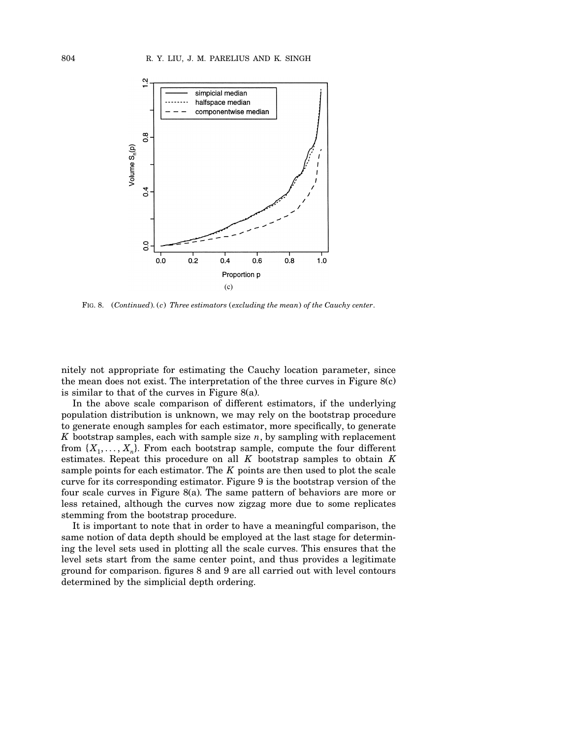FIG. 8. (*Continued*). (*c*) *Three estimators* (*excluding the mean*) *of the Cauchy center*.

nitely not appropriate for estimating the Cauchy location parameter, since the mean does not exist. The interpretation of the three curves in Figure 8(c) is similar to that of the curves in Figure 8(a).

In the above scale comparison of different estimators, if the underlying population distribution is unknown, we may rely on the bootstrap procedure to generate enough samples for each estimator, more specifically, to generate $K$ bootstrap samples, each with sample size $n$, by sampling with replacement from $\{X_1, \ldots, X_n\}$. From each bootstrap sample, compute the four different estimates. Repeat this procedure on all $K$ bootstrap samples to obtain $K$ sample points for each estimator. The $K$ points are then used to plot the scale curve for its corresponding estimator. Figure 9 is the bootstrap version of the four scale curves in Figure 8(a). The same pattern of behaviors are more or less retained, although the curves now zigzag more due to some replicates stemming from the bootstrap procedure.

It is important to note that in order to have a meaningful comparison, the same notion of data depth should be employed at the last stage for determining the level sets used in plotting all the scale curves. This ensures that the level sets start from the same center point, and thus provides a legitimate ground for comparison. figures 8 and 9 are all carried out with level contours determined by the simplicial depth ordering.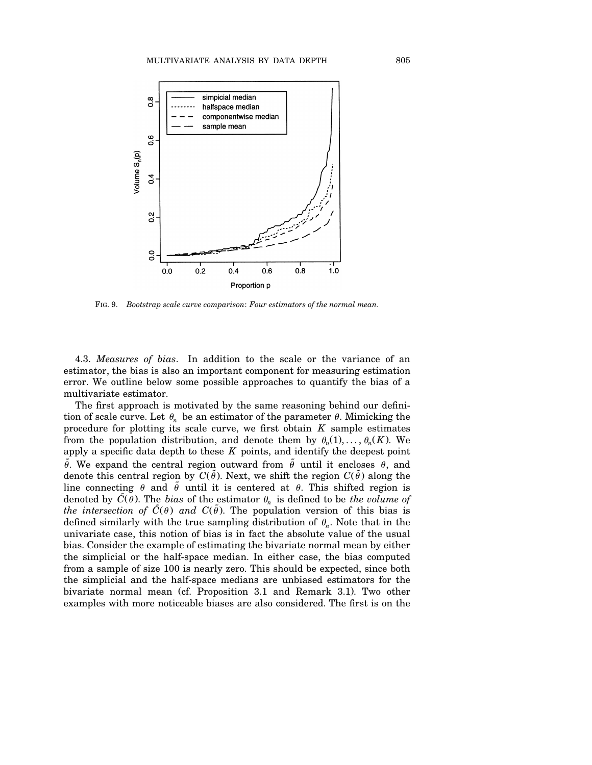FIG. 9. *Bootstrap scale curve comparison*: *Four estimators of the normal mean*.

4.3. *Measures of bias*. In addition to the scale or the variance of an estimator, the bias is also an important component for measuring estimation error. We outline below some possible approaches to quantify the bias of a multivariate estimator.

The first approach is motivated by the same reasoning behind our definition of scale curve. Let $\theta_n$ be an estimator of the parameter $\theta$. Mimicking the procedure for plotting its scale curve, we first obtain $K$ sample estimates from the population distribution, and denote them by $\theta_n(1), \dots, \theta_n(K)$. We apply a specific data depth to these $K$ points, and identify the deepest point $\tilde{\theta}$. We expand the central region outward from $\tilde{\theta}$ until it encloses $\theta$, and denote this central region by $C(\tilde{\theta})$. Next, we shift the region $C(\tilde{\theta})$ along the line connecting $\theta$ and $\tilde{\theta}$ until it is centered at $\theta$. This shifted region is denoted by $\tilde{C}(\theta)$. The *bias* of the estimator $\theta_n$ is defined to be *the volume of the intersection of* $\tilde{C}(\theta)$ *and* $C(\tilde{\theta})$. The population version of this bias is defined similarly with the true sampling distribution of $\theta_n$. Note that in the univariate case, this notion of bias is in fact the absolute value of the usual bias. Consider the example of estimating the bivariate normal mean by either the simplicial or the half-space median. In either case, the bias computed from a sample of size 100 is nearly zero. This should be expected, since both the simplicial and the half-space medians are unbiased estimators for the bivariate normal mean (cf. Proposition 3.1 and Remark 3.1). Two other examples with more noticeable biases are also considered. The first is on the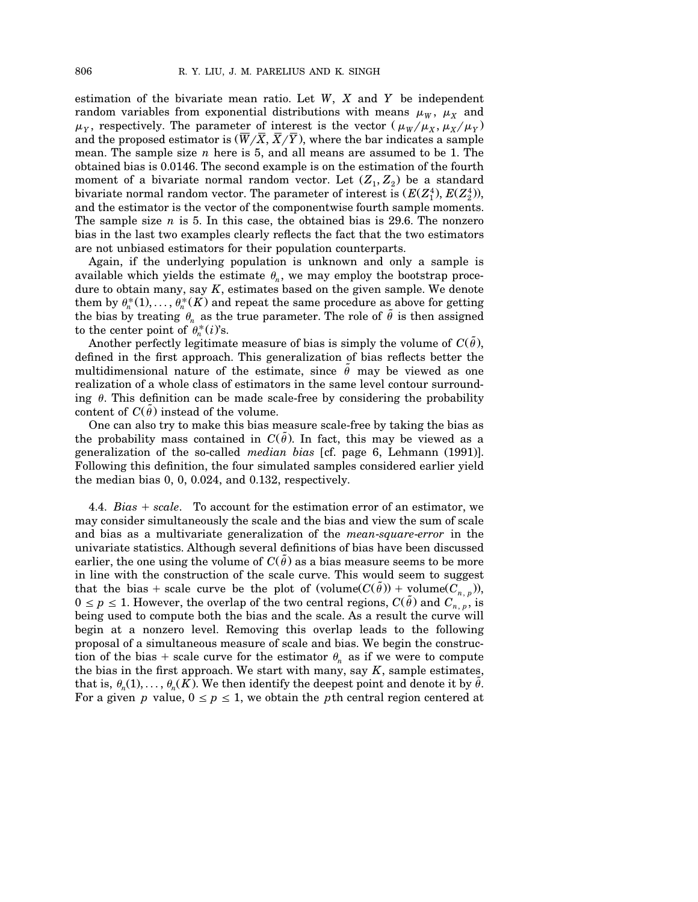estimation of the bivariate mean ratio. Let $W$, $X$ and $Y$ be independent random variables from exponential distributions with means $\mu_W$, $\mu_X$ and $\mu_Y$, respectively. The parameter of interest is the vector $(\mu_W/\mu_X, \mu_X/\mu_Y)$ and the proposed estimator is $(\overline{W}/\overline{X}, \overline{X}/\overline{Y})$, where the bar indicates a sample mean. The sample size $n$ here is 5, and all means are assumed to be 1. The obtained bias is 0.0146. The second example is on the estimation of the fourth moment of a bivariate normal random vector. Let $(Z_1, Z_2)$ be a standard bivariate normal random vector. The parameter of interest is $(E(Z_1^4), E(Z_2^4))$, and the estimator is the vector of the componentwise fourth sample moments. The sample size $n$ is 5. In this case, the obtained bias is 29.6. The nonzero bias in the last two examples clearly reflects the fact that the two estimators are not unbiased estimators for their population counterparts.

Again, if the underlying population is unknown and only a sample is available which yields the estimate $\theta_n$, we may employ the bootstrap procedure to obtain many, say $K$, estimates based on the given sample. We denote them by $\theta_n^*(1), \dots, \theta_n^*(K)$ and repeat the same procedure as above for getting the bias by treating $\theta_n$ as the true parameter. The role of $\tilde{\theta}$ is then assigned to the center point of $\theta_n^*(i)$'s.

Another perfectly legitimate measure of bias is simply the volume of $C(\tilde{\theta})$, defined in the first approach. This generalization of bias reflects better the multidimensional nature of the estimate, since $\tilde{\theta}$ may be viewed as one realization of a whole class of estimators in the same level contour surrounding $\theta$. This definition can be made scale-free by considering the probability content of $C(\tilde{\theta})$ instead of the volume.

One can also try to make this bias measure scale-free by taking the bias as the probability mass contained in $C(\tilde{\theta})$. In fact, this may be viewed as a generalization of the so-called *median bias* [cf. page 6, Lehmann (1991)]. Following this definition, the four simulated samples considered earlier yield the median bias 0, 0, 0.024, and 0.132, respectively.

4.4. *Bias + scale*. To account for the estimation error of an estimator, we may consider simultaneously the scale and the bias and view the sum of scale and bias as a multivariate generalization of the *mean-square-error* in the univariate statistics. Although several definitions of bias have been discussed earlier, the one using the volume of $C(\tilde{\theta})$ as a bias measure seems to be more in line with the construction of the scale curve. This would seem to suggest that the bias + scale curve be the plot of $(\text{volume}(C(\tilde{\theta})) + \text{volume}(C_{n,p}))$, $0 \le p \le 1$. However, the overlap of the two central regions, $C(\tilde{\theta})$ and $C_{n,p}$, is being used to compute both the bias and the scale. As a result the curve will begin at a nonzero level. Removing this overlap leads to the following proposal of a simultaneous measure of scale and bias. We begin the construction of the bias + scale curve for the estimator $\theta_n$ as if we were to compute the bias in the first approach. We start with many, say $K$, sample estimates, that is, $\theta_n(1), \dots, \theta_n(K)$. We then identify the deepest point and denote it by $\tilde{\theta}$. For a given $p$ value, $0 \le p \le 1$, we obtain the $p$th central region centered at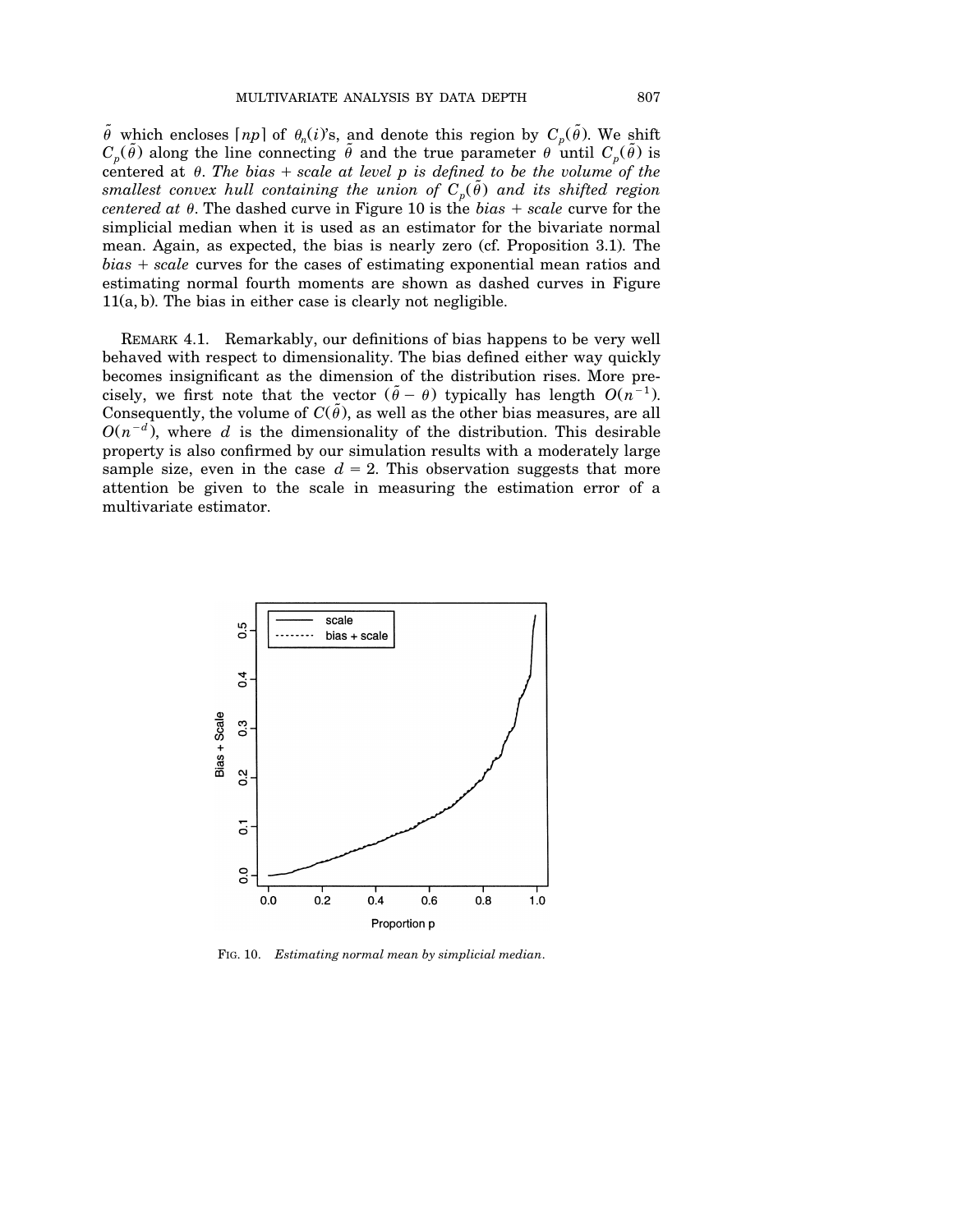$\tilde{\theta}$ which encloses $\lceil np \rceil$ of $\theta_n(i)$'s, and denote this region by $C_p(\tilde{\theta})$. We shift $C_p(\tilde{\theta})$ along the line connecting $\tilde{\theta}$ and the true parameter $\theta$ until $C_p(\tilde{\theta})$ is centered at $\theta$. *The bias + scale at level p is defined to be the volume of the smallest convex hull containing the union of $C_p(\tilde{\theta})$ and its shifted region centered at $\theta$.* The dashed curve in Figure 10 is the *bias + scale* curve for the simplicial median when it is used as an estimator for the bivariate normal mean. Again, as expected, the bias is nearly zero (cf. Proposition 3.1). The *bias + scale* curves for the cases of estimating exponential mean ratios and estimating normal fourth moments are shown as dashed curves in Figure 11(a, b). The bias in either case is clearly not negligible.

REMARK 4.1. Remarkably, our definitions of bias happens to be very well behaved with respect to dimensionality. The bias defined either way quickly becomes insignificant as the dimension of the distribution rises. More precisely, we first note that the vector $(\tilde{\theta} - \theta)$ typically has length $O(n^{-1})$. Consequently, the volume of $C(\tilde{\theta})$, as well as the other bias measures, are all $O(n^{-d})$, where $d$ is the dimensionality of the distribution. This desirable property is also confirmed by our simulation results with a moderately large sample size, even in the case $d = 2$. This observation suggests that more attention be given to the scale in measuring the estimation error of a multivariate estimator.

FIG. 10. *Estimating normal mean by simplicial median.*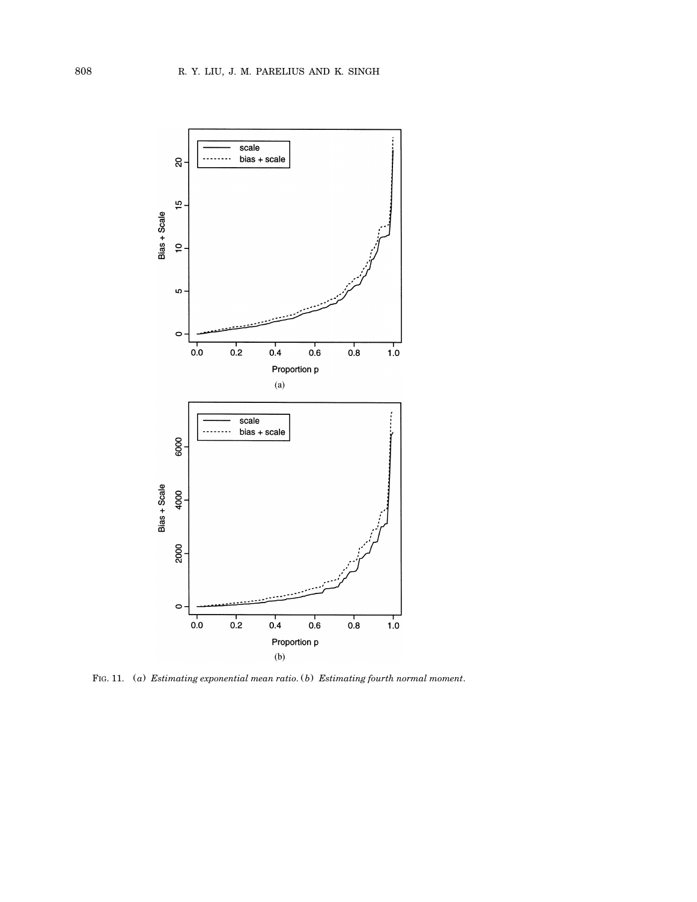FIG. 11. (*a*) *Estimating exponential mean ratio.* (*b*) *Estimating fourth normal moment.*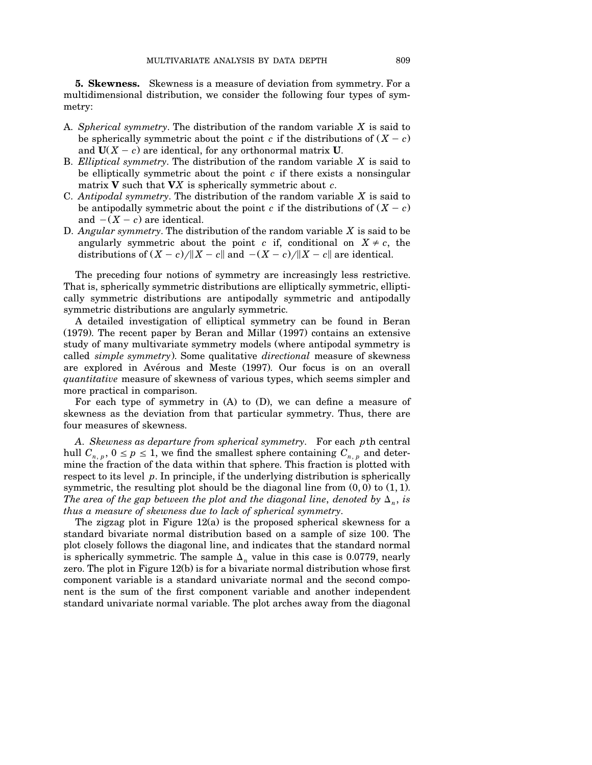**5. Skewness.** Skewness is a measure of deviation from symmetry. For a multidimensional distribution, we consider the following four types of symmetry:

A. *Spherical symmetry*. The distribution of the random variable $X$ is said to be spherically symmetric about the point $c$ if the distributions of $(X - c)$ and $\mathbf{U}(X - c)$ are identical, for any orthonormal matrix $\mathbf{U}$.
B. *Elliptical symmetry*. The distribution of the random variable $X$ is said to be elliptically symmetric about the point $c$ if there exists a nonsingular matrix $\mathbf{V}$ such that $\mathbf{V}X$ is spherically symmetric about $c$.
C. *Antipodal symmetry*. The distribution of the random variable $X$ is said to be antipodally symmetric about the point $c$ if the distributions of $(X - c)$ and $-(X - c)$ are identical.
D. *Angular symmetry*. The distribution of the random variable $X$ is said to be angularly symmetric about the point $c$ if, conditional on $X \neq c$, the distributions of $(X - c)/\|X - c\|$ and $-(X - c)/\|X - c\|$ are identical.

The preceding four notions of symmetry are increasingly less restrictive. That is, spherically symmetric distributions are elliptically symmetric, elliptically symmetric distributions are antipodally symmetric and antipodally symmetric distributions are angularly symmetric.

A detailed investigation of elliptical symmetry can be found in Beran (1979). The recent paper by Beran and Millar (1997) contains an extensive study of many multivariate symmetry models (where antipodal symmetry is called *simple symmetry*). Some qualitative *directional* measure of skewness are explored in Avérous and Meste (1997). Our focus is on an overall *quantitative* measure of skewness of various types, which seems simpler and more practical in comparison.

For each type of symmetry in (A) to (D), we can define a measure of skewness as the deviation from that particular symmetry. Thus, there are four measures of skewness.

*A. Skewness as departure from spherical symmetry*. For each $p$th central hull $C_{n,p}$, $0 \leq p \leq 1$, we find the smallest sphere containing $C_{n,p}$ and determine the fraction of the data within that sphere. This fraction is plotted with respect to its level $p$. In principle, if the underlying distribution is spherically symmetric, the resulting plot should be the diagonal line from $(0, 0)$ to $(1, 1)$. *The area of the gap between the plot and the diagonal line, denoted by $\Delta_n$, is thus a measure of skewness due to lack of spherical symmetry*.

The zigzag plot in Figure 12(a) is the proposed spherical skewness for a standard bivariate normal distribution based on a sample of size 100. The plot closely follows the diagonal line, and indicates that the standard normal is spherically symmetric. The sample $\Delta_n$ value in this case is 0.0779, nearly zero. The plot in Figure 12(b) is for a bivariate normal distribution whose first component variable is a standard univariate normal and the second component is the sum of the first component variable and another independent standard univariate normal variable. The plot arches away from the diagonal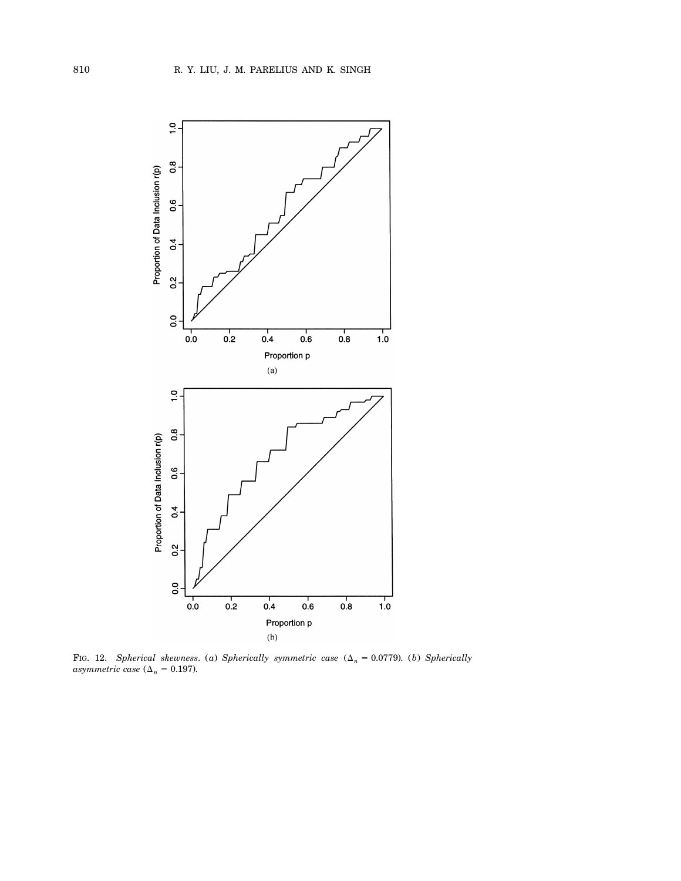FIG. 12. *Spherical skewness.* (*a*) *Spherically symmetric case* ($\Delta_n = 0.0779$). (*b*) *Spherically asymmetric case* ($\Delta_n = 0.197$).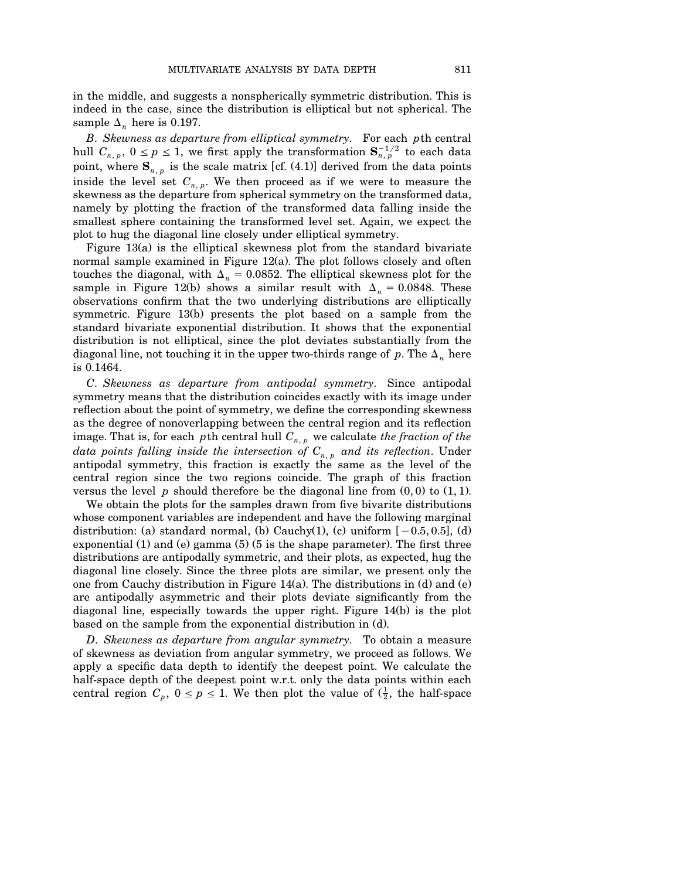in the middle, and suggests a nonspherically symmetric distribution. This is indeed in the case, since the distribution is elliptical but not spherical. The sample $\Delta_n$ here is 0.197.

*B. Skewness as departure from elliptical symmetry.* For each $p$th central hull $C_{n,p}$, $0 \le p \le 1$, we first apply the transformation $\mathbf{S}_{n,p}^{-1/2}$ to each data point, where $\mathbf{S}_{n,p}$ is the scale matrix [cf. (4.1)] derived from the data points inside the level set $C_{n,p}$. We then proceed as if we were to measure the skewness as the departure from spherical symmetry on the transformed data, namely by plotting the fraction of the transformed data falling inside the smallest sphere containing the transformed level set. Again, we expect the plot to hug the diagonal line closely under elliptical symmetry.

Figure 13(a) is the elliptical skewness plot from the standard bivariate normal sample examined in Figure 12(a). The plot follows closely and often touches the diagonal, with $\Delta_n = 0.0852$. The elliptical skewness plot for the sample in Figure 12(b) shows a similar result with $\Delta_n = 0.0848$. These observations confirm that the two underlying distributions are elliptically symmetric. Figure 13(b) presents the plot based on a sample from the standard bivariate exponential distribution. It shows that the exponential distribution is not elliptical, since the plot deviates substantially from the diagonal line, not touching it in the upper two-thirds range of $p$. The $\Delta_n$ here is 0.1464.

*C. Skewness as departure from antipodal symmetry.* Since antipodal symmetry means that the distribution coincides exactly with its image under reflection about the point of symmetry, we define the corresponding skewness as the degree of nonoverlapping between the central region and its reflection image. That is, for each $p$th central hull $C_{n,p}$ we calculate *the fraction of the data points falling inside the intersection of $C_{n,p}$ and its reflection*. Under antipodal symmetry, this fraction is exactly the same as the level of the central region since the two regions coincide. The graph of this fraction versus the level $p$ should therefore be the diagonal line from $(0,0)$ to $(1,1)$.

We obtain the plots for the samples drawn from five bivarite distributions whose component variables are independent and have the following marginal distribution: (a) standard normal, (b) Cauchy(1), (c) uniform $[-0.5, 0.5]$, (d) exponential (1) and (e) gamma (5) (5 is the shape parameter). The first three distributions are antipodally symmetric, and their plots, as expected, hug the diagonal line closely. Since the three plots are similar, we present only the one from Cauchy distribution in Figure 14(a). The distributions in (d) and (e) are antipodally asymmetric and their plots deviate significantly from the diagonal line, especially towards the upper right. Figure 14(b) is the plot based on the sample from the exponential distribution in (d).

*D. Skewness as departure from angular symmetry.* To obtain a measure of skewness as deviation from angular symmetry, we proceed as follows. We apply a specific data depth to identify the deepest point. We calculate the half-space depth of the deepest point w.r.t. only the data points within each central region $C_p$, $0 \le p \le 1$. We then plot the value of ($\frac{1}{2}$, the half-space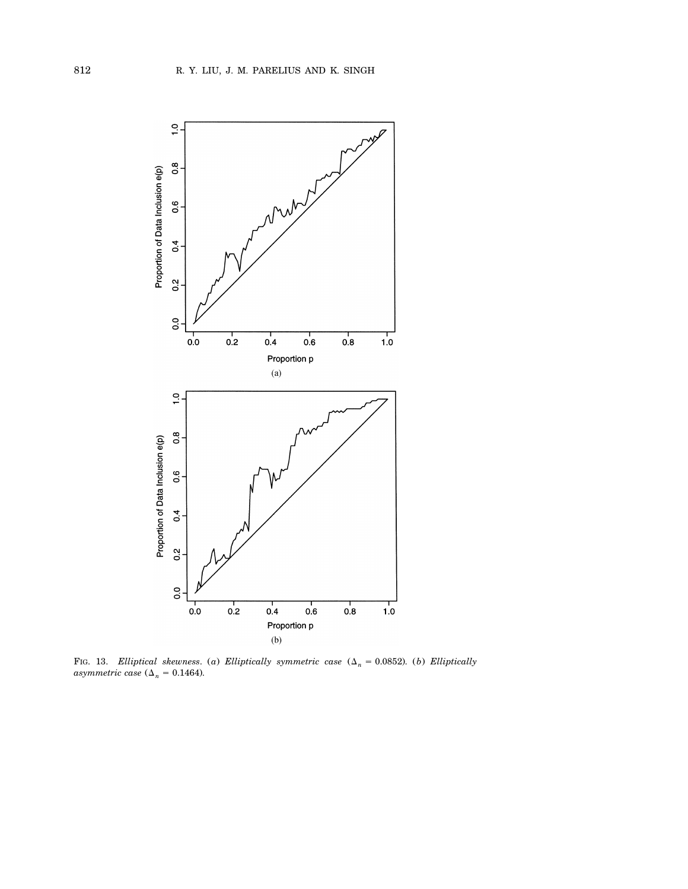Fig. 13. *Elliptical skewness.* (*a*) *Elliptically symmetric case* ($\Delta_n = 0.0852$). (*b*) *Elliptically asymmetric case* ($\Delta_n = 0.1464$).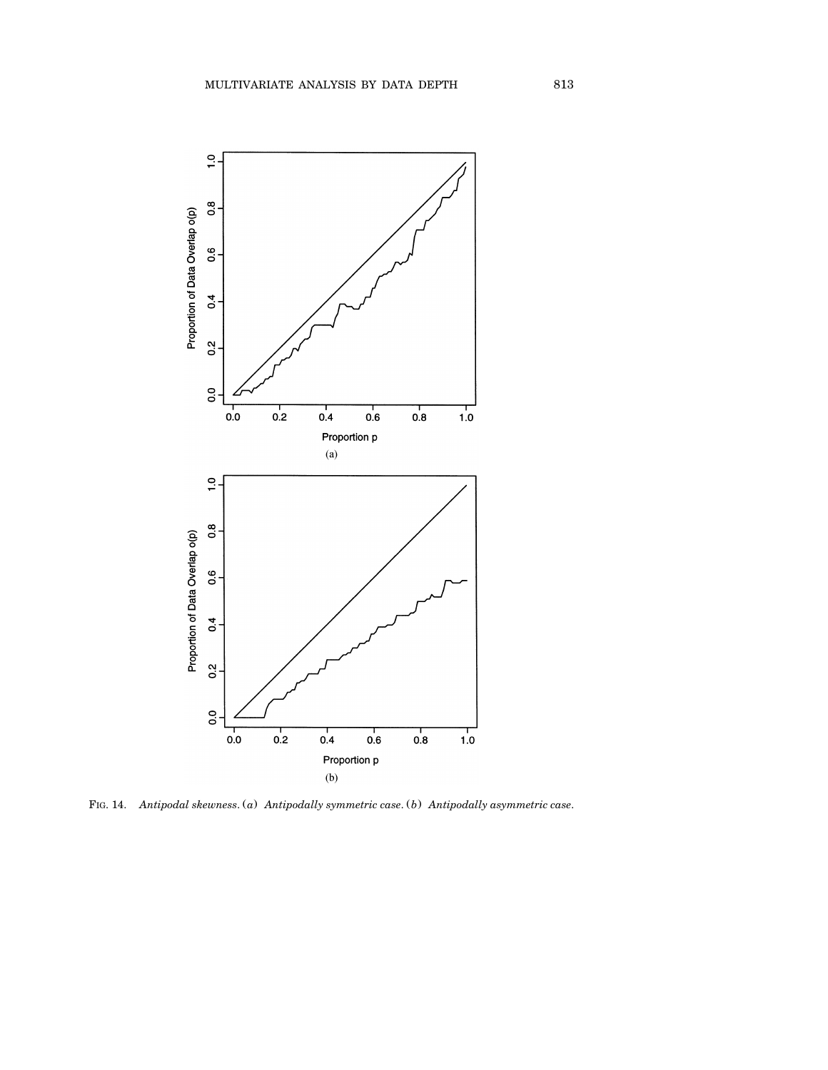Fig. 14. *Antipodal skewness. (a) Antipodally symmetric case. (b) Antipodally asymmetric case.*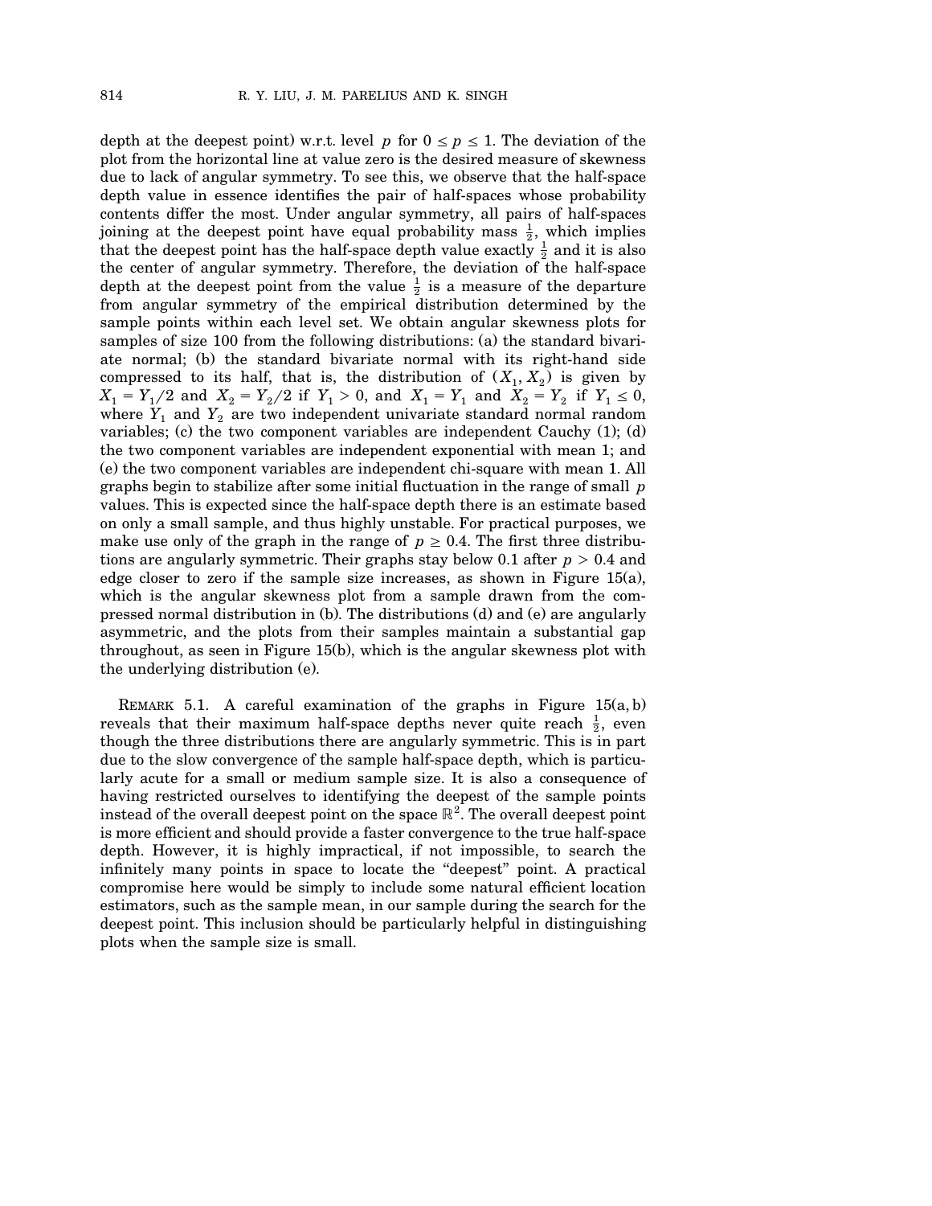depth at the deepest point) w.r.t. level $p$ for $0 \le p \le 1$. The deviation of the plot from the horizontal line at value zero is the desired measure of skewness due to lack of angular symmetry. To see this, we observe that the half-space depth value in essence identifies the pair of half-spaces whose probability contents differ the most. Under angular symmetry, all pairs of half-spaces joining at the deepest point have equal probability mass $\frac{1}{2}$, which implies that the deepest point has the half-space depth value exactly $\frac{1}{2}$ and it is also the center of angular symmetry. Therefore, the deviation of the half-space depth at the deepest point from the value $\frac{1}{2}$ is a measure of the departure from angular symmetry of the empirical distribution determined by the sample points within each level set. We obtain angular skewness plots for samples of size 100 from the following distributions: (a) the standard bivariate normal; (b) the standard bivariate normal with its right-hand side compressed to its half, that is, the distribution of $(X_1, X_2)$ is given by $X_1 = Y_1/2$ and $X_2 = Y_2/2$ if $Y_1 > 0$, and $X_1 = Y_1$ and $X_2 = Y_2$ if $Y_1 \le 0$, where $Y_1$ and $Y_2$ are two independent univariate standard normal random variables; (c) the two component variables are independent Cauchy (1); (d) the two component variables are independent exponential with mean 1; and (e) the two component variables are independent chi-square with mean 1. All graphs begin to stabilize after some initial fluctuation in the range of small $p$ values. This is expected since the half-space depth there is an estimate based on only a small sample, and thus highly unstable. For practical purposes, we make use only of the graph in the range of $p \ge 0.4$. The first three distributions are angularly symmetric. Their graphs stay below 0.1 after $p > 0.4$ and edge closer to zero if the sample size increases, as shown in Figure 15(a), which is the angular skewness plot from a sample drawn from the compressed normal distribution in (b). The distributions (d) and (e) are angularly asymmetric, and the plots from their samples maintain a substantial gap throughout, as seen in Figure 15(b), which is the angular skewness plot with the underlying distribution (e).

REMARK 5.1. A careful examination of the graphs in Figure 15(a, b) reveals that their maximum half-space depths never quite reach $\frac{1}{2}$, even though the three distributions there are angularly symmetric. This is in part due to the slow convergence of the sample half-space depth, which is particularly acute for a small or medium sample size. It is also a consequence of having restricted ourselves to identifying the deepest of the sample points instead of the overall deepest point on the space $\mathbb{R}^2$. The overall deepest point is more efficient and should provide a faster convergence to the true half-space depth. However, it is highly impractical, if not impossible, to search the infinitely many points in space to locate the "deepest" point. A practical compromise here would be simply to include some natural efficient location estimators, such as the sample mean, in our sample during the search for the deepest point. This inclusion should be particularly helpful in distinguishing plots when the sample size is small.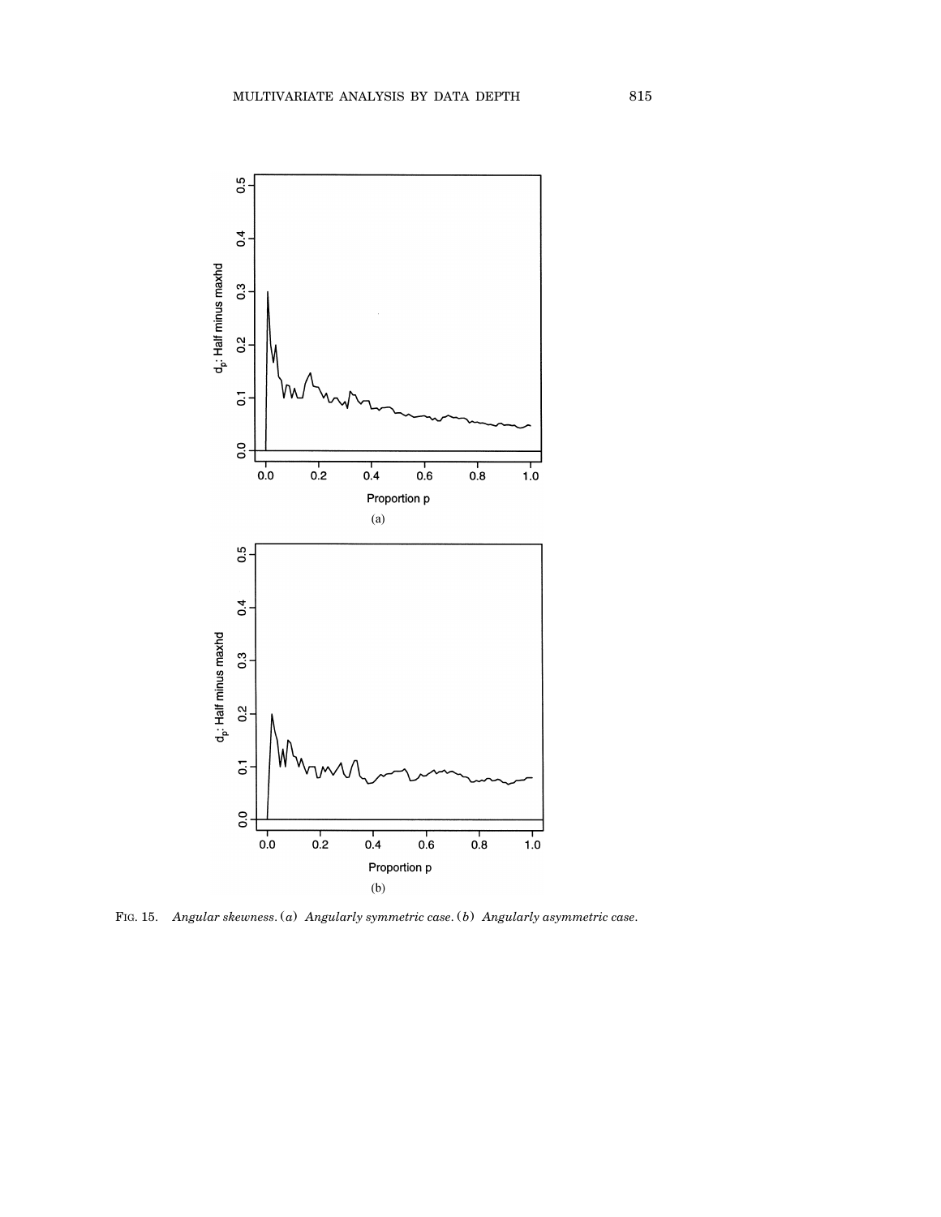FIG. 15. *Angular skewness.* (*a*) *Angularly symmetric case.* (*b*) *Angularly asymmetric case.*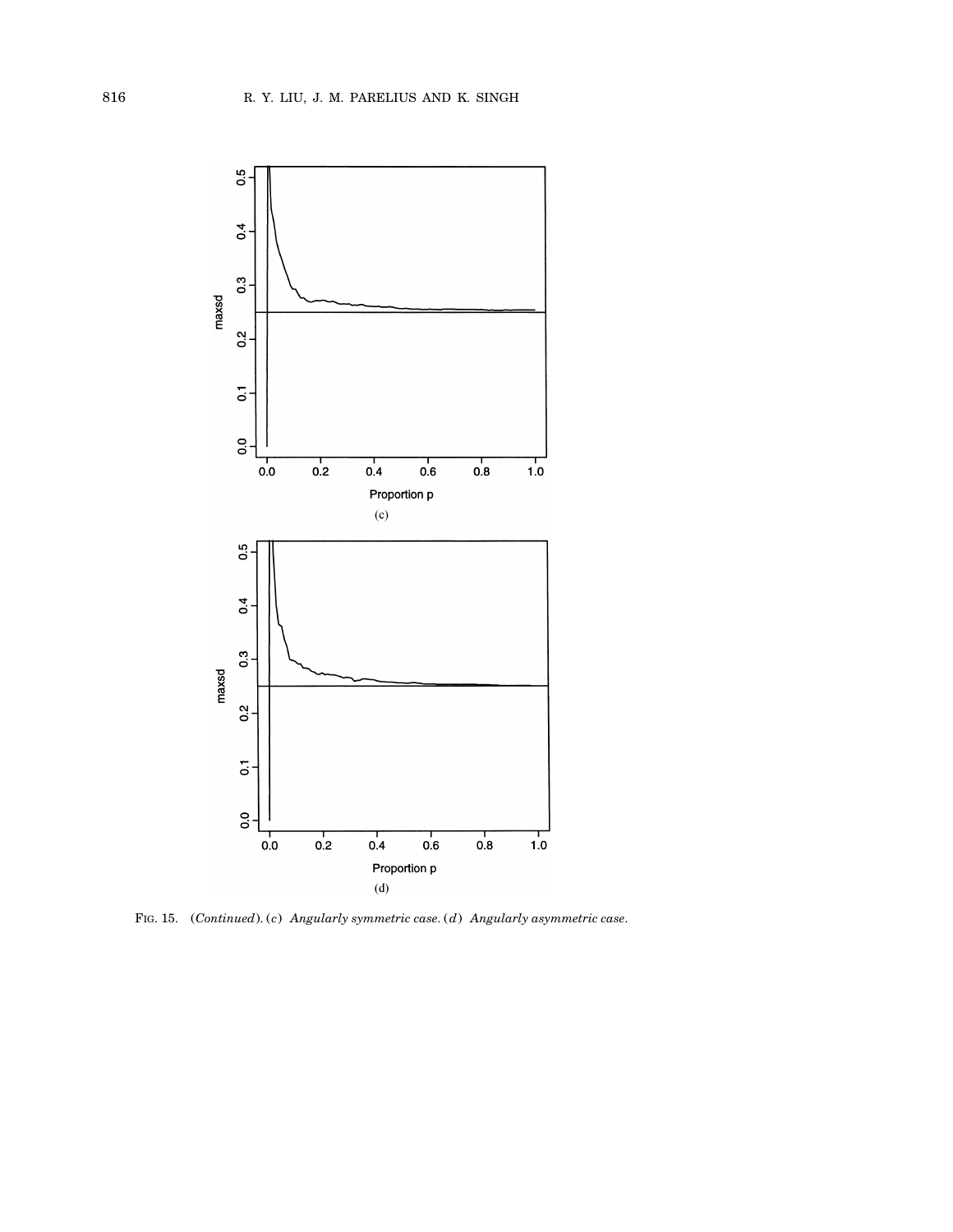Fig. 15. (*Continued*). (*c*) *Angularly symmetric case*. (*d*) *Angularly asymmetric case*.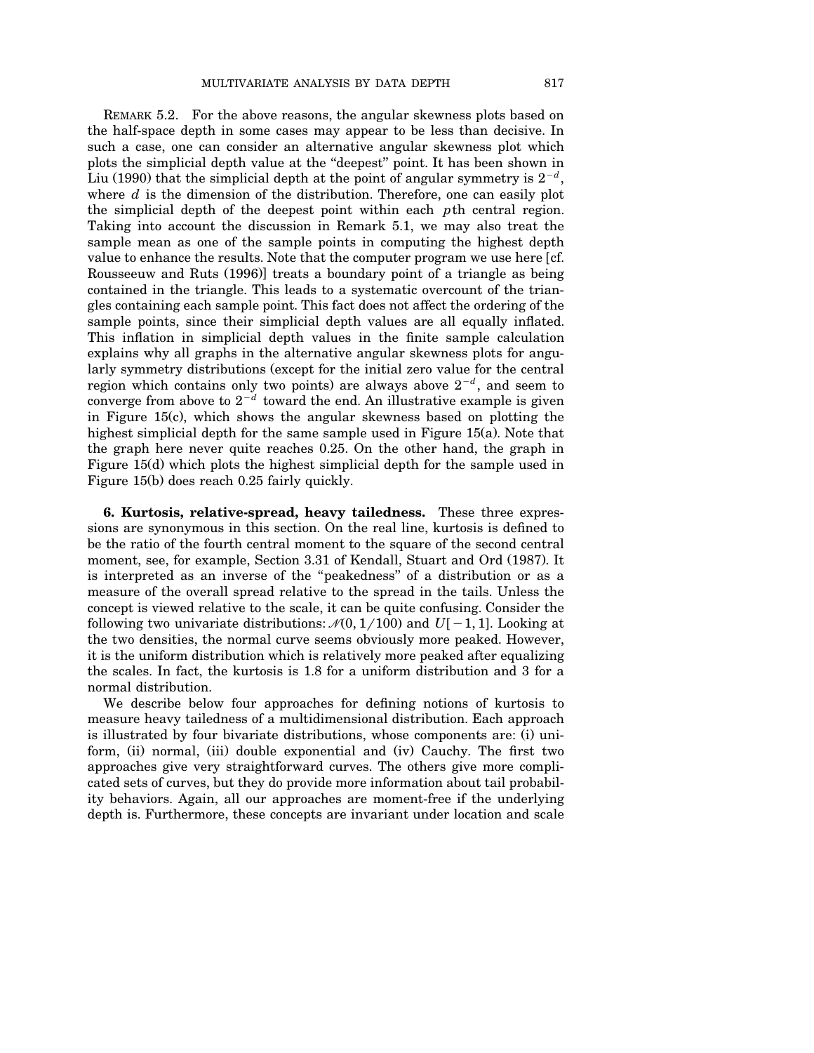REMARK 5.2. For the above reasons, the angular skewness plots based on the half-space depth in some cases may appear to be less than decisive. In such a case, one can consider an alternative angular skewness plot which plots the simplicial depth value at the "deepest" point. It has been shown in Liu (1990) that the simplicial depth at the point of angular symmetry is $2^{-d}$, where $d$ is the dimension of the distribution. Therefore, one can easily plot the simplicial depth of the deepest point within each $p$th central region. Taking into account the discussion in Remark 5.1, we may also treat the sample mean as one of the sample points in computing the highest depth value to enhance the results. Note that the computer program we use here [cf. Rousseeuw and Ruts (1996)] treats a boundary point of a triangle as being contained in the triangle. This leads to a systematic overcount of the triangles containing each sample point. This fact does not affect the ordering of the sample points, since their simplicial depth values are all equally inflated. This inflation in simplicial depth values in the finite sample calculation explains why all graphs in the alternative angular skewness plots for angularly symmetry distributions (except for the initial zero value for the central region which contains only two points) are always above $2^{-d}$, and seem to converge from above to $2^{-d}$ toward the end. An illustrative example is given in Figure 15(c), which shows the angular skewness based on plotting the highest simplicial depth for the same sample used in Figure 15(a). Note that the graph here never quite reaches 0.25. On the other hand, the graph in Figure 15(d) which plots the highest simplicial depth for the sample used in Figure 15(b) does reach 0.25 fairly quickly.

## 6. Kurtosis, relative-spread, heavy tailedness.

These three expressions are synonymous in this section. On the real line, kurtosis is defined to be the ratio of the fourth central moment to the square of the second central moment, see, for example, Section 3.31 of Kendall, Stuart and Ord (1987). It is interpreted as an inverse of the "peakedness" of a distribution or as a measure of the overall spread relative to the spread in the tails. Unless the concept is viewed relative to the scale, it can be quite confusing. Consider the following two univariate distributions: $\mathcal{N}(0, 1/100)$ and $U[-1, 1]$. Looking at the two densities, the normal curve seems obviously more peaked. However, it is the uniform distribution which is relatively more peaked after equalizing the scales. In fact, the kurtosis is 1.8 for a uniform distribution and 3 for a normal distribution.

We describe below four approaches for defining notions of kurtosis to measure heavy tailedness of a multidimensional distribution. Each approach is illustrated by four bivariate distributions, whose components are: (i) uniform, (ii) normal, (iii) double exponential and (iv) Cauchy. The first two approaches give very straightforward curves. The others give more complicated sets of curves, but they do provide more information about tail probability behaviors. Again, all our approaches are moment-free if the underlying depth is. Furthermore, these concepts are invariant under location and scale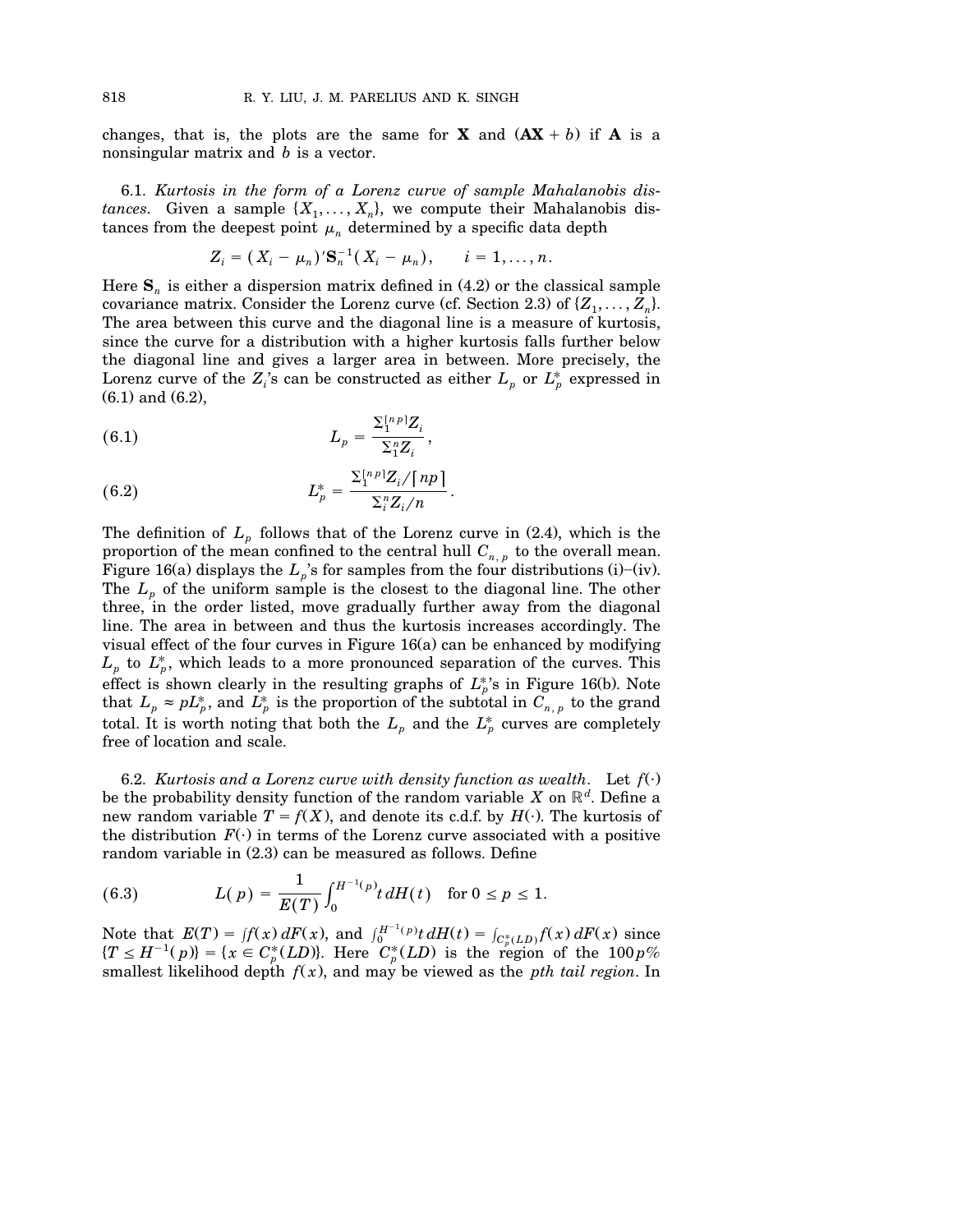changes, that is, the plots are the same for $\mathbf{X}$ and $(\mathbf{AX} + b)$ if $\mathbf{A}$ is a nonsingular matrix and $b$ is a vector.

6.1. *Kurtosis in the form of a Lorenz curve of sample Mahalanobis distances*. Given a sample $\{X_1, \dots, X_n\}$, we compute their Mahalanobis distances from the deepest point $\mu_n$ determined by a specific data depth

$$Z_i = (X_i - \mu_n)'\mathbf{S}_n^{-1}(X_i - \mu_n), \qquad i = 1, \dots, n.$$

Here $\mathbf{S}_n$ is either a dispersion matrix defined in (4.2) or the classical sample covariance matrix. Consider the Lorenz curve (cf. Section 2.3) of $\{Z_1, \dots, Z_n\}$. The area between this curve and the diagonal line is a measure of kurtosis, since the curve for a distribution with a higher kurtosis falls further below the diagonal line and gives a larger area in between. More precisely, the Lorenz curve of the $Z_i$'s can be constructed as either $L_p$ or $L_p^*$ expressed in (6.1) and (6.2),

$$L_p = \frac{\Sigma_1^{[np]} Z_i}{\Sigma_1^n Z_i}, \tag{6.1}$$

$$L_p^* = \frac{\Sigma_1^{[np]} Z_i / \lceil np \rceil}{\Sigma_i^n Z_i / n}. \tag{6.2}$$

The definition of $L_p$ follows that of the Lorenz curve in (2.4), which is the proportion of the mean confined to the central hull $C_{n,p}$ to the overall mean. Figure 16(a) displays the $L_p$'s for samples from the four distributions (i)–(iv). The $L_p$ of the uniform sample is the closest to the diagonal line. The other three, in the order listed, move gradually further away from the diagonal line. The area in between and thus the kurtosis increases accordingly. The visual effect of the four curves in Figure 16(a) can be enhanced by modifying $L_p$ to $L_p^*$, which leads to a more pronounced separation of the curves. This effect is shown clearly in the resulting graphs of $L_p^*$'s in Figure 16(b). Note that $L_p \approx pL_p^*$, and $L_p^*$ is the proportion of the subtotal in $C_{n,p}$ to the grand total. It is worth noting that both the $L_p$ and the $L_p^*$ curves are completely free of location and scale.

6.2. *Kurtosis and a Lorenz curve with density function as wealth*. Let $f(\cdot)$ be the probability density function of the random variable $X$ on $\mathbb{R}^d$. Define a new random variable $T = f(X)$, and denote its c.d.f. by $H(\cdot)$. The kurtosis of the distribution $F(\cdot)$ in terms of the Lorenz curve associated with a positive random variable in (2.3) can be measured as follows. Define

$$L(p) = \frac{1}{E(T)} \int_0^{H^{-1}(p)} t \, dH(t) \quad \text{for } 0 \le p \le 1. \tag{6.3}$$

Note that $E(T) = \int f(x)\, dF(x)$, and $\int_0^{H^{-1}(p)} t\, dH(t) = \int_{C_p^*(LD)} f(x)\, dF(x)$ since $\{T \le H^{-1}(p)\} = \{x \in C_p^*(LD)\}$. Here $C_p^*(LD)$ is the region of the $100p\%$ smallest likelihood depth $f(x)$, and may be viewed as the *pth tail region*. In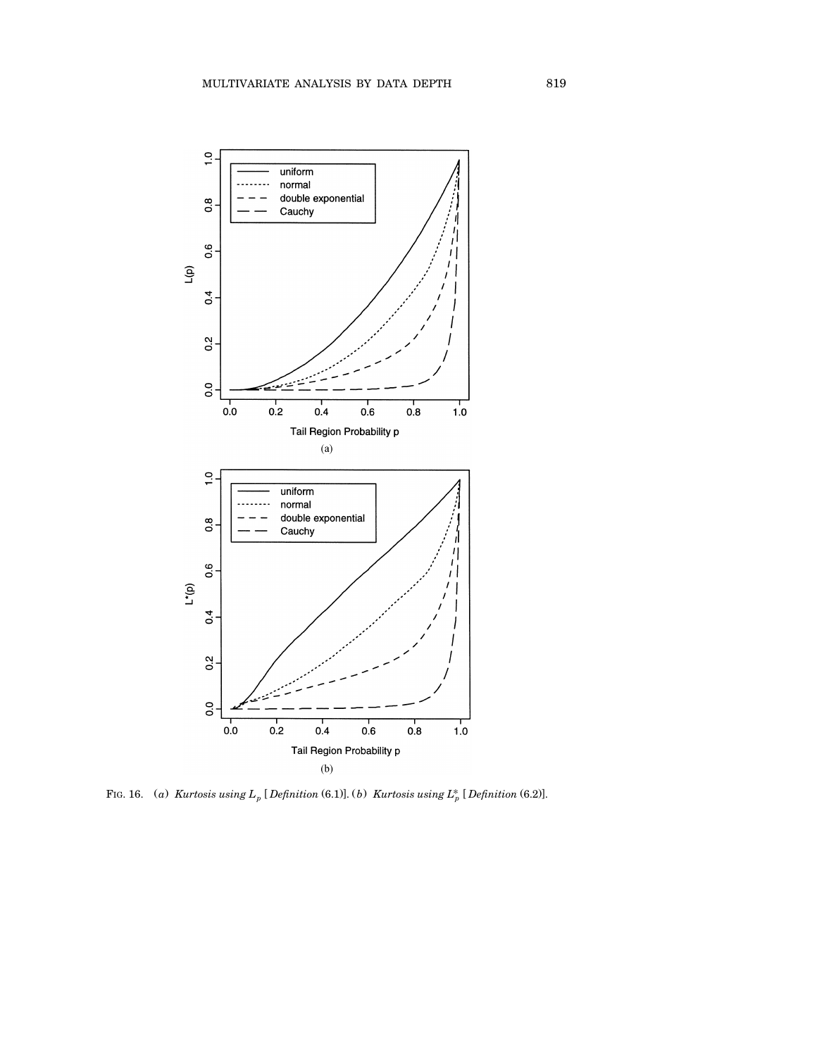FIG. 16. (*a*) *Kurtosis using* $L_p$ [*Definition* (6.1)]. (*b*) *Kurtosis using* $L_p^*$ [*Definition* (6.2)].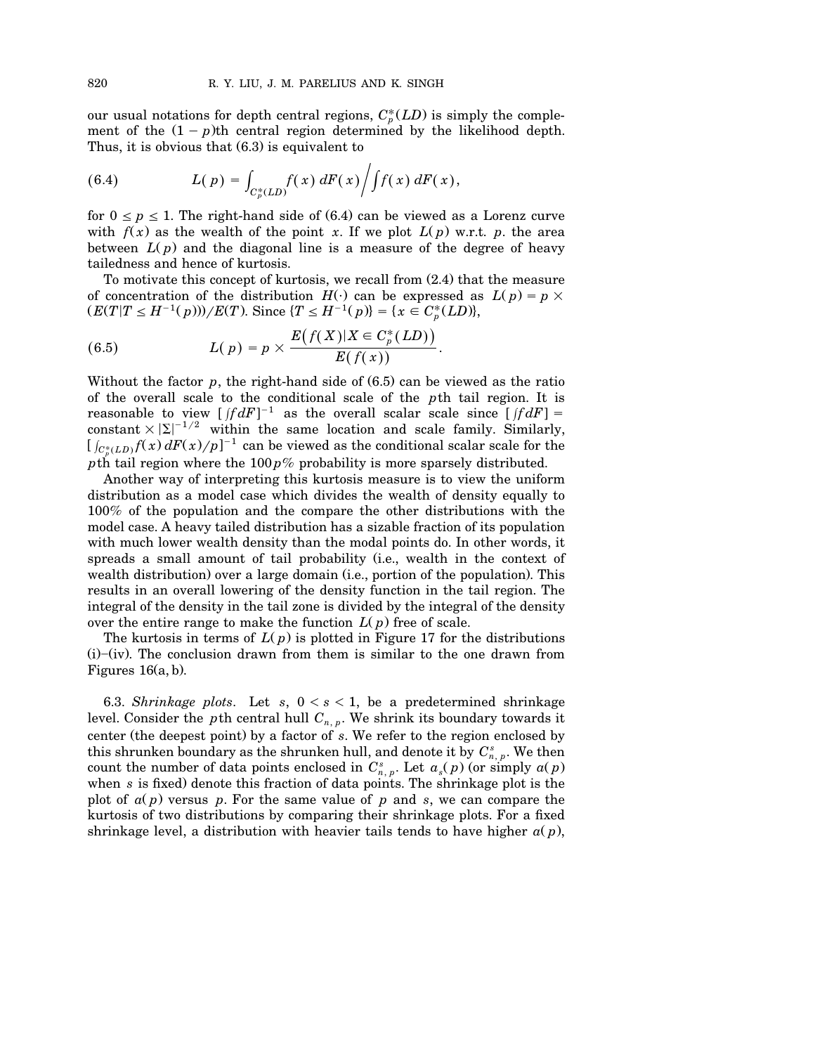our usual notations for depth central regions, $C_p^*(LD)$ is simply the complement of the $(1-p)$th central region determined by the likelihood depth. Thus, it is obvious that (6.3) is equivalent to

$$L(p) = \int_{C_p^*(LD)} f(x)\, dF(x) \Big/ \int f(x)\, dF(x), \tag{6.4}$$

for $0 \leq p \leq 1$. The right-hand side of (6.4) can be viewed as a Lorenz curve with $f(x)$ as the wealth of the point $x$. If we plot $L(p)$ w.r.t. $p$. the area between $L(p)$ and the diagonal line is a measure of the degree of heavy tailedness and hence of kurtosis.

To motivate this concept of kurtosis, we recall from (2.4) that the measure of concentration of the distribution $H(\cdot)$ can be expressed as $L(p) = p \times (E(T|T \leq H^{-1}(p)))/E(T)$. Since $\{T \leq H^{-1}(p)\} = \{x \in C_p^*(LD)\}$,

$$L(p) = p \times \frac{E\big(f(X)|X \in C_p^*(LD)\big)}{E(f(x))}. \tag{6.5}$$

Without the factor $p$, the right-hand side of (6.5) can be viewed as the ratio of the overall scale to the conditional scale of the $p$th tail region. It is reasonable to view $[\int f dF]^{-1}$ as the overall scalar scale since $[\int f dF] = \text{constant} \times |\Sigma|^{-1/2}$ within the same location and scale family. Similarly, $[\int_{C_p^*(LD)} f(x)\, dF(x)/p]^{-1}$ can be viewed as the conditional scalar scale for the $p$th tail region where the $100p\%$ probability is more sparsely distributed.

Another way of interpreting this kurtosis measure is to view the uniform distribution as a model case which divides the wealth of density equally to 100% of the population and the compare the other distributions with the model case. A heavy tailed distribution has a sizable fraction of its population with much lower wealth density than the modal points do. In other words, it spreads a small amount of tail probability (i.e., wealth in the context of wealth distribution) over a large domain (i.e., portion of the population). This results in an overall lowering of the density function in the tail region. The integral of the density in the tail zone is divided by the integral of the density over the entire range to make the function $L(p)$ free of scale.

The kurtosis in terms of $L(p)$ is plotted in Figure 17 for the distributions (i)–(iv). The conclusion drawn from them is similar to the one drawn from Figures 16(a, b).

6.3. *Shrinkage plots*. Let $s$, $0 < s < 1$, be a predetermined shrinkage level. Consider the $p$th central hull $C_{n,p}$. We shrink its boundary towards it center (the deepest point) by a factor of $s$. We refer to the region enclosed by this shrunken boundary as the shrunken hull, and denote it by $C_{n,p}^s$. We then count the number of data points enclosed in $C_{n,p}^s$. Let $a_s(p)$ (or simply $a(p)$ when $s$ is fixed) denote this fraction of data points. The shrinkage plot is the plot of $a(p)$ versus $p$. For the same value of $p$ and $s$, we can compare the kurtosis of two distributions by comparing their shrinkage plots. For a fixed shrinkage level, a distribution with heavier tails tends to have higher $a(p)$,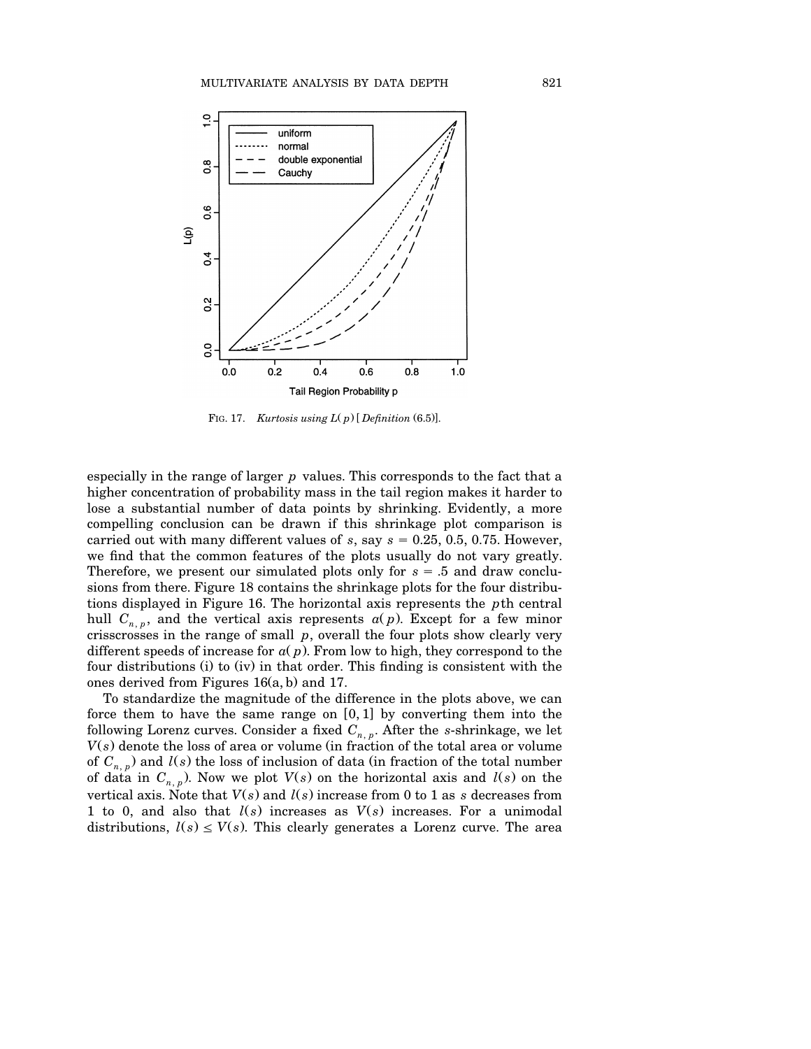FIG. 17. *Kurtosis using $L(p)$ [Definition (6.5)].*

especially in the range of larger $p$ values. This corresponds to the fact that a higher concentration of probability mass in the tail region makes it harder to lose a substantial number of data points by shrinking. Evidently, a more compelling conclusion can be drawn if this shrinkage plot comparison is carried out with many different values of $s$, say $s = 0.25$, 0.5, 0.75. However, we find that the common features of the plots usually do not vary greatly. Therefore, we present our simulated plots only for $s = .5$ and draw conclusions from there. Figure 18 contains the shrinkage plots for the four distributions displayed in Figure 16. The horizontal axis represents the $p$th central hull $C_{n,p}$, and the vertical axis represents $a(p)$. Except for a few minor crisscrosses in the range of small $p$, overall the four plots show clearly very different speeds of increase for $a(p)$. From low to high, they correspond to the four distributions (i) to (iv) in that order. This finding is consistent with the ones derived from Figures 16(a, b) and 17.

To standardize the magnitude of the difference in the plots above, we can force them to have the same range on $[0, 1]$ by converting them into the following Lorenz curves. Consider a fixed $C_{n,p}$. After the $s$-shrinkage, we let $V(s)$ denote the loss of area or volume (in fraction of the total area or volume of $C_{n,p}$) and $l(s)$ the loss of inclusion of data (in fraction of the total number of data in $C_{n,p}$). Now we plot $V(s)$ on the horizontal axis and $l(s)$ on the vertical axis. Note that $V(s)$ and $l(s)$ increase from 0 to 1 as $s$ decreases from 1 to 0, and also that $l(s)$ increases as $V(s)$ increases. For a unimodal distributions, $l(s) \le V(s)$. This clearly generates a Lorenz curve. The area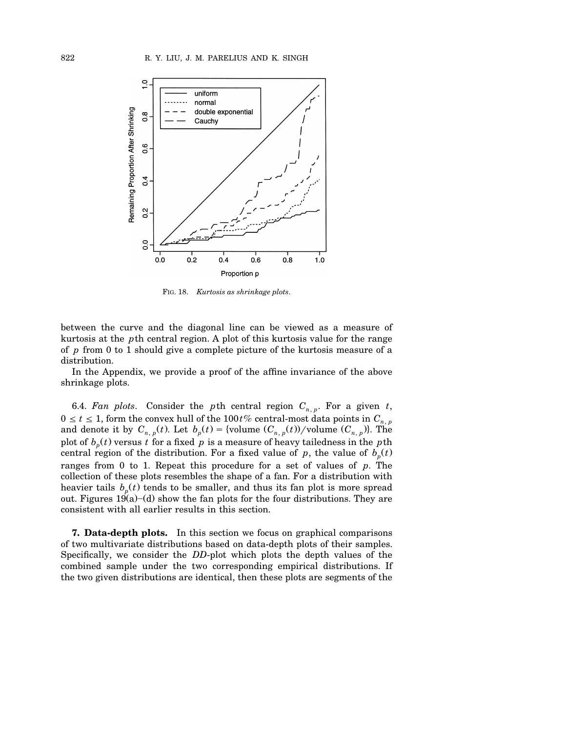FIG. 18. *Kurtosis as shrinkage plots.*

between the curve and the diagonal line can be viewed as a measure of kurtosis at the $p$th central region. A plot of this kurtosis value for the range of $p$ from 0 to 1 should give a complete picture of the kurtosis measure of a distribution.

In the Appendix, we provide a proof of the affine invariance of the above shrinkage plots.

6.4. *Fan plots.* Consider the $p$th central region $C_{n,p}$. For a given $t$, $0 \leq t \leq 1$, form the convex hull of the $100t\%$ central-most data points in $C_{n,p}$ and denote it by $C_{n,p}(t)$. Let $b_p(t) = \{\text{volume } (C_{n,p}(t))/\text{volume } (C_{n,p})\}$. The plot of $b_p(t)$ versus $t$ for a fixed $p$ is a measure of heavy tailedness in the $p$th central region of the distribution. For a fixed value of $p$, the value of $b_p(t)$ ranges from 0 to 1. Repeat this procedure for a set of values of $p$. The collection of these plots resembles the shape of a fan. For a distribution with heavier tails $b_p(t)$ tends to be smaller, and thus its fan plot is more spread out. Figures 19(a)–(d) show the fan plots for the four distributions. They are consistent with all earlier results in this section.

**7. Data-depth plots.** In this section we focus on graphical comparisons of two multivariate distributions based on data-depth plots of their samples. Specifically, we consider the *DD*-plot which plots the depth values of the combined sample under the two corresponding empirical distributions. If the two given distributions are identical, then these plots are segments of the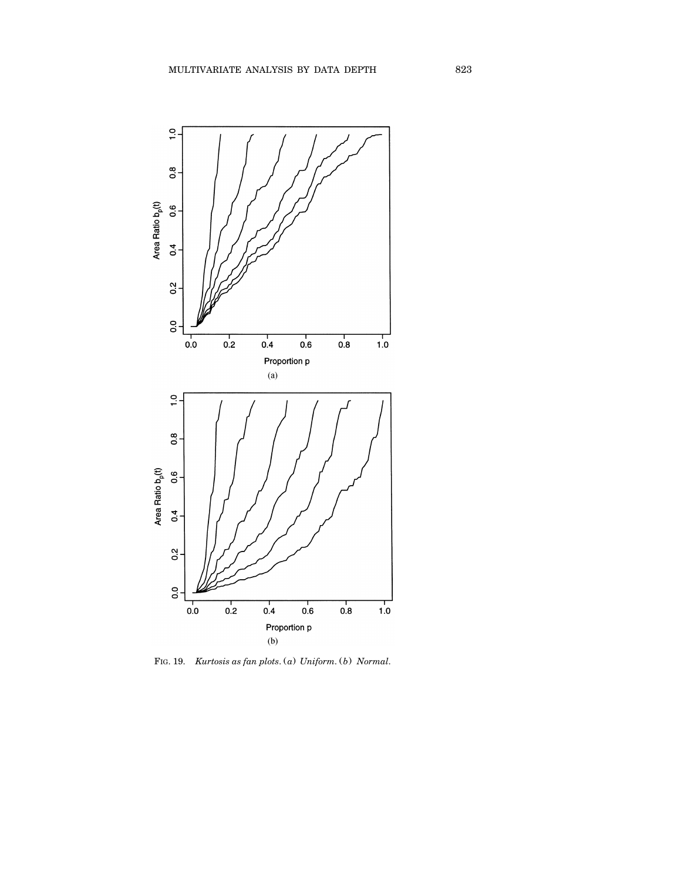FIG. 19. *Kurtosis as fan plots.* (*a*) *Uniform.* (*b*) *Normal.*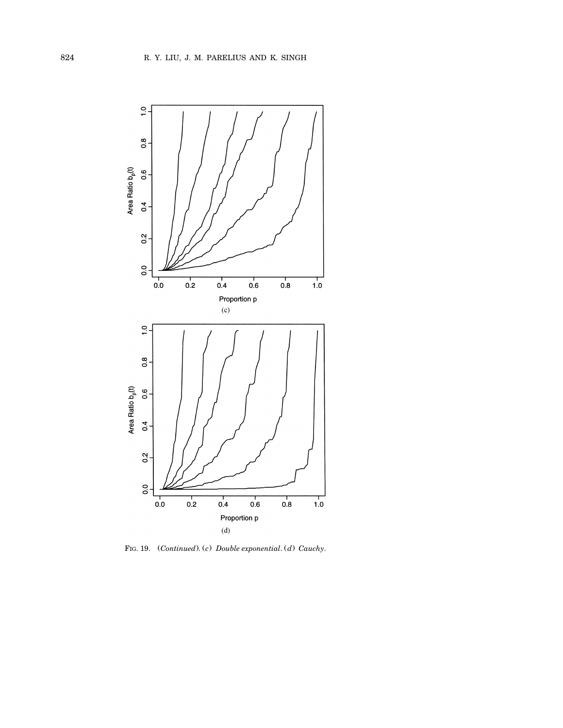Area Ratio $b_p(t)$

Proportion p

(c)

Area Ratio $b_p(t)$

Proportion p

(d)

FIG. 19. (*Continued*). (*c*) *Double exponential*. (*d*) *Cauchy*.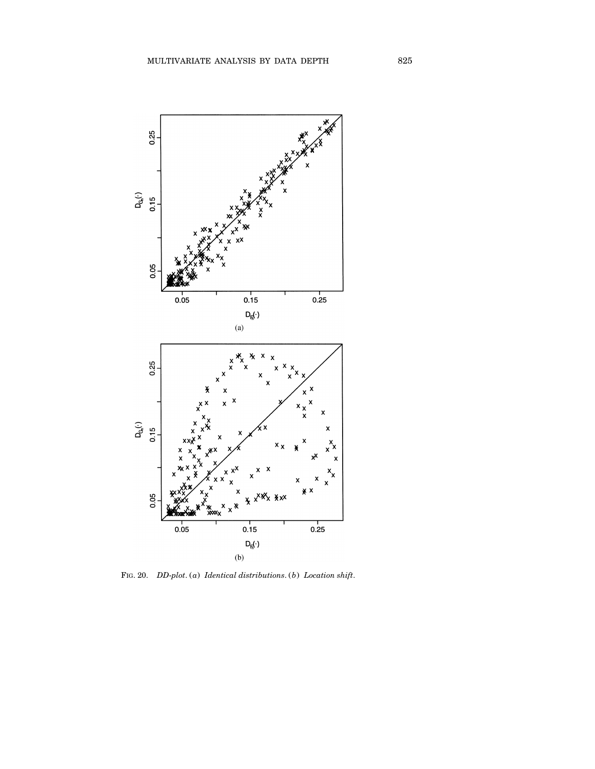(a)

(b)

FIG. 20. *DD-plot.* (*a*) *Identical distributions.* (*b*) *Location shift.*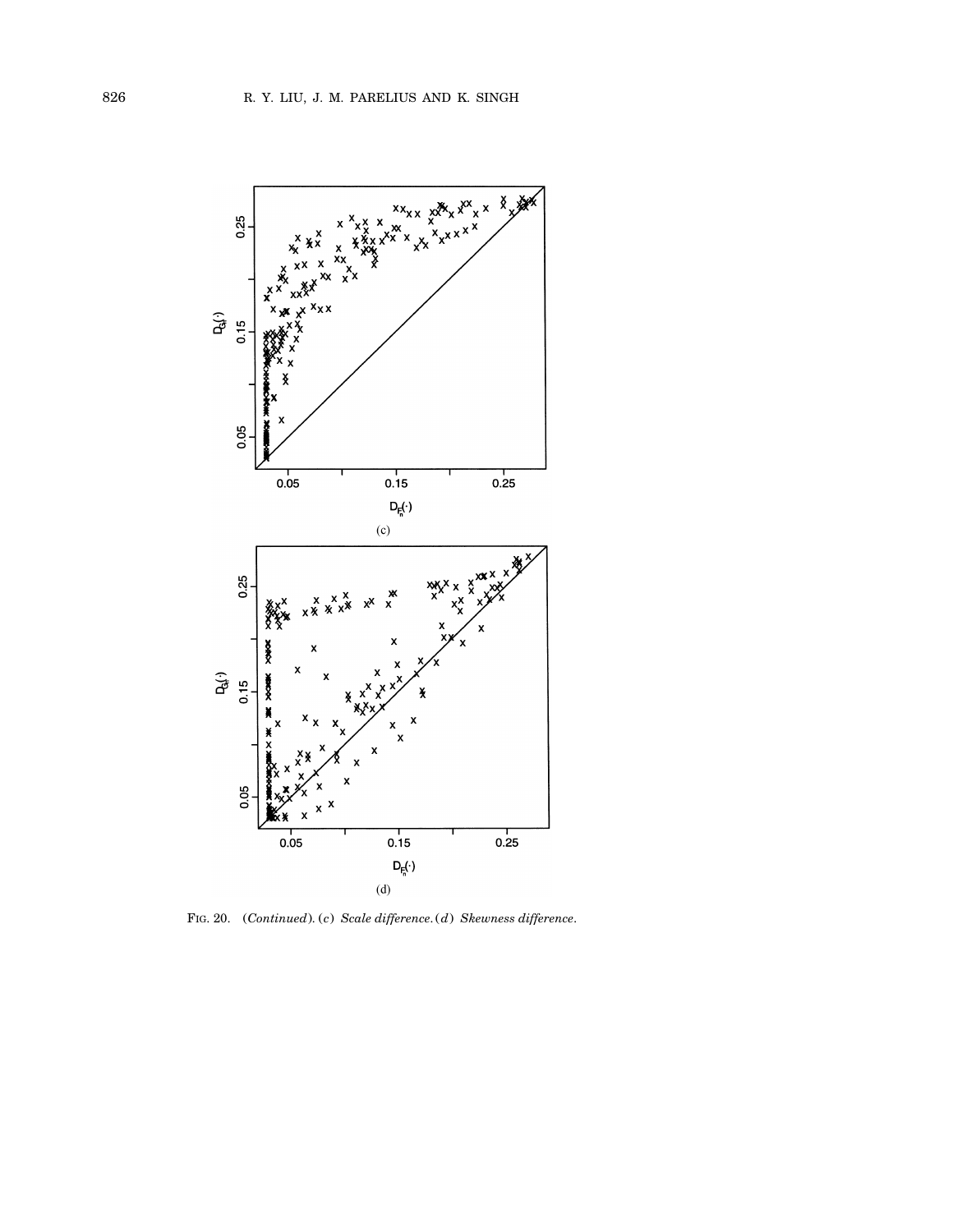(c)

(d)

FIG. 20. *(Continued). (c) Scale difference. (d) Skewness difference.*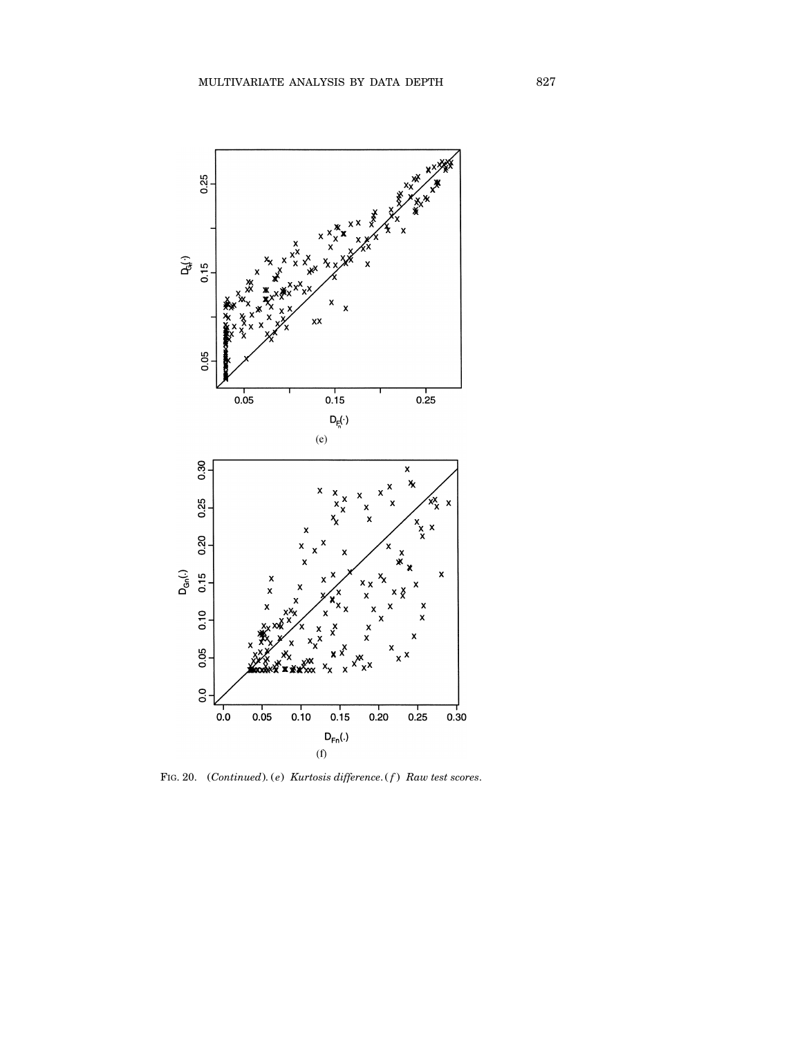(e)

(f)

FIG. 20. (*Continued*). (*e*) *Kurtosis difference*. (*f*) *Raw test scores*.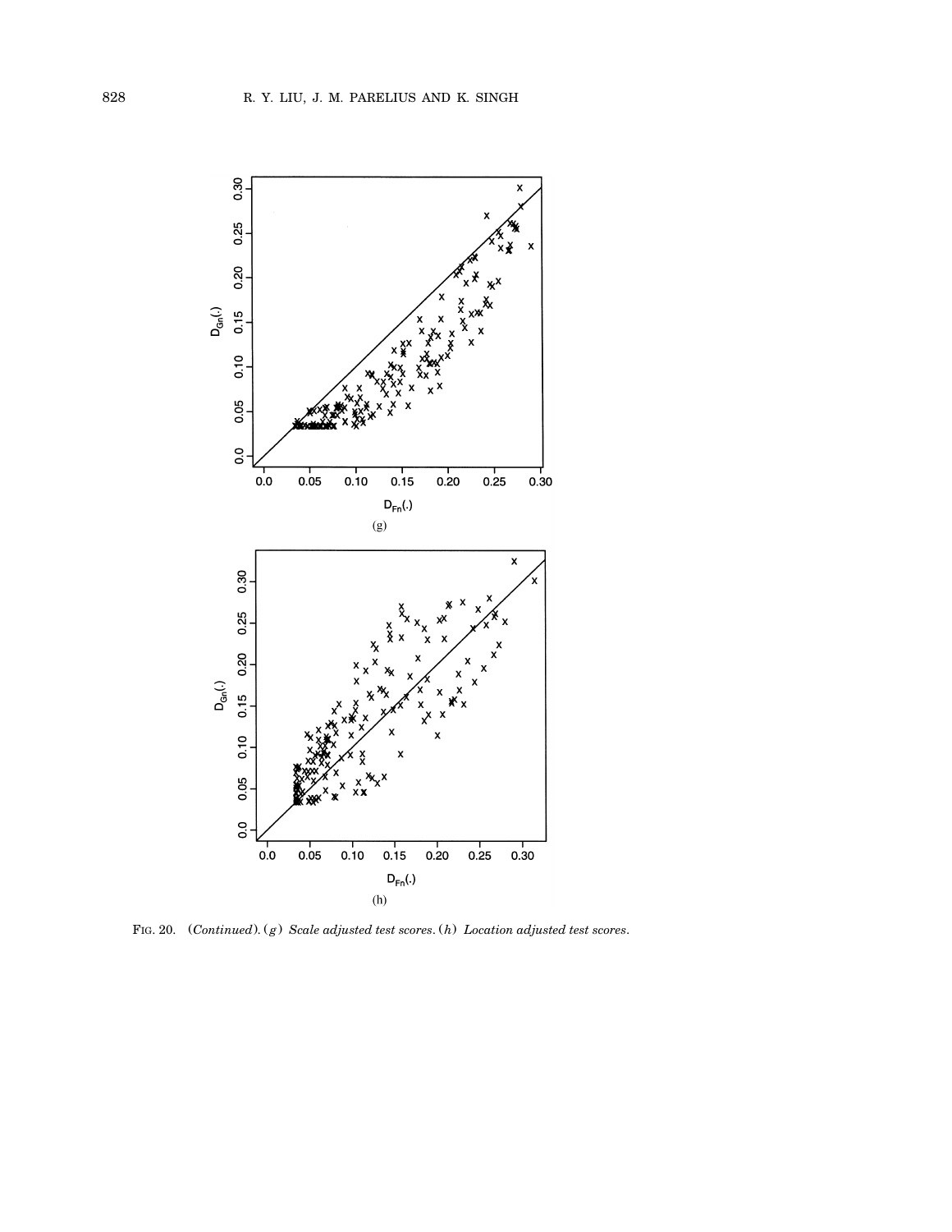FIG. 20. (*Continued*). (*g*) *Scale adjusted test scores.* (*h*) *Location adjusted test scores.*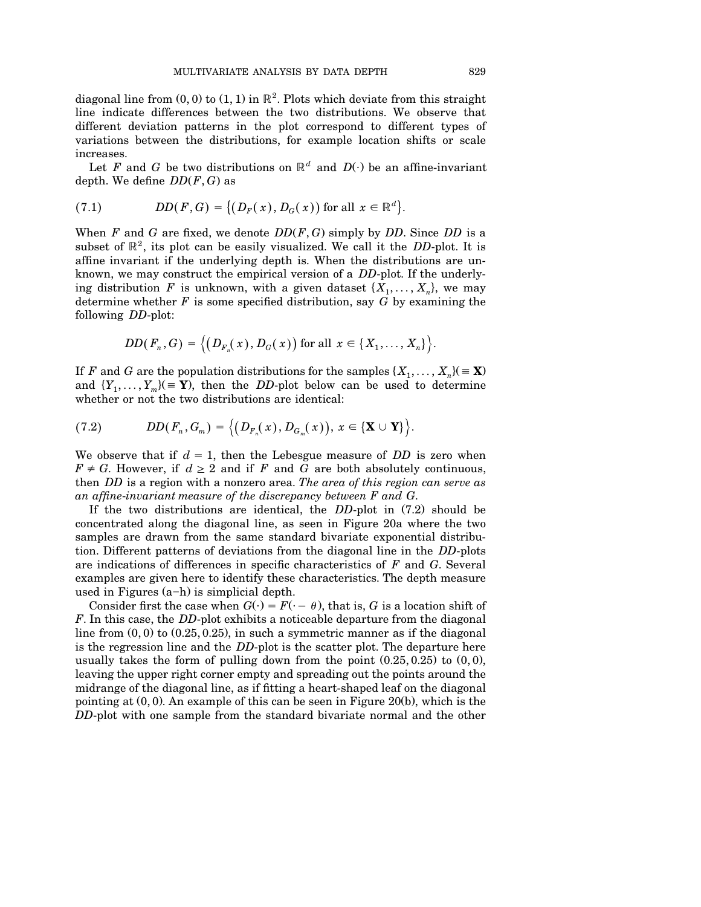diagonal line from $(0, 0)$ to $(1, 1)$ in $\mathbb{R}^2$. Plots which deviate from this straight line indicate differences between the two distributions. We observe that different deviation patterns in the plot correspond to different types of variations between the distributions, for example location shifts or scale increases.

Let $F$ and $G$ be two distributions on $\mathbb{R}^d$ and $D(\cdot)$ be an affine-invariant depth. We define $DD(F, G)$ as

$$DD(F, G) = \{(D_F(x), D_G(x)) \text{ for all } x \in \mathbb{R}^d\}. \tag{7.1}$$

When $F$ and $G$ are fixed, we denote $DD(F, G)$ simply by $DD$. Since $DD$ is a subset of $\mathbb{R}^2$, its plot can be easily visualized. We call it the *DD*-plot. It is affine invariant if the underlying depth is. When the distributions are unknown, we may construct the empirical version of a *DD*-plot. If the underlying distribution $F$ is unknown, with a given dataset $\{X_1, \dots, X_n\}$, we may determine whether $F$ is some specified distribution, say $G$ by examining the following *DD*-plot:

$$DD(F_n, G) = \left\{(D_{F_n}(x), D_G(x)) \text{ for all } x \in \{X_1, \dots, X_n\}\right\}.$$

If $F$ and $G$ are the population distributions for the samples $\{X_1, \dots, X_n\}(\equiv \mathbf{X})$ and $\{Y_1, \dots, Y_m\}(\equiv \mathbf{Y})$, then the *DD*-plot below can be used to determine whether or not the two distributions are identical:

$$DD(F_n, G_m) = \left\{(D_{F_n}(x), D_{G_m}(x)),\ x \in \{\mathbf{X} \cup \mathbf{Y}\}\right\}. \tag{7.2}$$

We observe that if $d = 1$, then the Lebesgue measure of $DD$ is zero when $F \neq G$. However, if $d \geq 2$ and if $F$ and $G$ are both absolutely continuous, then $DD$ is a region with a nonzero area. *The area of this region can serve as an affine-invariant measure of the discrepancy between $F$ and $G$.*

If the two distributions are identical, the *DD*-plot in (7.2) should be concentrated along the diagonal line, as seen in Figure 20a where the two samples are drawn from the same standard bivariate exponential distribution. Different patterns of deviations from the diagonal line in the *DD*-plots are indications of differences in specific characteristics of $F$ and $G$. Several examples are given here to identify these characteristics. The depth measure used in Figures (a–h) is simplicial depth.

Consider first the case when $G(\cdot) = F(\cdot - \theta)$, that is, $G$ is a location shift of $F$. In this case, the *DD*-plot exhibits a noticeable departure from the diagonal line from $(0, 0)$ to $(0.25, 0.25)$, in such a symmetric manner as if the diagonal is the regression line and the *DD*-plot is the scatter plot. The departure here usually takes the form of pulling down from the point $(0.25, 0.25)$ to $(0, 0)$, leaving the upper right corner empty and spreading out the points around the midrange of the diagonal line, as if fitting a heart-shaped leaf on the diagonal pointing at $(0, 0)$. An example of this can be seen in Figure 20(b), which is the *DD*-plot with one sample from the standard bivariate normal and the other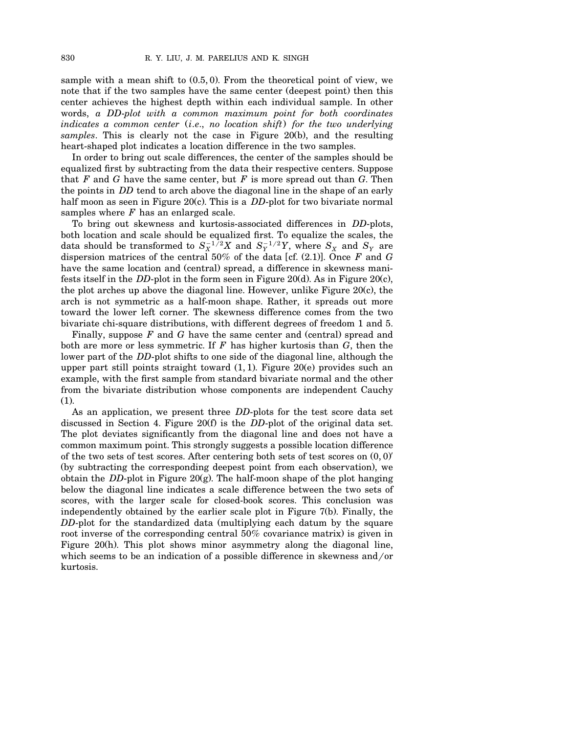sample with a mean shift to $(0.5, 0)$. From the theoretical point of view, we note that if the two samples have the same center (deepest point) then this center achieves the highest depth within each individual sample. In other words, *a DD-plot with a common maximum point for both coordinates indicates a common center (i.e., no location shift) for the two underlying samples*. This is clearly not the case in Figure 20(b), and the resulting heart-shaped plot indicates a location difference in the two samples.

In order to bring out scale differences, the center of the samples should be equalized first by subtracting from the data their respective centers. Suppose that $F$ and $G$ have the same center, but $F$ is more spread out than $G$. Then the points in $DD$ tend to arch above the diagonal line in the shape of an early half moon as seen in Figure 20(c). This is a $DD$-plot for two bivariate normal samples where $F$ has an enlarged scale.

To bring out skewness and kurtosis-associated differences in $DD$-plots, both location and scale should be equalized first. To equalize the scales, the data should be transformed to $S_X^{-1/2}X$ and $S_Y^{-1/2}Y$, where $S_X$ and $S_Y$ are dispersion matrices of the central 50% of the data [cf. (2.1)]. Once $F$ and $G$ have the same location and (central) spread, a difference in skewness manifests itself in the $DD$-plot in the form seen in Figure 20(d). As in Figure 20(c), the plot arches up above the diagonal line. However, unlike Figure 20(c), the arch is not symmetric as a half-moon shape. Rather, it spreads out more toward the lower left corner. The skewness difference comes from the two bivariate chi-square distributions, with different degrees of freedom 1 and 5.

Finally, suppose $F$ and $G$ have the same center and (central) spread and both are more or less symmetric. If $F$ has higher kurtosis than $G$, then the lower part of the $DD$-plot shifts to one side of the diagonal line, although the upper part still points straight toward $(1, 1)$. Figure 20(e) provides such an example, with the first sample from standard bivariate normal and the other from the bivariate distribution whose components are independent Cauchy (1).

As an application, we present three $DD$-plots for the test score data set discussed in Section 4. Figure 20(f) is the $DD$-plot of the original data set. The plot deviates significantly from the diagonal line and does not have a common maximum point. This strongly suggests a possible location difference of the two sets of test scores. After centering both sets of test scores on $(0, 0)'$ (by subtracting the corresponding deepest point from each observation), we obtain the $DD$-plot in Figure 20(g). The half-moon shape of the plot hanging below the diagonal line indicates a scale difference between the two sets of scores, with the larger scale for closed-book scores. This conclusion was independently obtained by the earlier scale plot in Figure 7(b). Finally, the $DD$-plot for the standardized data (multiplying each datum by the square root inverse of the corresponding central 50% covariance matrix) is given in Figure 20(h). This plot shows minor asymmetry along the diagonal line, which seems to be an indication of a possible difference in skewness and/or kurtosis.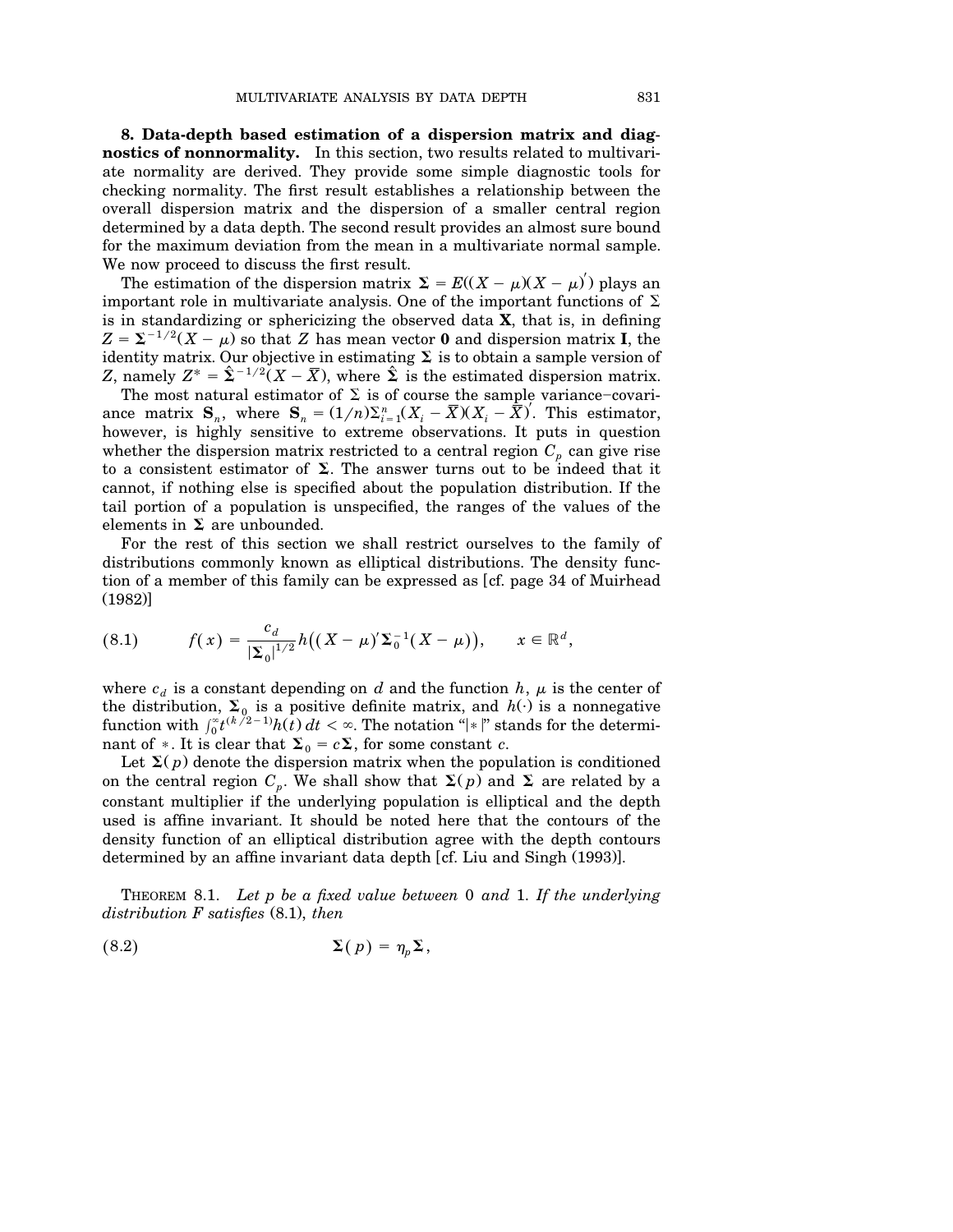**8. Data-depth based estimation of a dispersion matrix and diagnostics of nonnormality.** In this section, two results related to multivariate normality are derived. They provide some simple diagnostic tools for checking normality. The first result establishes a relationship between the overall dispersion matrix and the dispersion of a smaller central region determined by a data depth. The second result provides an almost sure bound for the maximum deviation from the mean in a multivariate normal sample. We now proceed to discuss the first result.

The estimation of the dispersion matrix $\boldsymbol{\Sigma} = E((X-\mu)(X-\mu)')$ plays an important role in multivariate analysis. One of the important functions of $\Sigma$ is in standardizing or sphericizing the observed data $\mathbf{X}$, that is, in defining $Z = \boldsymbol{\Sigma}^{-1/2}(X-\mu)$ so that $Z$ has mean vector $\mathbf{0}$ and dispersion matrix $\mathbf{I}$, the identity matrix. Our objective in estimating $\boldsymbol{\Sigma}$ is to obtain a sample version of $Z$, namely $Z^* = \hat{\boldsymbol{\Sigma}}^{-1/2}(X-\overline{X})$, where $\hat{\boldsymbol{\Sigma}}$ is the estimated dispersion matrix.

The most natural estimator of $\Sigma$ is of course the sample variance–covariance matrix $\mathbf{S}_n$, where $\mathbf{S}_n = (1/n)\Sigma_{i=1}^n (X_i - \overline{X})(X_i - \overline{X})'$. This estimator, however, is highly sensitive to extreme observations. It puts in question whether the dispersion matrix restricted to a central region $C_p$ can give rise to a consistent estimator of $\boldsymbol{\Sigma}$. The answer turns out to be indeed that it cannot, if nothing else is specified about the population distribution. If the tail portion of a population is unspecified, the ranges of the values of the elements in $\boldsymbol{\Sigma}$ are unbounded.

For the rest of this section we shall restrict ourselves to the family of distributions commonly known as elliptical distributions. The density function of a member of this family can be expressed as [cf. page 34 of Muirhead (1982)]

$$f(x) = \frac{c_d}{|\boldsymbol{\Sigma}_0|^{1/2}} h\big((X-\mu)'\boldsymbol{\Sigma}_0^{-1}(X-\mu)\big), \qquad x \in \mathbb{R}^d, \tag{8.1}$$

where $c_d$ is a constant depending on $d$ and the function $h$, $\mu$ is the center of the distribution, $\boldsymbol{\Sigma}_0$ is a positive definite matrix, and $h(\cdot)$ is a nonnegative function with $\int_0^\infty t^{(k/2-1)}h(t)\,dt < \infty$. The notation "$|*|$" stands for the determinant of $*$. It is clear that $\boldsymbol{\Sigma}_0 = c\boldsymbol{\Sigma}$, for some constant $c$.

Let $\boldsymbol{\Sigma}(p)$ denote the dispersion matrix when the population is conditioned on the central region $C_p$. We shall show that $\boldsymbol{\Sigma}(p)$ and $\boldsymbol{\Sigma}$ are related by a constant multiplier if the underlying population is elliptical and the depth used is affine invariant. It should be noted here that the contours of the density function of an elliptical distribution agree with the depth contours determined by an affine invariant data depth [cf. Liu and Singh (1993)].

THEOREM 8.1. *Let $p$ be a fixed value between* 0 *and* 1. *If the underlying distribution $F$ satisfies* (8.1), *then*

$$\boldsymbol{\Sigma}(p) = \eta_p \boldsymbol{\Sigma}, \tag{8.2}$$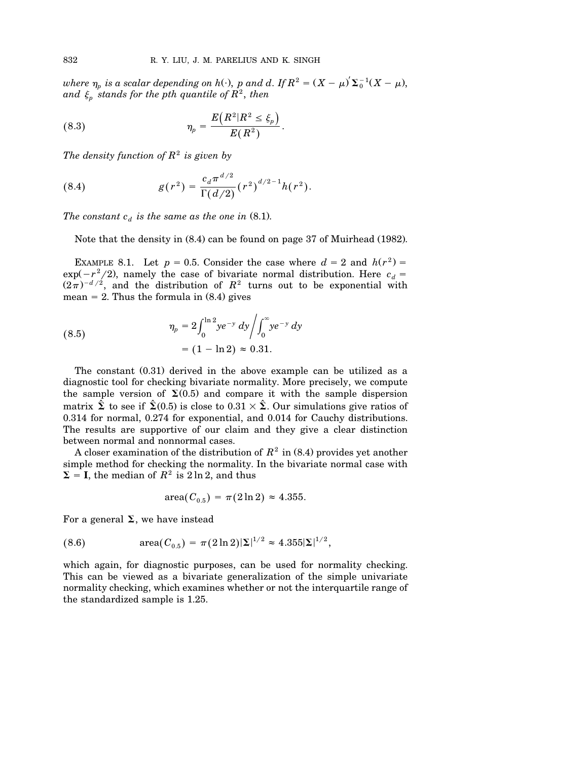*where $\eta_p$ is a scalar depending on $h(\cdot)$, $p$ and $d$. If $R^2 = (X - \mu)' \boldsymbol{\Sigma}_0^{-1}(X - \mu)$, and $\xi_p$ stands for the pth quantile of $R^2$, then*

$$\eta_p = \frac{E\left(R^2 | R^2 \le \xi_p\right)}{E(R^2)}. \tag{8.3}$$

*The density function of $R^2$ is given by*

$$g(r^2) = \frac{c_d \pi^{d/2}}{\Gamma(d/2)} (r^2)^{d/2 - 1} h(r^2). \tag{8.4}$$

*The constant $c_d$ is the same as the one in* (8.1).

Note that the density in (8.4) can be found on page 37 of Muirhead (1982).

EXAMPLE 8.1. Let $p = 0.5$. Consider the case where $d = 2$ and $h(r^2) = \exp(-r^2/2)$, namely the case of bivariate normal distribution. Here $c_d = (2\pi)^{-d/2}$, and the distribution of $R^2$ turns out to be exponential with mean $= 2$. Thus the formula in (8.4) gives

$$\begin{aligned} \eta_p &= 2\int_0^{\ln 2} y e^{-y}\, dy \bigg/ \int_0^{\infty} y e^{-y}\, dy \\ &= (1 - \ln 2) \approx 0.31. \end{aligned} \tag{8.5}$$

The constant (0.31) derived in the above example can be utilized as a diagnostic tool for checking bivariate normality. More precisely, we compute the sample version of $\boldsymbol{\Sigma}(0.5)$ and compare it with the sample dispersion matrix $\hat{\boldsymbol{\Sigma}}$ to see if $\hat{\boldsymbol{\Sigma}}(0.5)$ is close to $0.31 \times \hat{\boldsymbol{\Sigma}}$. Our simulations give ratios of 0.314 for normal, 0.274 for exponential, and 0.014 for Cauchy distributions. The results are supportive of our claim and they give a clear distinction between normal and nonnormal cases.

A closer examination of the distribution of $R^2$ in (8.4) provides yet another simple method for checking the normality. In the bivariate normal case with $\boldsymbol{\Sigma} = \mathbf{I}$, the median of $R^2$ is $2 \ln 2$, and thus

$$\text{area}(C_{0.5}) = \pi(2 \ln 2) \approx 4.355.$$

For a general $\boldsymbol{\Sigma}$, we have instead

$$\text{area}(C_{0.5}) = \pi(2 \ln 2) |\boldsymbol{\Sigma}|^{1/2} \approx 4.355 |\boldsymbol{\Sigma}|^{1/2}, \tag{8.6}$$

which again, for diagnostic purposes, can be used for normality checking. This can be viewed as a bivariate generalization of the simple univariate normality checking, which examines whether or not the interquartile range of the standardized sample is 1.25.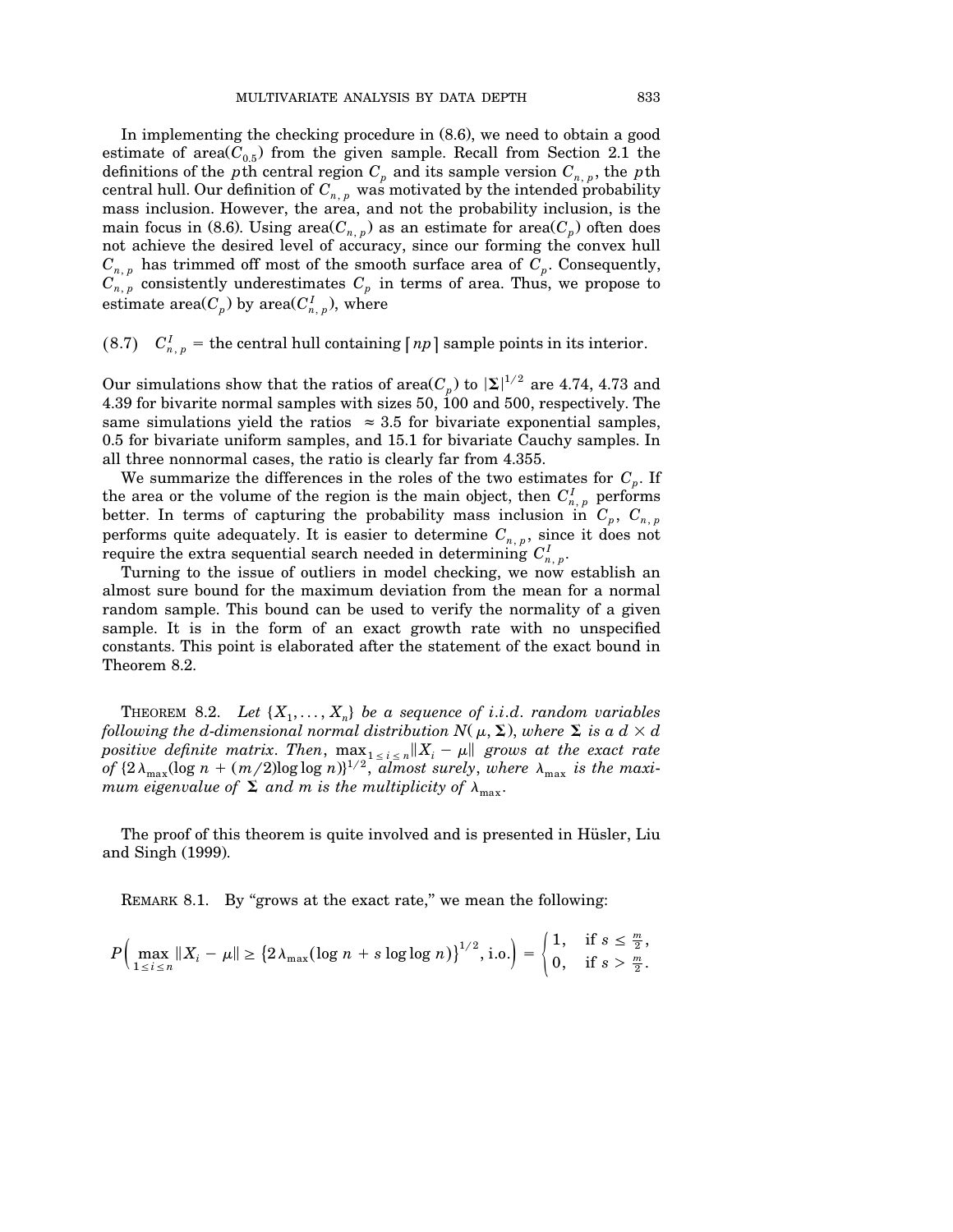In implementing the checking procedure in (8.6), we need to obtain a good estimate of area($C_{0.5}$) from the given sample. Recall from Section 2.1 the definitions of the $p$th central region $C_p$ and its sample version $C_{n,p}$, the $p$th central hull. Our definition of $C_{n,p}$ was motivated by the intended probability mass inclusion. However, the area, and not the probability inclusion, is the main focus in (8.6). Using area($C_{n,p}$) as an estimate for area($C_p$) often does not achieve the desired level of accuracy, since our forming the convex hull $C_{n,p}$ has trimmed off most of the smooth surface area of $C_p$. Consequently, $C_{n,p}$ consistently underestimates $C_p$ in terms of area. Thus, we propose to estimate area($C_p$) by area($C^I_{n,p}$), where

(8.7) $\quad C^I_{n,p}$ = the central hull containing $\lceil np \rceil$ sample points in its interior.

Our simulations show that the ratios of area($C_p$) to $|\mathbf{\Sigma}|^{1/2}$ are 4.74, 4.73 and 4.39 for bivarite normal samples with sizes 50, 100 and 500, respectively. The same simulations yield the ratios $\approx 3.5$ for bivariate exponential samples, 0.5 for bivariate uniform samples, and 15.1 for bivariate Cauchy samples. In all three nonnormal cases, the ratio is clearly far from 4.355.

We summarize the differences in the roles of the two estimates for $C_p$. If the area or the volume of the region is the main object, then $C^I_{n,p}$ performs better. In terms of capturing the probability mass inclusion in $C_p$, $C_{n,p}$ performs quite adequately. It is easier to determine $C_{n,p}$, since it does not require the extra sequential search needed in determining $C^I_{n,p}$.

Turning to the issue of outliers in model checking, we now establish an almost sure bound for the maximum deviation from the mean for a normal random sample. This bound can be used to verify the normality of a given sample. It is in the form of an exact growth rate with no unspecified constants. This point is elaborated after the statement of the exact bound in Theorem 8.2.

THEOREM 8.2. *Let $\{X_1, \dots, X_n\}$ be a sequence of i.i.d. random variables following the d-dimensional normal distribution $N(\mu, \mathbf{\Sigma})$, where $\mathbf{\Sigma}$ is a $d \times d$ positive definite matrix. Then*, $\max_{1 \le i \le n} \|X_i - \mu\|$ *grows at the exact rate of* $\{2\lambda_{\max}(\log n + (m/2)\log\log n)\}^{1/2}$, *almost surely*, *where $\lambda_{\max}$ is the maximum eigenvalue of $\mathbf{\Sigma}$ and m is the multiplicity of $\lambda_{\max}$.*

The proof of this theorem is quite involved and is presented in Hüsler, Liu and Singh (1999).

REMARK 8.1. By "grows at the exact rate," we mean the following:

$$P\Big(\max_{1 \le i \le n} \|X_i - \mu\| \ge \big\{2\lambda_{\max}(\log n + s \log\log n)\big\}^{1/2}, \text{i.o.}\Big) = \begin{cases} 1, & \text{if } s \le \frac{m}{2}, \\ 0, & \text{if } s > \frac{m}{2}. \end{cases}$$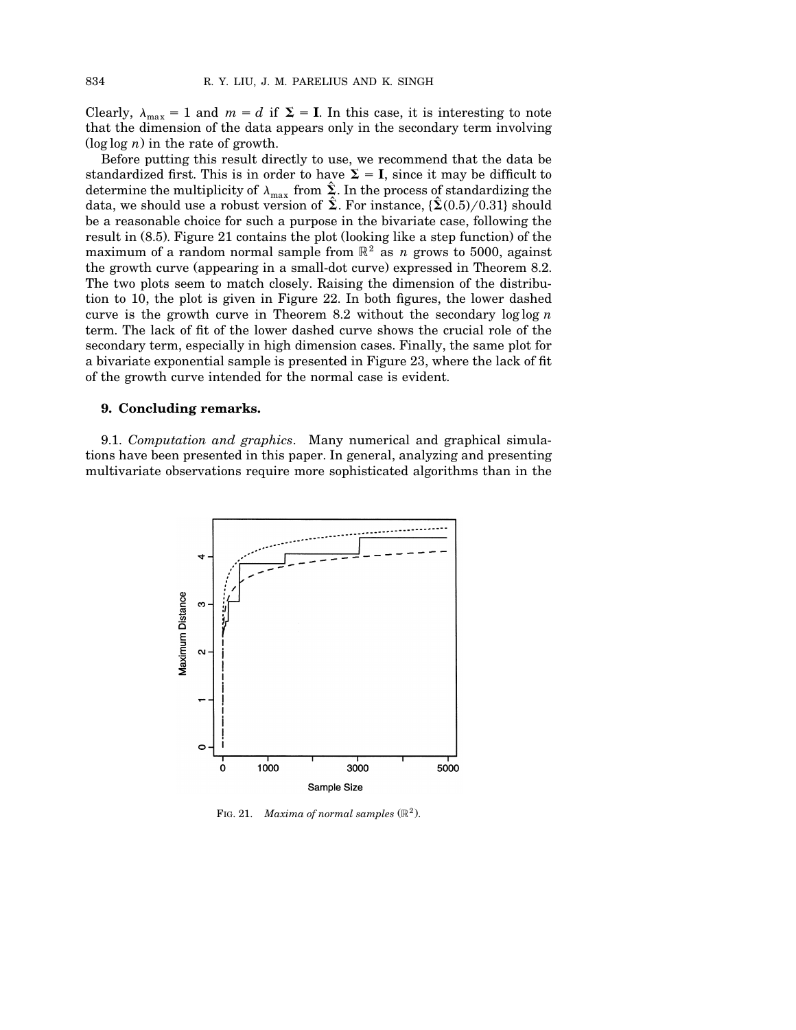Clearly, $\lambda_{\max} = 1$ and $m = d$ if $\mathbf{\Sigma} = \mathbf{I}$. In this case, it is interesting to note that the dimension of the data appears only in the secondary term involving $(\log \log n)$ in the rate of growth.

Before putting this result directly to use, we recommend that the data be standardized first. This is in order to have $\mathbf{\Sigma} = \mathbf{I}$, since it may be difficult to determine the multiplicity of $\lambda_{\max}$ from $\hat{\mathbf{\Sigma}}$. In the process of standardizing the data, we should use a robust version of $\hat{\mathbf{\Sigma}}$. For instance, $\{\hat{\mathbf{\Sigma}}(0.5)/0.31\}$ should be a reasonable choice for such a purpose in the bivariate case, following the result in (8.5). Figure 21 contains the plot (looking like a step function) of the maximum of a random normal sample from $\mathbb{R}^2$ as $n$ grows to 5000, against the growth curve (appearing in a small-dot curve) expressed in Theorem 8.2. The two plots seem to match closely. Raising the dimension of the distribution to 10, the plot is given in Figure 22. In both figures, the lower dashed curve is the growth curve in Theorem 8.2 without the secondary $\log \log n$ term. The lack of fit of the lower dashed curve shows the crucial role of the secondary term, especially in high dimension cases. Finally, the same plot for a bivariate exponential sample is presented in Figure 23, where the lack of fit of the growth curve intended for the normal case is evident.

## 9. Concluding remarks.

9.1. *Computation and graphics*. Many numerical and graphical simulations have been presented in this paper. In general, analyzing and presenting multivariate observations require more sophisticated algorithms than in the

FIG. 21. *Maxima of normal samples* ($\mathbb{R}^2$).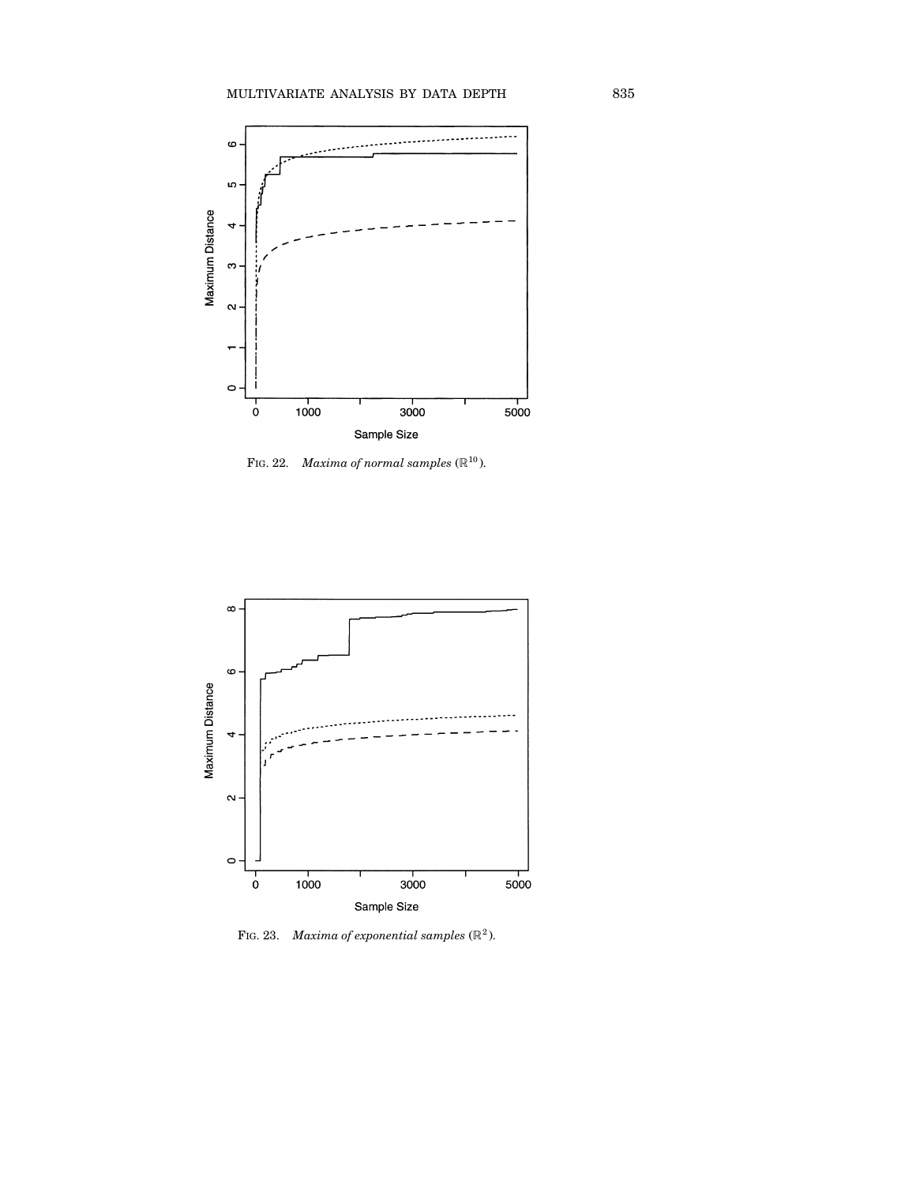FIG. 22. *Maxima of normal samples* ($\mathbb{R}^{10}$).

FIG. 23. *Maxima of exponential samples* ($\mathbb{R}^{2}$).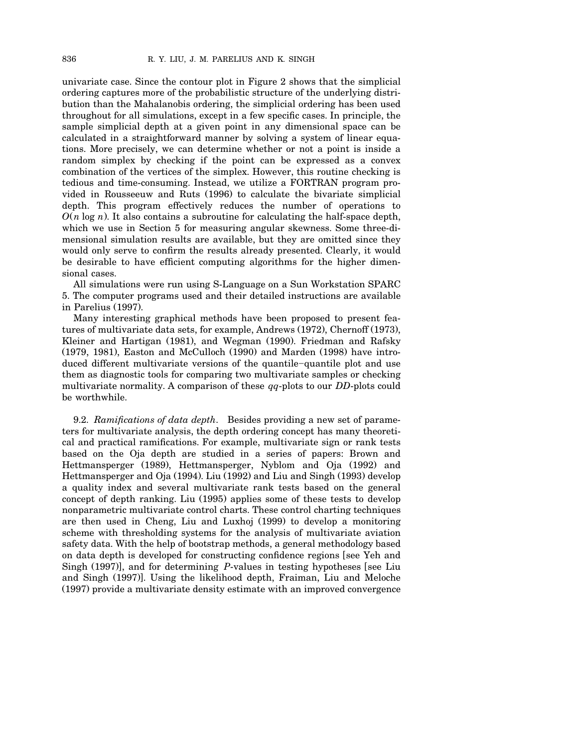univariate case. Since the contour plot in Figure 2 shows that the simplicial ordering captures more of the probabilistic structure of the underlying distribution than the Mahalanobis ordering, the simplicial ordering has been used throughout for all simulations, except in a few specific cases. In principle, the sample simplicial depth at a given point in any dimensional space can be calculated in a straightforward manner by solving a system of linear equations. More precisely, we can determine whether or not a point is inside a random simplex by checking if the point can be expressed as a convex combination of the vertices of the simplex. However, this routine checking is tedious and time-consuming. Instead, we utilize a FORTRAN program provided in Rousseeuw and Ruts (1996) to calculate the bivariate simplicial depth. This program effectively reduces the number of operations to $O(n \log n)$. It also contains a subroutine for calculating the half-space depth, which we use in Section 5 for measuring angular skewness. Some three-dimensional simulation results are available, but they are omitted since they would only serve to confirm the results already presented. Clearly, it would be desirable to have efficient computing algorithms for the higher dimensional cases.

All simulations were run using S-Language on a Sun Workstation SPARC 5. The computer programs used and their detailed instructions are available in Parelius (1997).

Many interesting graphical methods have been proposed to present features of multivariate data sets, for example, Andrews (1972), Chernoff (1973), Kleiner and Hartigan (1981), and Wegman (1990). Friedman and Rafsky (1979, 1981), Easton and McCulloch (1990) and Marden (1998) have introduced different multivariate versions of the quantile–quantile plot and use them as diagnostic tools for comparing two multivariate samples or checking multivariate normality. A comparison of these *qq*-plots to our *DD*-plots could be worthwhile.

9.2. *Ramifications of data depth*. Besides providing a new set of parameters for multivariate analysis, the depth ordering concept has many theoretical and practical ramifications. For example, multivariate sign or rank tests based on the Oja depth are studied in a series of papers: Brown and Hettmansperger (1989), Hettmansperger, Nyblom and Oja (1992) and Hettmansperger and Oja (1994). Liu (1992) and Liu and Singh (1993) develop a quality index and several multivariate rank tests based on the general concept of depth ranking. Liu (1995) applies some of these tests to develop nonparametric multivariate control charts. These control charting techniques are then used in Cheng, Liu and Luxhoj (1999) to develop a monitoring scheme with thresholding systems for the analysis of multivariate aviation safety data. With the help of bootstrap methods, a general methodology based on data depth is developed for constructing confidence regions [see Yeh and Singh (1997)], and for determining $P$-values in testing hypotheses [see Liu and Singh (1997)]. Using the likelihood depth, Fraiman, Liu and Meloche (1997) provide a multivariate density estimate with an improved convergence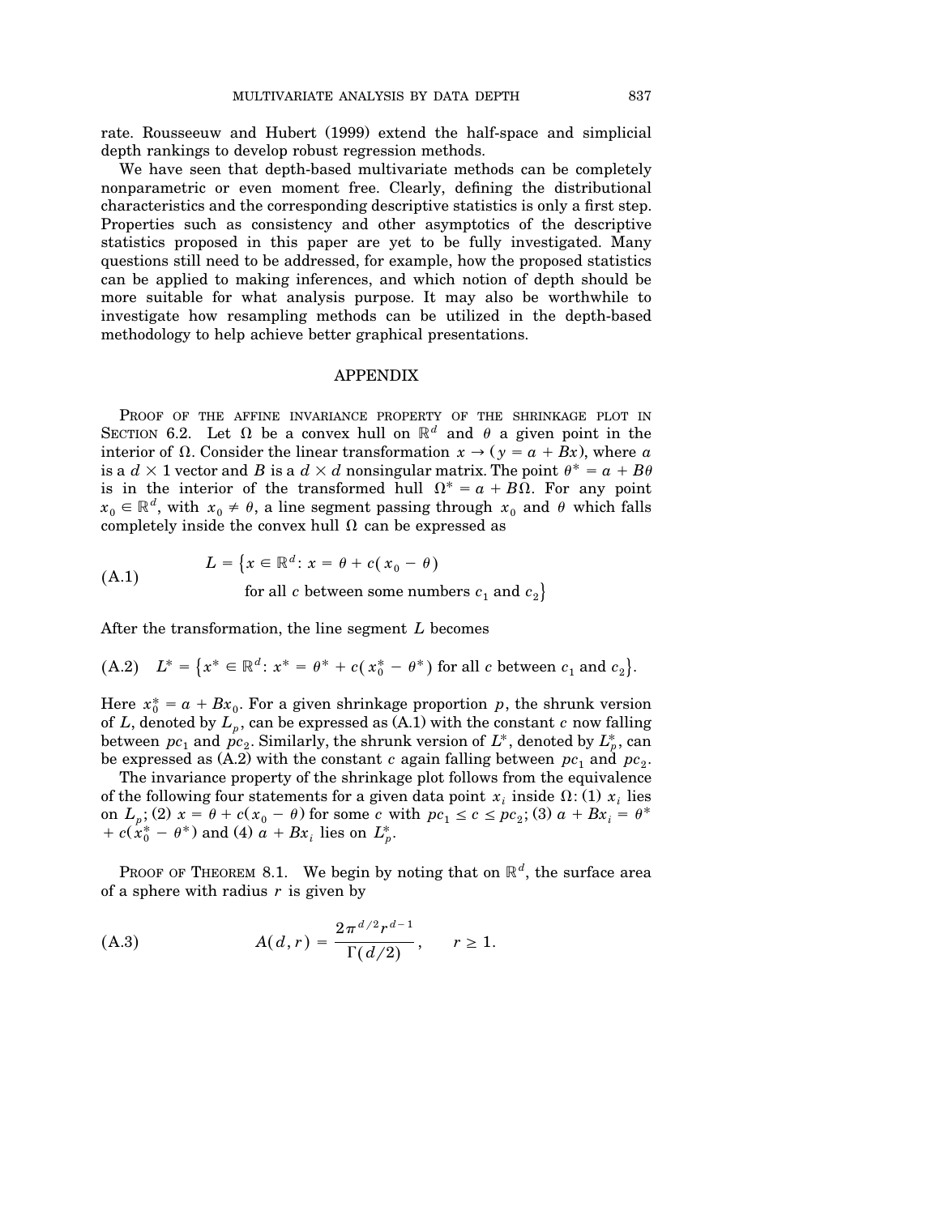rate. Rousseeuw and Hubert (1999) extend the half-space and simplicial depth rankings to develop robust regression methods.

We have seen that depth-based multivariate methods can be completely nonparametric or even moment free. Clearly, defining the distributional characteristics and the corresponding descriptive statistics is only a first step. Properties such as consistency and other asymptotics of the descriptive statistics proposed in this paper are yet to be fully investigated. Many questions still need to be addressed, for example, how the proposed statistics can be applied to making inferences, and which notion of depth should be more suitable for what analysis purpose. It may also be worthwhile to investigate how resampling methods can be utilized in the depth-based methodology to help achieve better graphical presentations.

## APPENDIX

PROOF OF THE AFFINE INVARIANCE PROPERTY OF THE SHRINKAGE PLOT IN SECTION 6.2. Let $\Omega$ be a convex hull on $\mathbb{R}^d$ and $\theta$ a given point in the interior of $\Omega$. Consider the linear transformation $x \to (y = a + Bx)$, where $a$ is a $d \times 1$ vector and $B$ is a $d \times d$ nonsingular matrix. The point $\theta^* = a + B\theta$ is in the interior of the transformed hull $\Omega^* = a + B\Omega$. For any point $x_0 \in \mathbb{R}^d$, with $x_0 \neq \theta$, a line segment passing through $x_0$ and $\theta$ which falls completely inside the convex hull $\Omega$ can be expressed as

$$L = \{x \in \mathbb{R}^d: x = \theta + c(x_0 - \theta) \text{ for all } c \text{ between some numbers } c_1 \text{ and } c_2\} \tag{A.1}$$

After the transformation, the line segment $L$ becomes

$$L^* = \{x^* \in \mathbb{R}^d: x^* = \theta^* + c(x_0^* - \theta^*) \text{ for all } c \text{ between } c_1 \text{ and } c_2\}. \tag{A.2}$$

Here $x_0^* = a + Bx_0$. For a given shrinkage proportion $p$, the shrunk version of $L$, denoted by $L_p$, can be expressed as (A.1) with the constant $c$ now falling between $pc_1$ and $pc_2$. Similarly, the shrunk version of $L^*$, denoted by $L_p^*$, can be expressed as (A.2) with the constant $c$ again falling between $pc_1$ and $pc_2$.

The invariance property of the shrinkage plot follows from the equivalence of the following four statements for a given data point $x_i$ inside $\Omega$: (1) $x_i$ lies on $L_p$; (2) $x = \theta + c(x_0 - \theta)$ for some $c$ with $pc_1 \leq c \leq pc_2$; (3) $a + Bx_i = \theta^* + c(x_0^* - \theta^*)$ and (4) $a + Bx_i$ lies on $L_p^*$.

PROOF OF THEOREM 8.1. We begin by noting that on $\mathbb{R}^d$, the surface area of a sphere with radius $r$ is given by

$$A(d, r) = \frac{2\pi^{d/2} r^{d-1}}{\Gamma(d/2)}, \qquad r \geq 1. \tag{A.3}$$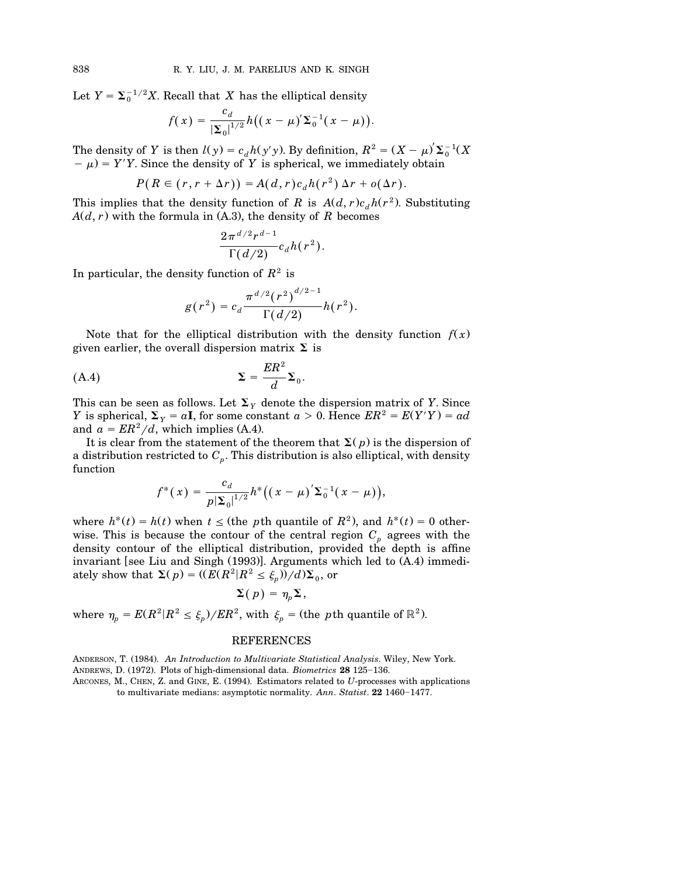Let $Y = \mathbf{\Sigma}_0^{-1/2} X$. Recall that $X$ has the elliptical density

$$f(x) = \frac{c_d}{|\mathbf{\Sigma}_0|^{1/2}} h\big((x-\mu)'\mathbf{\Sigma}_0^{-1}(x-\mu)\big).$$

The density of $Y$ is then $l(y) = c_d h(y'y)$. By definition, $R^2 = (X-\mu)'\mathbf{\Sigma}_0^{-1}(X - \mu) = Y'Y$. Since the density of $Y$ is spherical, we immediately obtain

$$P(R \in (r, r + \Delta r)) = A(d, r) c_d h(r^2)\, \Delta r + o(\Delta r).$$

This implies that the density function of $R$ is $A(d, r) c_d h(r^2)$. Substituting $A(d, r)$ with the formula in (A.3), the density of $R$ becomes

$$\frac{2\pi^{d/2} r^{d-1}}{\Gamma(d/2)} c_d h(r^2).$$

In particular, the density function of $R^2$ is

$$g(r^2) = c_d \frac{\pi^{d/2} (r^2)^{d/2-1}}{\Gamma(d/2)} h(r^2).$$

Note that for the elliptical distribution with the density function $f(x)$ given earlier, the overall dispersion matrix $\mathbf{\Sigma}$ is

$$\mathbf{\Sigma} = \frac{ER^2}{d}\mathbf{\Sigma}_0. \tag{A.4}$$

This can be seen as follows. Let $\mathbf{\Sigma}_Y$ denote the dispersion matrix of $Y$. Since $Y$ is spherical, $\mathbf{\Sigma}_Y = a\mathbf{I}$, for some constant $a > 0$. Hence $ER^2 = E(Y'Y) = ad$ and $a = ER^2/d$, which implies (A.4).

It is clear from the statement of the theorem that $\mathbf{\Sigma}(p)$ is the dispersion of a distribution restricted to $C_p$. This distribution is also elliptical, with density function

$$f^*(x) = \frac{c_d}{p|\mathbf{\Sigma}_0|^{1/2}} h^*\big((x-\mu)'\mathbf{\Sigma}_0^{-1}(x-\mu)\big),$$

where $h^*(t) = h(t)$ when $t \le$ (the $p$th quantile of $R^2$), and $h^*(t) = 0$ otherwise. This is because the contour of the central region $C_p$ agrees with the density contour of the elliptical distribution, provided the depth is affine invariant [see Liu and Singh (1993)]. Arguments which led to (A.4) immediately show that $\mathbf{\Sigma}(p) = ((E(R^2 | R^2 \le \xi_p))/d)\mathbf{\Sigma}_0$, or

$$\mathbf{\Sigma}(p) = \eta_p \mathbf{\Sigma},$$

where $\eta_p = E(R^2 | R^2 \le \xi_p)/ER^2$, with $\xi_p =$ (the $p$th quantile of $\mathbb{R}^2$).

## REFERENCES

ANDERSON, T. (1984). *An Introduction to Multivariate Statistical Analysis*. Wiley, New York.

ANDREWS, D. (1972). Plots of high-dimensional data. *Biometrics* **28** 125–136.

ARCONES, M., CHEN, Z. and GINE, E. (1994). Estimators related to $U$-processes with applications to multivariate medians: asymptotic normality. *Ann. Statist.* **22** 1460–1477.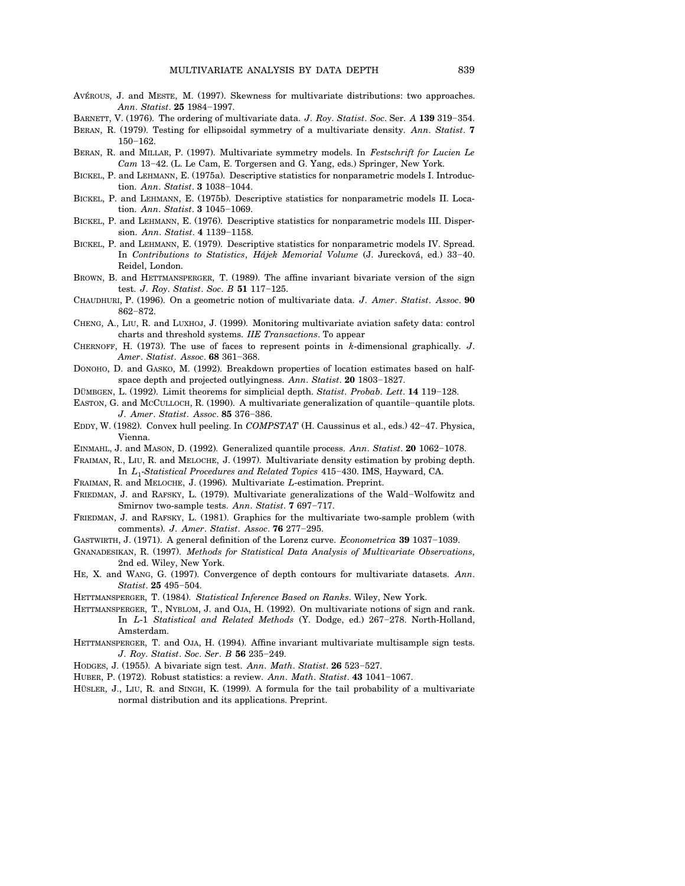AVÉROUS, J. and MESTE, M. (1997). Skewness for multivariate distributions: two approaches. *Ann. Statist.* **25** 1984–1997.

BARNETT, V. (1976). The ordering of multivariate data. *J. Roy. Statist. Soc.* Ser. *A* **139** 319–354.

BERAN, R. (1979). Testing for ellipsoidal symmetry of a multivariate density. *Ann. Statist.* **7** 150–162.

BERAN, R. and MILLAR, P. (1997). Multivariate symmetry models. In *Festschrift for Lucien Le Cam* 13–42. (L. Le Cam, E. Torgersen and G. Yang, eds.) Springer, New York.

BICKEL, P. and LEHMANN, E. (1975a). Descriptive statistics for nonparametric models I. Introduction. *Ann. Statist.* **3** 1038–1044.

BICKEL, P. and LEHMANN, E. (1975b). Descriptive statistics for nonparametric models II. Location. *Ann. Statist.* **3** 1045–1069.

BICKEL, P. and LEHMANN, E. (1976). Descriptive statistics for nonparametric models III. Dispersion. *Ann. Statist.* **4** 1139–1158.

BICKEL, P. and LEHMANN, E. (1979). Descriptive statistics for nonparametric models IV. Spread. In *Contributions to Statistics*, *Hájek Memorial Volume* (J. Jurecková, ed.) 33–40. Reidel, London.

BROWN, B. and HETTMANSPERGER, T. (1989). The affine invariant bivariate version of the sign test. *J. Roy. Statist. Soc. B* **51** 117–125.

CHAUDHURI, P. (1996). On a geometric notion of multivariate data. *J. Amer. Statist. Assoc.* **90** 862–872.

CHENG, A., LIU, R. and LUXHOJ, J. (1999). Monitoring multivariate aviation safety data: control charts and threshold systems. *IIE Transactions*. To appear

CHERNOFF, H. (1973). The use of faces to represent points in $k$-dimensional graphically. *J. Amer. Statist. Assoc.* **68** 361–368.

DONOHO, D. and GASKO, M. (1992). Breakdown properties of location estimates based on halfspace depth and projected outlyingness. *Ann. Statist.* **20** 1803–1827.

DÜMBGEN, L. (1992). Limit theorems for simplicial depth. *Statist. Probab. Lett.* **14** 119–128.

EASTON, G. and MCCULLOCH, R. (1990). A multivariate generalization of quantile–quantile plots. *J. Amer. Statist. Assoc.* **85** 376–386.

EDDY, W. (1982). Convex hull peeling. In *COMPSTAT* (H. Caussinus et al., eds.) 42–47. Physica, Vienna.

EINMAHL, J. and MASON, D. (1992). Generalized quantile process. *Ann. Statist.* **20** 1062–1078.

FRAIMAN, R., LIU, R. and MELOCHE, J. (1997). Multivariate density estimation by probing depth. In $L_1$-*Statistical Procedures and Related Topics* 415–430. IMS, Hayward, CA.

FRAIMAN, R. and MELOCHE, J. (1996). Multivariate $L$-estimation. Preprint.

FRIEDMAN, J. and RAFSKY, L. (1979). Multivariate generalizations of the Wald–Wolfowitz and Smirnov two-sample tests. *Ann. Statist.* **7** 697–717.

FRIEDMAN, J. and RAFSKY, L. (1981). Graphics for the multivariate two-sample problem (with comments). *J. Amer. Statist. Assoc.* **76** 277–295.

GASTWIRTH, J. (1971). A general definition of the Lorenz curve. *Econometrica* **39** 1037–1039.

GNANADESIKAN, R. (1997). *Methods for Statistical Data Analysis of Multivariate Observations*, 2nd ed. Wiley, New York.

HE, X. and WANG, G. (1997). Convergence of depth contours for multivariate datasets. *Ann. Statist.* **25** 495–504.

HETTMANSPERGER, T. (1984). *Statistical Inference Based on Ranks*. Wiley, New York.

HETTMANSPERGER, T., NYBLOM, J. and OJA, H. (1992). On multivariate notions of sign and rank. In *L-1 Statistical and Related Methods* (Y. Dodge, ed.) 267–278. North-Holland, Amsterdam.

HETTMANSPERGER, T. and OJA, H. (1994). Affine invariant multivariate multisample sign tests. *J. Roy. Statist. Soc. Ser. B* **56** 235–249.

HODGES, J. (1955). A bivariate sign test. *Ann. Math. Statist.* **26** 523–527.

HUBER, P. (1972). Robust statistics: a review. *Ann. Math. Statist.* **43** 1041–1067.

HÜSLER, J., LIU, R. and SINGH, K. (1999). A formula for the tail probability of a multivariate normal distribution and its applications. Preprint.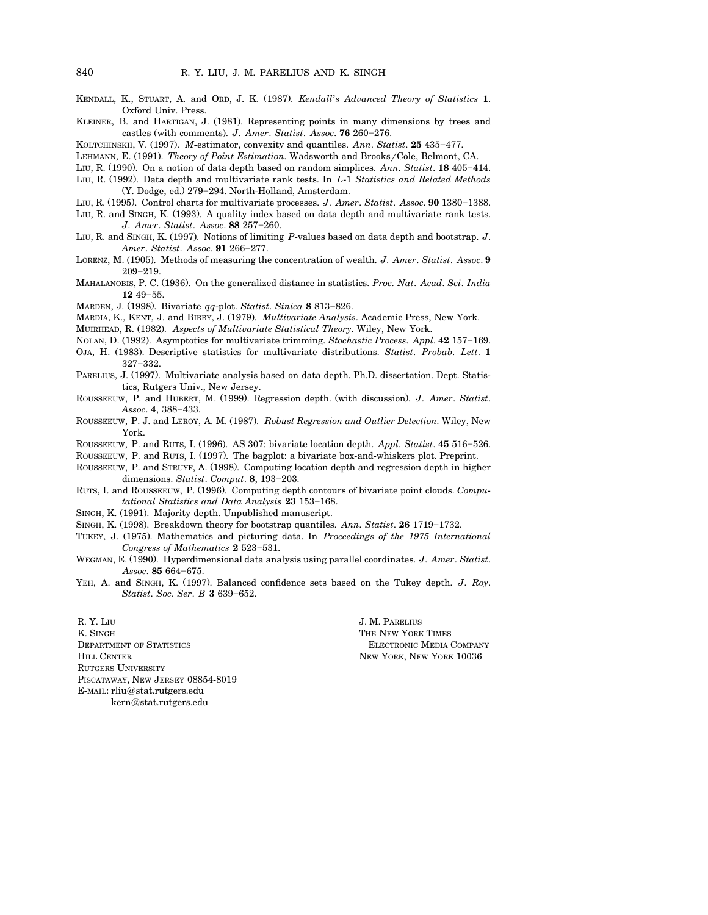KENDALL, K., STUART, A. and ORD, J. K. (1987). *Kendall's Advanced Theory of Statistics* **1**. Oxford Univ. Press.

KLEINER, B. and HARTIGAN, J. (1981). Representing points in many dimensions by trees and castles (with comments). *J. Amer. Statist. Assoc.* **76** 260–276.

KOLTCHINSKII, V. (1997). *M*-estimator, convexity and quantiles. *Ann. Statist.* **25** 435–477.

LEHMANN, E. (1991). *Theory of Point Estimation*. Wadsworth and Brooks/Cole, Belmont, CA.

LIU, R. (1990). On a notion of data depth based on random simplices. *Ann. Statist.* **18** 405–414.

LIU, R. (1992). Data depth and multivariate rank tests. In *L-1 Statistics and Related Methods* (Y. Dodge, ed.) 279–294. North-Holland, Amsterdam.

LIU, R. (1995). Control charts for multivariate processes. *J. Amer. Statist. Assoc.* **90** 1380–1388.

LIU, R. and SINGH, K. (1993). A quality index based on data depth and multivariate rank tests. *J. Amer. Statist. Assoc.* **88** 257–260.

LIU, R. and SINGH, K. (1997). Notions of limiting *P*-values based on data depth and bootstrap. *J. Amer. Statist. Assoc.* **91** 266–277.

LORENZ, M. (1905). Methods of measuring the concentration of wealth. *J. Amer. Statist. Assoc.* **9** 209–219.

MAHALANOBIS, P. C. (1936). On the generalized distance in statistics. *Proc. Nat. Acad. Sci. India* **12** 49–55.

MARDEN, J. (1998). Bivariate *qq*-plot. *Statist. Sinica* **8** 813–826.

MARDIA, K., KENT, J. and BIBBY, J. (1979). *Multivariate Analysis*. Academic Press, New York.

MUIRHEAD, R. (1982). *Aspects of Multivariate Statistical Theory*. Wiley, New York.

NOLAN, D. (1992). Asymptotics for multivariate trimming. *Stochastic Process. Appl.* **42** 157–169.

OJA, H. (1983). Descriptive statistics for multivariate distributions. *Statist. Probab. Lett.* **1** 327–332.

PARELIUS, J. (1997). Multivariate analysis based on data depth. Ph.D. dissertation. Dept. Statistics, Rutgers Univ., New Jersey.

ROUSSEEUW, P. and HUBERT, M. (1999). Regression depth. (with discussion). *J. Amer. Statist. Assoc.* **4**, 388–433.

ROUSSEEUW, P. J. and LEROY, A. M. (1987). *Robust Regression and Outlier Detection*. Wiley, New York.

ROUSSEEUW, P. and RUTS, I. (1996). AS 307: bivariate location depth. *Appl. Statist.* **45** 516–526.

ROUSSEEUW, P. and RUTS, I. (1997). The bagplot: a bivariate box-and-whiskers plot. Preprint.

ROUSSEEUW, P. and STRUYF, A. (1998). Computing location depth and regression depth in higher dimensions. *Statist. Comput.* **8**, 193–203.

RUTS, I. and ROUSSEEUW, P. (1996). Computing depth contours of bivariate point clouds. *Computational Statistics and Data Analysis* **23** 153–168.

SINGH, K. (1991). Majority depth. Unpublished manuscript.

SINGH, K. (1998). Breakdown theory for bootstrap quantiles. *Ann. Statist.* **26** 1719–1732.

TUKEY, J. (1975). Mathematics and picturing data. In *Proceedings of the 1975 International Congress of Mathematics* **2** 523–531.

WEGMAN, E. (1990). Hyperdimensional data analysis using parallel coordinates. *J. Amer. Statist. Assoc.* **85** 664–675.

YEH, A. and SINGH, K. (1997). Balanced confidence sets based on the Tukey depth. *J. Roy. Statist. Soc. Ser. B* **3** 639–652.

R. Y. LIU
K. SINGH
DEPARTMENT OF STATISTICS
HILL CENTER
RUTGERS UNIVERSITY
PISCATAWAY, NEW JERSEY 08854-8019
E-MAIL: rliu@stat.rutgers.edu
kern@stat.rutgers.edu

J. M. PARELIUS
THE NEW YORK TIMES
ELECTRONIC MEDIA COMPANY
NEW YORK, NEW YORK 10036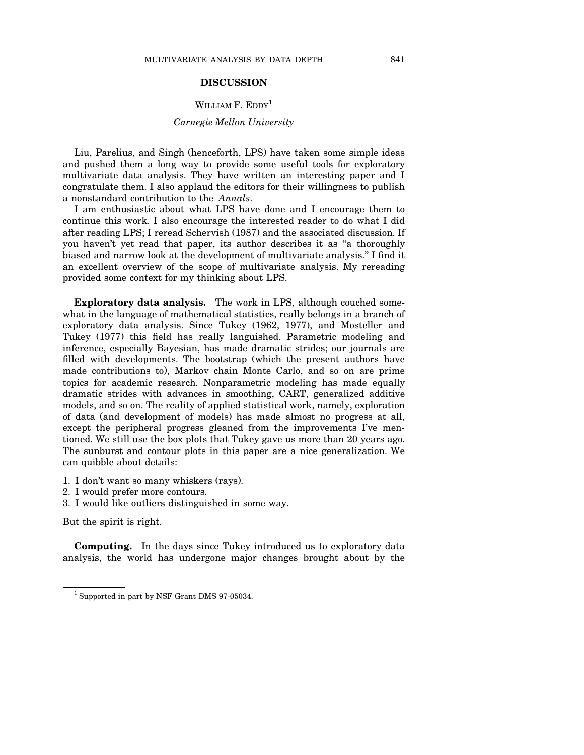## DISCUSSION

William F. Eddy[1]

*Carnegie Mellon University*

Liu, Parelius, and Singh (henceforth, LPS) have taken some simple ideas and pushed them a long way to provide some useful tools for exploratory multivariate data analysis. They have written an interesting paper and I congratulate them. I also applaud the editors for their willingness to publish a nonstandard contribution to the *Annals*.

I am enthusiastic about what LPS have done and I encourage them to continue this work. I also encourage the interested reader to do what I did after reading LPS; I reread Schervish (1987) and the associated discussion. If you haven't yet read that paper, its author describes it as "a thoroughly biased and narrow look at the development of multivariate analysis." I find it an excellent overview of the scope of multivariate analysis. My rereading provided some context for my thinking about LPS.

**Exploratory data analysis.** The work in LPS, although couched somewhat in the language of mathematical statistics, really belongs in a branch of exploratory data analysis. Since Tukey (1962, 1977), and Mosteller and Tukey (1977) this field has really languished. Parametric modeling and inference, especially Bayesian, has made dramatic strides; our journals are filled with developments. The bootstrap (which the present authors have made contributions to), Markov chain Monte Carlo, and so on are prime topics for academic research. Nonparametric modeling has made equally dramatic strides with advances in smoothing, CART, generalized additive models, and so on. The reality of applied statistical work, namely, exploration of data (and development of models) has made almost no progress at all, except the peripheral progress gleaned from the improvements I've mentioned. We still use the box plots that Tukey gave us more than 20 years ago. The sunburst and contour plots in this paper are a nice generalization. We can quibble about details:

1. I don't want so many whiskers (rays).
2. I would prefer more contours.
3. I would like outliers distinguished in some way.

But the spirit is right.

**Computing.** In the days since Tukey introduced us to exploratory data analysis, the world has undergone major changes brought about by the

[1] Supported in part by NSF Grant DMS 97-05034.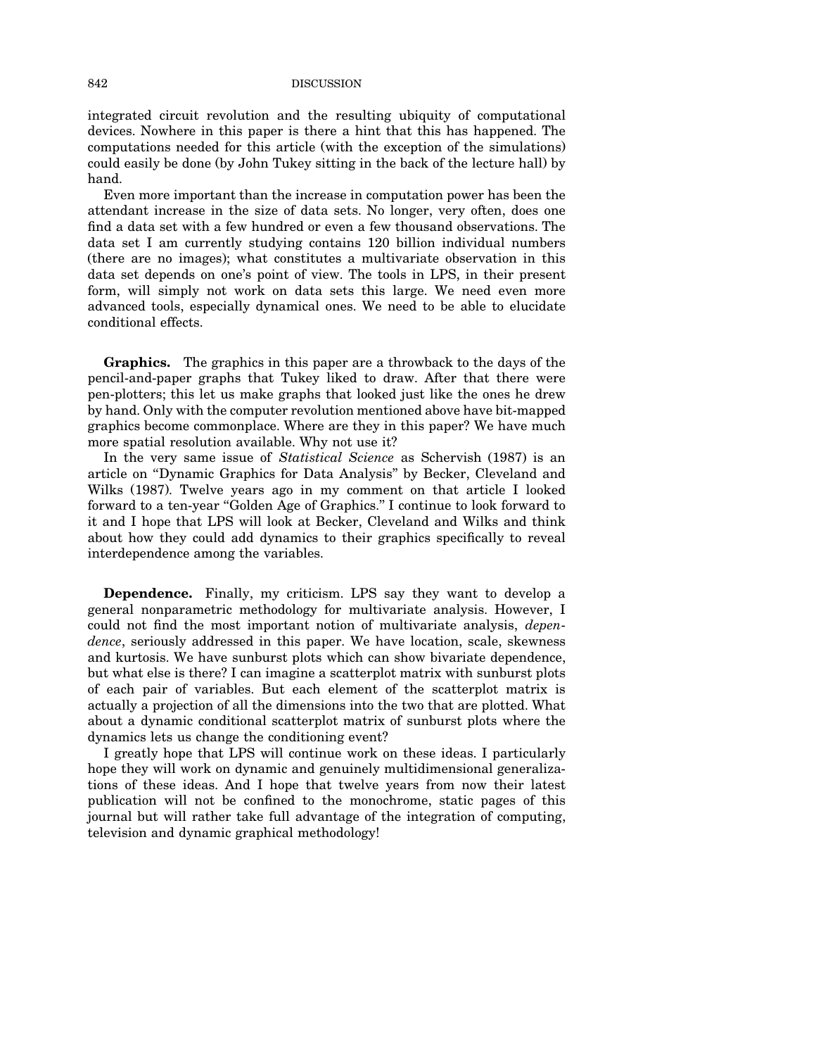integrated circuit revolution and the resulting ubiquity of computational devices. Nowhere in this paper is there a hint that this has happened. The computations needed for this article (with the exception of the simulations) could easily be done (by John Tukey sitting in the back of the lecture hall) by hand.

Even more important than the increase in computation power has been the attendant increase in the size of data sets. No longer, very often, does one find a data set with a few hundred or even a few thousand observations. The data set I am currently studying contains 120 billion individual numbers (there are no images); what constitutes a multivariate observation in this data set depends on one's point of view. The tools in LPS, in their present form, will simply not work on data sets this large. We need even more advanced tools, especially dynamical ones. We need to be able to elucidate conditional effects.

**Graphics.** The graphics in this paper are a throwback to the days of the pencil-and-paper graphs that Tukey liked to draw. After that there were pen-plotters; this let us make graphs that looked just like the ones he drew by hand. Only with the computer revolution mentioned above have bit-mapped graphics become commonplace. Where are they in this paper? We have much more spatial resolution available. Why not use it?

In the very same issue of *Statistical Science* as Schervish (1987) is an article on "Dynamic Graphics for Data Analysis" by Becker, Cleveland and Wilks (1987). Twelve years ago in my comment on that article I looked forward to a ten-year "Golden Age of Graphics." I continue to look forward to it and I hope that LPS will look at Becker, Cleveland and Wilks and think about how they could add dynamics to their graphics specifically to reveal interdependence among the variables.

**Dependence.** Finally, my criticism. LPS say they want to develop a general nonparametric methodology for multivariate analysis. However, I could not find the most important notion of multivariate analysis, *dependence*, seriously addressed in this paper. We have location, scale, skewness and kurtosis. We have sunburst plots which can show bivariate dependence, but what else is there? I can imagine a scatterplot matrix with sunburst plots of each pair of variables. But each element of the scatterplot matrix is actually a projection of all the dimensions into the two that are plotted. What about a dynamic conditional scatterplot matrix of sunburst plots where the dynamics lets us change the conditioning event?

I greatly hope that LPS will continue work on these ideas. I particularly hope they will work on dynamic and genuinely multidimensional generalizations of these ideas. And I hope that twelve years from now their latest publication will not be confined to the monochrome, static pages of this journal but will rather take full advantage of the integration of computing, television and dynamic graphical methodology!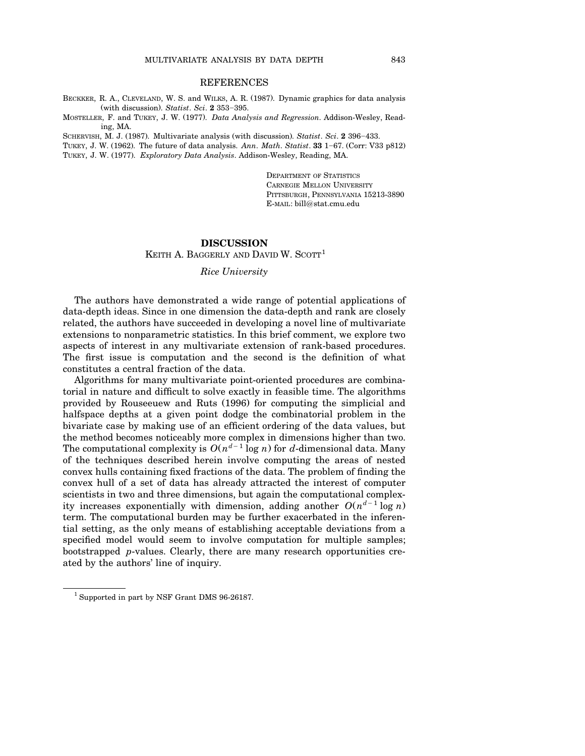## REFERENCES

BECKKER, R. A., CLEVELAND, W. S. and WILKS, A. R. (1987). Dynamic graphics for data analysis (with discussion). *Statist. Sci.* **2** 353–395.

MOSTELLER, F. and TUKEY, J. W. (1977). *Data Analysis and Regression*. Addison-Wesley, Reading, MA.

SCHERVISH, M. J. (1987). Multivariate analysis (with discussion). *Statist. Sci.* **2** 396–433.

TUKEY, J. W. (1962). The future of data analysis. *Ann. Math. Statist.* **33** 1–67. (Corr: V33 p812)

TUKEY, J. W. (1977). *Exploratory Data Analysis*. Addison-Wesley, Reading, MA.

DEPARTMENT OF STATISTICS
CARNEGIE MELLON UNIVERSITY
PITTSBURGH, PENNSYLVANIA 15213-3890
E-MAIL: bill@stat.cmu.edu

# DISCUSSION

KEITH A. BAGGERLY AND DAVID W. SCOTT[1]

*Rice University*

The authors have demonstrated a wide range of potential applications of data-depth ideas. Since in one dimension the data-depth and rank are closely related, the authors have succeeded in developing a novel line of multivariate extensions to nonparametric statistics. In this brief comment, we explore two aspects of interest in any multivariate extension of rank-based procedures. The first issue is computation and the second is the definition of what constitutes a central fraction of the data.

Algorithms for many multivariate point-oriented procedures are combinatorial in nature and difficult to solve exactly in feasible time. The algorithms provided by Rouseeuew and Ruts (1996) for computing the simplicial and halfspace depths at a given point dodge the combinatorial problem in the bivariate case by making use of an efficient ordering of the data values, but the method becomes noticeably more complex in dimensions higher than two. The computational complexity is $O(n^{d-1} \log n)$ for $d$-dimensional data. Many of the techniques described herein involve computing the areas of nested convex hulls containing fixed fractions of the data. The problem of finding the convex hull of a set of data has already attracted the interest of computer scientists in two and three dimensions, but again the computational complexity increases exponentially with dimension, adding another $O(n^{d-1} \log n)$ term. The computational burden may be further exacerbated in the inferential setting, as the only means of establishing acceptable deviations from a specified model would seem to involve computation for multiple samples; bootstrapped $p$-values. Clearly, there are many research opportunities created by the authors' line of inquiry.

[1] Supported in part by NSF Grant DMS 96-26187.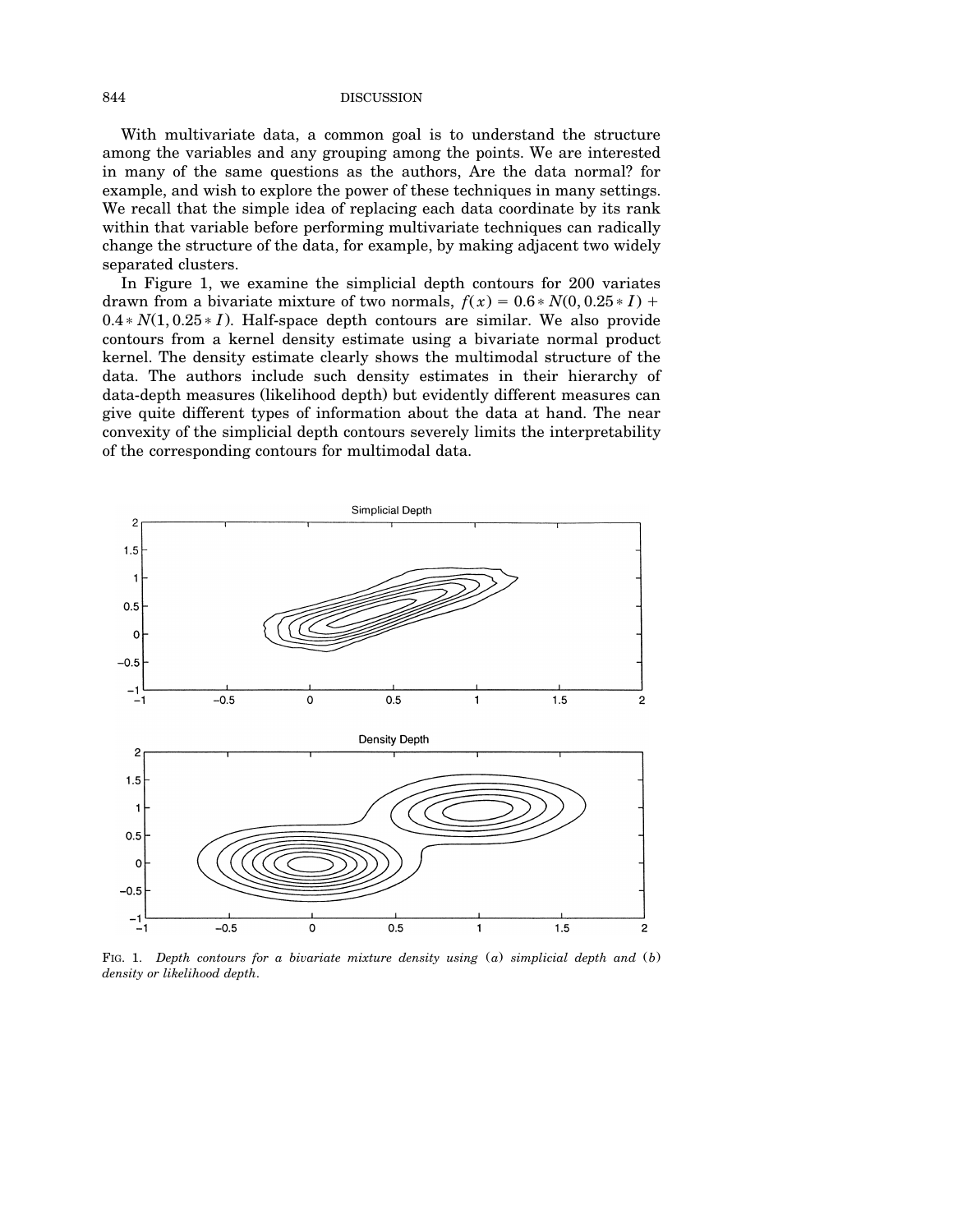With multivariate data, a common goal is to understand the structure among the variables and any grouping among the points. We are interested in many of the same questions as the authors, Are the data normal? for example, and wish to explore the power of these techniques in many settings. We recall that the simple idea of replacing each data coordinate by its rank within that variable before performing multivariate techniques can radically change the structure of the data, for example, by making adjacent two widely separated clusters.

In Figure 1, we examine the simplicial depth contours for 200 variates drawn from a bivariate mixture of two normals, $f(x) = 0.6 * N(0, 0.25 * I) + 0.4 * N(1, 0.25 * I)$. Half-space depth contours are similar. We also provide contours from a kernel density estimate using a bivariate normal product kernel. The density estimate clearly shows the multimodal structure of the data. The authors include such density estimates in their hierarchy of data-depth measures (likelihood depth) but evidently different measures can give quite different types of information about the data at hand. The near convexity of the simplicial depth contours severely limits the interpretability of the corresponding contours for multimodal data.

FIG. 1. *Depth contours for a bivariate mixture density using* (*a*) *simplicial depth and* (*b*) *density or likelihood depth*.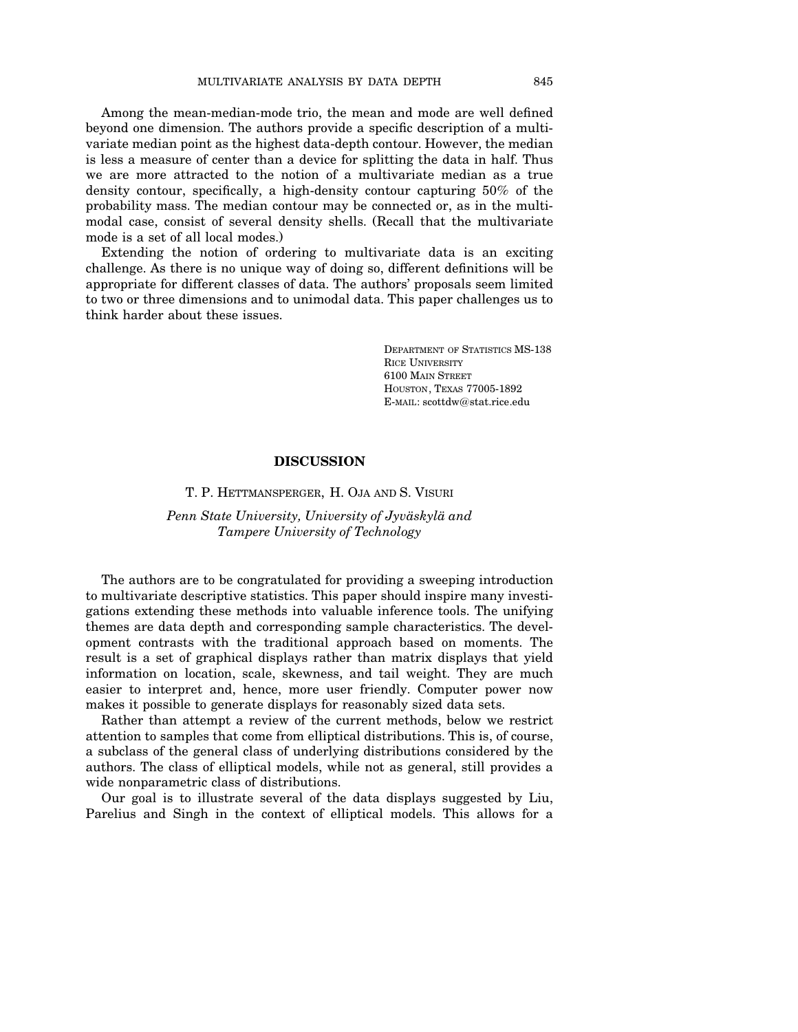Among the mean-median-mode trio, the mean and mode are well defined beyond one dimension. The authors provide a specific description of a multivariate median point as the highest data-depth contour. However, the median is less a measure of center than a device for splitting the data in half. Thus we are more attracted to the notion of a multivariate median as a true density contour, specifically, a high-density contour capturing 50% of the probability mass. The median contour may be connected or, as in the multimodal case, consist of several density shells. (Recall that the multivariate mode is a set of all local modes.)

Extending the notion of ordering to multivariate data is an exciting challenge. As there is no unique way of doing so, different definitions will be appropriate for different classes of data. The authors' proposals seem limited to two or three dimensions and to unimodal data. This paper challenges us to think harder about these issues.

DEPARTMENT OF STATISTICS MS-138
RICE UNIVERSITY
6100 MAIN STREET
HOUSTON, TEXAS 77005-1892
E-MAIL: scottdw@stat.rice.edu

## DISCUSSION

T. P. HETTMANSPERGER, H. OJA AND S. VISURI

*Penn State University, University of Jyväskylä and Tampere University of Technology*

The authors are to be congratulated for providing a sweeping introduction to multivariate descriptive statistics. This paper should inspire many investigations extending these methods into valuable inference tools. The unifying themes are data depth and corresponding sample characteristics. The development contrasts with the traditional approach based on moments. The result is a set of graphical displays rather than matrix displays that yield information on location, scale, skewness, and tail weight. They are much easier to interpret and, hence, more user friendly. Computer power now makes it possible to generate displays for reasonably sized data sets.

Rather than attempt a review of the current methods, below we restrict attention to samples that come from elliptical distributions. This is, of course, a subclass of the general class of underlying distributions considered by the authors. The class of elliptical models, while not as general, still provides a wide nonparametric class of distributions.

Our goal is to illustrate several of the data displays suggested by Liu, Parelius and Singh in the context of elliptical models. This allows for a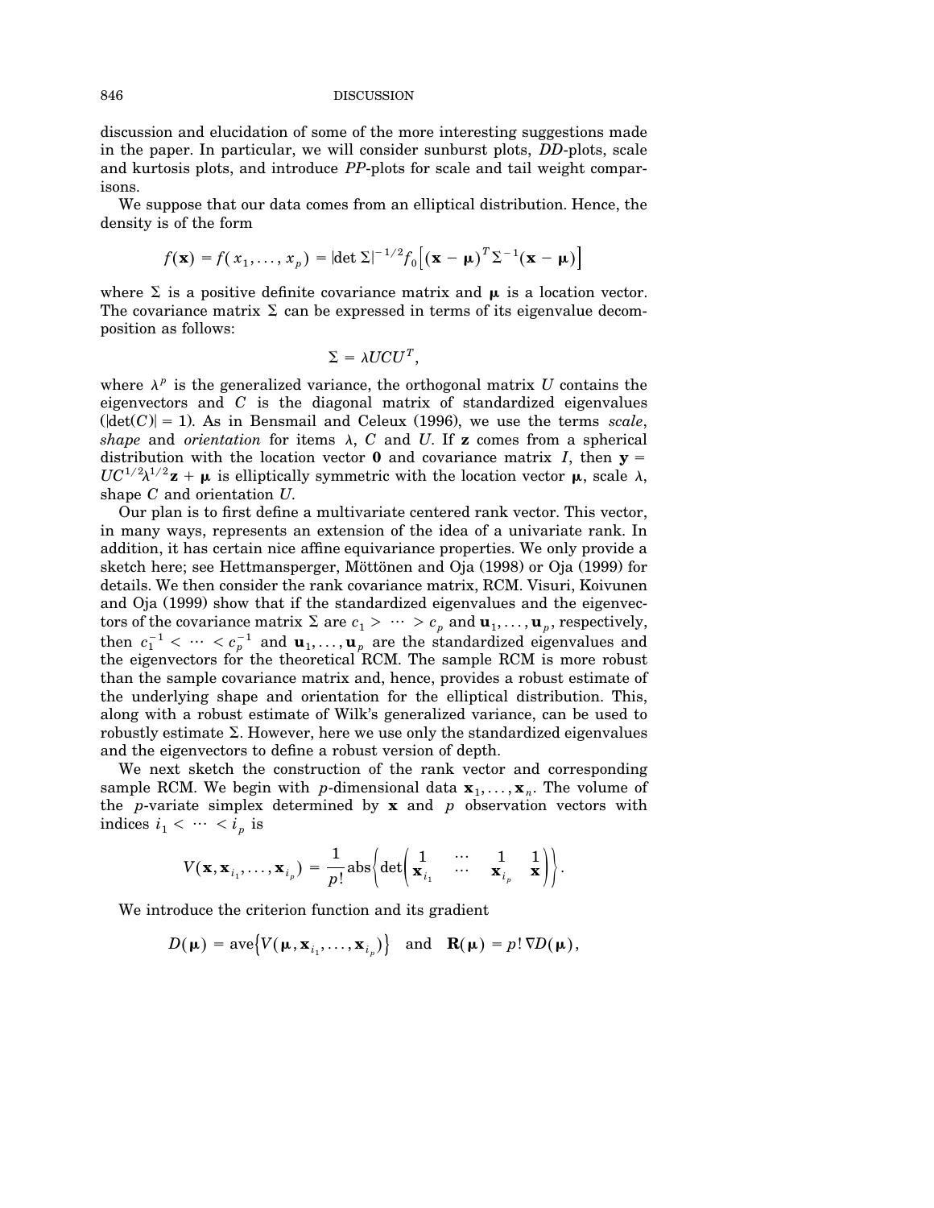discussion and elucidation of some of the more interesting suggestions made in the paper. In particular, we will consider sunburst plots, *DD*-plots, scale and kurtosis plots, and introduce *PP*-plots for scale and tail weight comparisons.

We suppose that our data comes from an elliptical distribution. Hence, the density is of the form

$$f(\mathbf{x}) = f(x_1, \dots, x_p) = |\det \Sigma|^{-1/2} f_0\big[(\mathbf{x} - \boldsymbol{\mu})^T \Sigma^{-1} (\mathbf{x} - \boldsymbol{\mu})\big]$$

where $\Sigma$ is a positive definite covariance matrix and $\boldsymbol{\mu}$ is a location vector. The covariance matrix $\Sigma$ can be expressed in terms of its eigenvalue decomposition as follows:

$$\Sigma = \lambda U C U^T,$$

where $\lambda^p$ is the generalized variance, the orthogonal matrix $U$ contains the eigenvectors and $C$ is the diagonal matrix of standardized eigenvalues ($|\det(C)| = 1$). As in Bensmail and Celeux (1996), we use the terms *scale*, *shape* and *orientation* for items $\lambda$, $C$ and $U$. If $\mathbf{z}$ comes from a spherical distribution with the location vector $\mathbf{0}$ and covariance matrix $I$, then $\mathbf{y} = UC^{1/2}\lambda^{1/2}\mathbf{z} + \boldsymbol{\mu}$ is elliptically symmetric with the location vector $\boldsymbol{\mu}$, scale $\lambda$, shape $C$ and orientation $U$.

Our plan is to first define a multivariate centered rank vector. This vector, in many ways, represents an extension of the idea of a univariate rank. In addition, it has certain nice affine equivariance properties. We only provide a sketch here; see Hettmansperger, Möttönen and Oja (1998) or Oja (1999) for details. We then consider the rank covariance matrix, RCM. Visuri, Koivunen and Oja (1999) show that if the standardized eigenvalues and the eigenvectors of the covariance matrix $\Sigma$ are $c_1 > \cdots > c_p$ and $\mathbf{u}_1, \dots, \mathbf{u}_p$, respectively, then $c_1^{-1} < \cdots < c_p^{-1}$ and $\mathbf{u}_1, \dots, \mathbf{u}_p$ are the standardized eigenvalues and the eigenvectors for the theoretical RCM. The sample RCM is more robust than the sample covariance matrix and, hence, provides a robust estimate of the underlying shape and orientation for the elliptical distribution. This, along with a robust estimate of Wilk's generalized variance, can be used to robustly estimate $\Sigma$. However, here we use only the standardized eigenvalues and the eigenvectors to define a robust version of depth.

We next sketch the construction of the rank vector and corresponding sample RCM. We begin with $p$-dimensional data $\mathbf{x}_1, \dots, \mathbf{x}_n$. The volume of the $p$-variate simplex determined by $\mathbf{x}$ and $p$ observation vectors with indices $i_1 < \cdots < i_p$ is

$$V(\mathbf{x}, \mathbf{x}_{i_1}, \dots, \mathbf{x}_{i_p}) = \frac{1}{p!} \operatorname{abs}\left\{ \det \begin{pmatrix} 1 & \cdots & 1 & 1 \\ \mathbf{x}_{i_1} & \cdots & \mathbf{x}_{i_p} & \mathbf{x} \end{pmatrix} \right\}.$$

We introduce the criterion function and its gradient

$$D(\boldsymbol{\mu}) = \operatorname{ave}\big\{V(\boldsymbol{\mu}, \mathbf{x}_{i_1}, \dots, \mathbf{x}_{i_p})\big\} \quad \text{and} \quad \mathbf{R}(\boldsymbol{\mu}) = p!\, \nabla D(\boldsymbol{\mu}),$$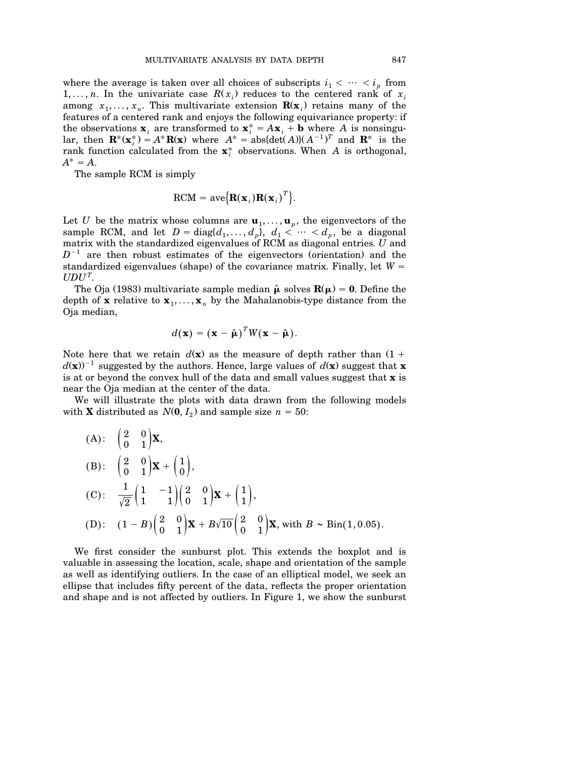where the average is taken over all choices of subscripts $i_1 < \cdots < i_p$ from $1, \ldots, n$. In the univariate case $R(x_i)$ reduces to the centered rank of $x_i$ among $x_1, \ldots, x_n$. This multivariate extension $\mathbf{R}(\mathbf{x}_i)$ retains many of the features of a centered rank and enjoys the following equivariance property: if the observations $\mathbf{x}_i$ are transformed to $\mathbf{x}_i^* = A\mathbf{x}_i + \mathbf{b}$ where $A$ is nonsingular, then $\mathbf{R}^*(\mathbf{x}_i^*) = A^*\mathbf{R}(\mathbf{x})$ where $A^* = \text{abs}\{\det(A)\}(A^{-1})^T$ and $\mathbf{R}^*$ is the rank function calculated from the $\mathbf{x}_i^*$ observations. When $A$ is orthogonal, $A^* = A$.

The sample RCM is simply

$$\text{RCM} = \text{ave}\big\{\mathbf{R}(\mathbf{x}_i)\mathbf{R}(\mathbf{x}_i)^T\big\}.$$

Let $U$ be the matrix whose columns are $\mathbf{u}_1, \ldots, \mathbf{u}_p$, the eigenvectors of the sample RCM, and let $D = \text{diag}\{d_1, \ldots, d_p\}$, $d_1 < \cdots < d_p$, be a diagonal matrix with the standardized eigenvalues of RCM as diagonal entries. $U$ and $D^{-1}$ are then robust estimates of the eigenvectors (orientation) and the standardized eigenvalues (shape) of the covariance matrix. Finally, let $W = UDU^T$.

The Oja (1983) multivariate sample median $\hat{\boldsymbol{\mu}}$ solves $\mathbf{R}(\boldsymbol{\mu}) = \mathbf{0}$. Define the depth of $\mathbf{x}$ relative to $\mathbf{x}_1, \ldots, \mathbf{x}_n$ by the Mahalanobis-type distance from the Oja median,

$$d(\mathbf{x}) = (\mathbf{x} - \hat{\boldsymbol{\mu}})^T W (\mathbf{x} - \hat{\boldsymbol{\mu}}).$$

Note here that we retain $d(\mathbf{x})$ as the measure of depth rather than $(1 + d(\mathbf{x}))^{-1}$ suggested by the authors. Hence, large values of $d(\mathbf{x})$ suggest that $\mathbf{x}$ is at or beyond the convex hull of the data and small values suggest that $\mathbf{x}$ is near the Oja median at the center of the data.

We will illustrate the plots with data drawn from the following models with $\mathbf{X}$ distributed as $N(\mathbf{0}, I_2)$ and sample size $n = 50$:

$$\text{(A)}: \quad \begin{pmatrix} 2 & 0 \\ 0 & 1 \end{pmatrix}\mathbf{X},$$

$$\text{(B)}: \quad \begin{pmatrix} 2 & 0 \\ 0 & 1 \end{pmatrix}\mathbf{X} + \begin{pmatrix} 1 \\ 0 \end{pmatrix},$$

$$\text{(C)}: \quad \frac{1}{\sqrt{2}}\begin{pmatrix} 1 & -1 \\ 1 & 1 \end{pmatrix}\begin{pmatrix} 2 & 0 \\ 0 & 1 \end{pmatrix}\mathbf{X} + \begin{pmatrix} 1 \\ 1 \end{pmatrix},$$

$$\text{(D)}: \quad (1 - B)\begin{pmatrix} 2 & 0 \\ 0 & 1 \end{pmatrix}\mathbf{X} + B\sqrt{10}\begin{pmatrix} 2 & 0 \\ 0 & 1 \end{pmatrix}\mathbf{X}, \text{ with } B \sim \text{Bin}(1, 0.05).$$

We first consider the sunburst plot. This extends the boxplot and is valuable in assessing the location, scale, shape and orientation of the sample as well as identifying outliers. In the case of an elliptical model, we seek an ellipse that includes fifty percent of the data, reflects the proper orientation and shape and is not affected by outliers. In Figure 1, we show the sunburst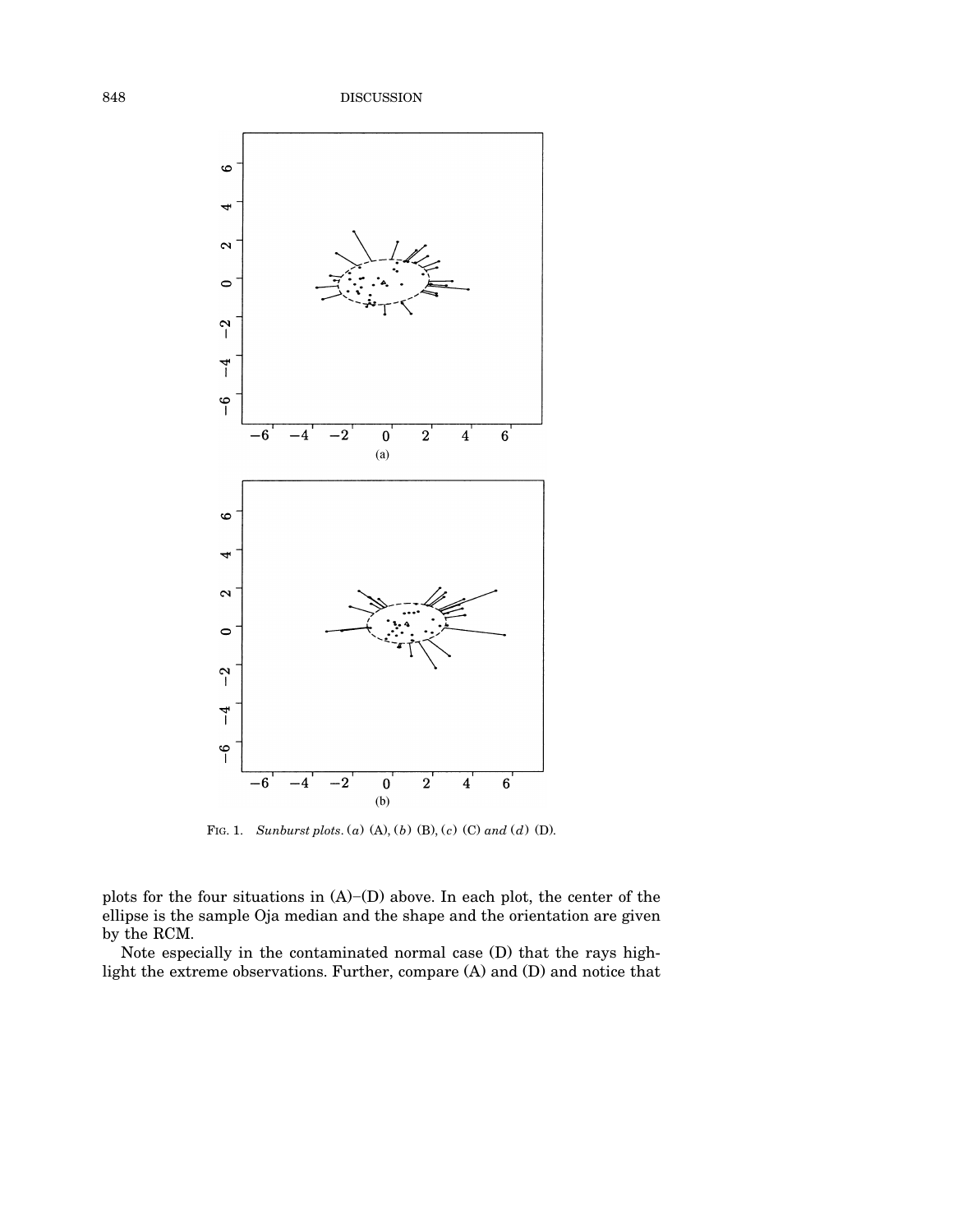FIG. 1. *Sunburst plots.* (*a*) (A), (*b*) (B), (*c*) (C) *and* (*d*) (D).

plots for the four situations in (A)–(D) above. In each plot, the center of the ellipse is the sample Oja median and the shape and the orientation are given by the RCM.

Note especially in the contaminated normal case (D) that the rays highlight the extreme observations. Further, compare (A) and (D) and notice that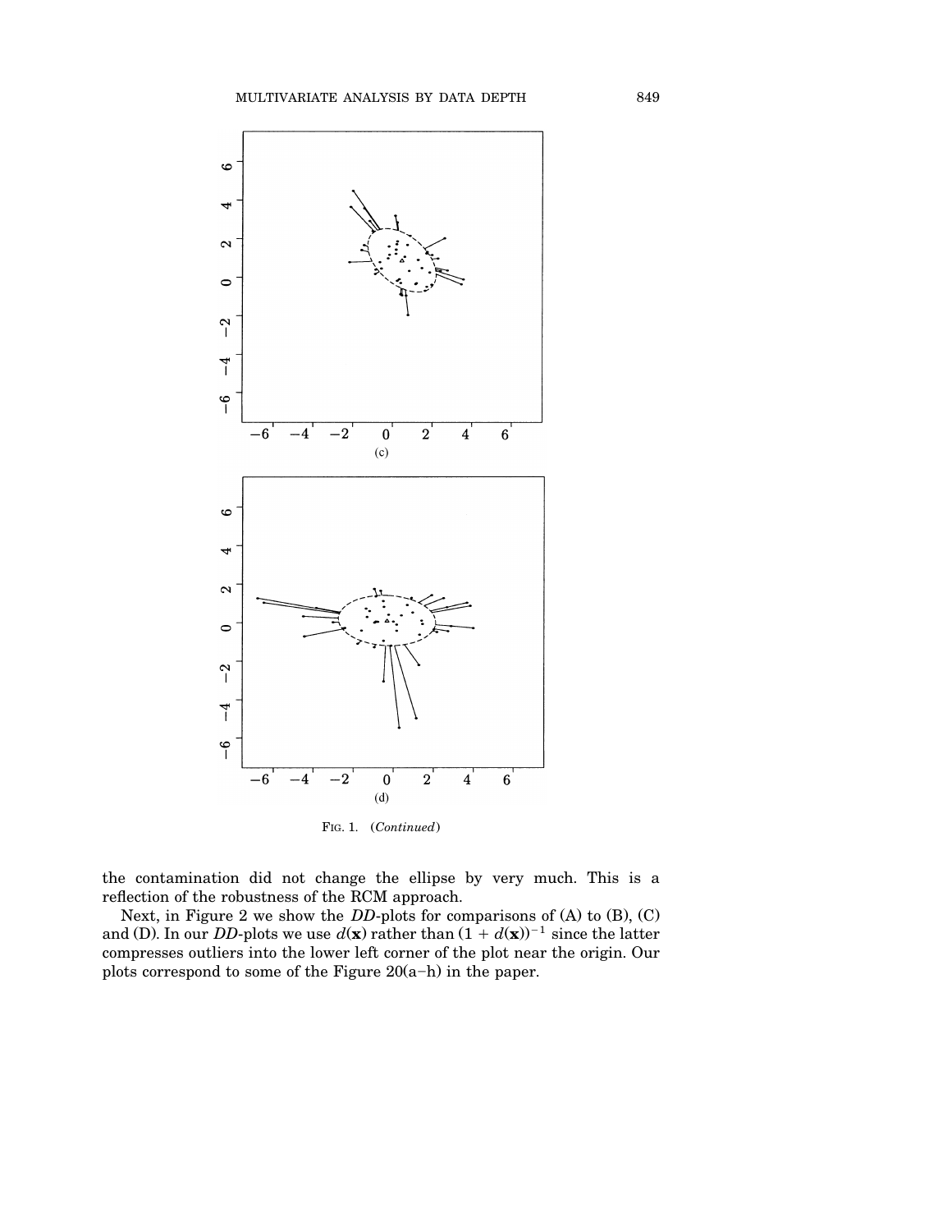(c)

(d)

FIG. 1. (*Continued*)

the contamination did not change the ellipse by very much. This is a reflection of the robustness of the RCM approach.

Next, in Figure 2 we show the *DD*-plots for comparisons of (A) to (B), (C) and (D). In our *DD*-plots we use $d(\mathbf{x})$ rather than $(1 + d(\mathbf{x}))^{-1}$ since the latter compresses outliers into the lower left corner of the plot near the origin. Our plots correspond to some of the Figure 20(a–h) in the paper.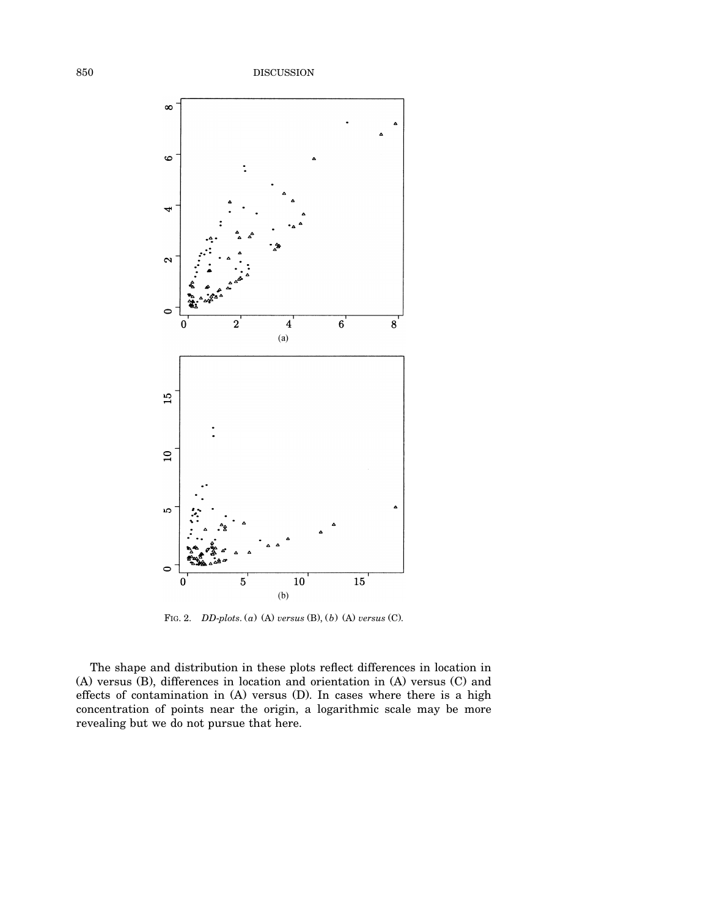FIG. 2. *DD-plots.* (*a*) (A) *versus* (B), (*b*) (A) *versus* (C).

The shape and distribution in these plots reflect differences in location in (A) versus (B), differences in location and orientation in (A) versus (C) and effects of contamination in (A) versus (D). In cases where there is a high concentration of points near the origin, a logarithmic scale may be more revealing but we do not pursue that here.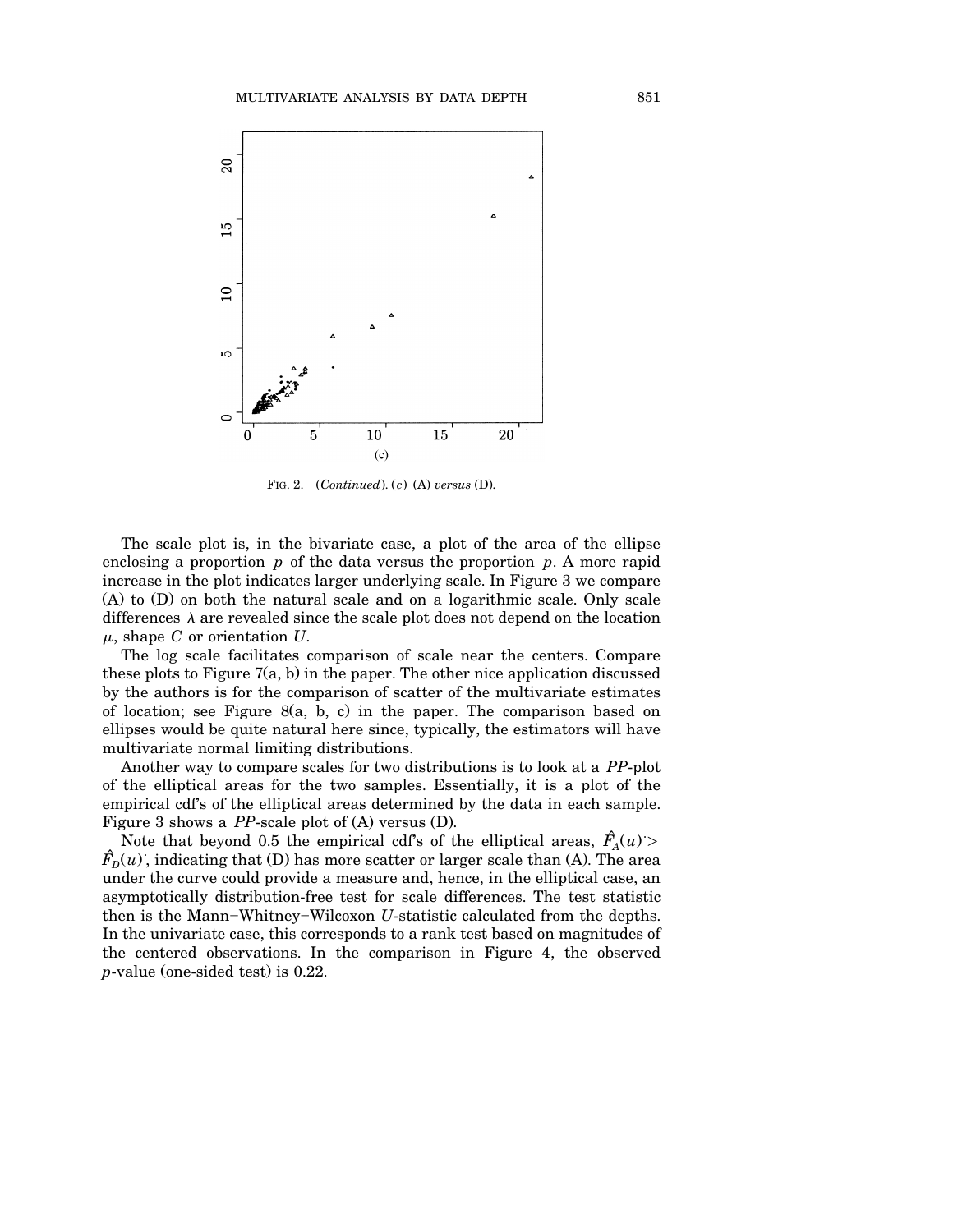FIG. 2. (*Continued*). (*c*) (A) *versus* (D).

The scale plot is, in the bivariate case, a plot of the area of the ellipse enclosing a proportion $p$ of the data versus the proportion $p$. A more rapid increase in the plot indicates larger underlying scale. In Figure 3 we compare (A) to (D) on both the natural scale and on a logarithmic scale. Only scale differences $\lambda$ are revealed since the scale plot does not depend on the location $\mu$, shape $C$ or orientation $U$.

The log scale facilitates comparison of scale near the centers. Compare these plots to Figure 7(a, b) in the paper. The other nice application discussed by the authors is for the comparison of scatter of the multivariate estimates of location; see Figure 8(a, b, c) in the paper. The comparison based on ellipses would be quite natural here since, typically, the estimators will have multivariate normal limiting distributions.

Another way to compare scales for two distributions is to look at a *PP*-plot of the elliptical areas for the two samples. Essentially, it is a plot of the empirical cdf's of the elliptical areas determined by the data in each sample. Figure 3 shows a *PP*-scale plot of (A) versus (D).

Note that beyond 0.5 the empirical cdf's of the elliptical areas, $\hat{F}_A(u) > \hat{F}_D(u)$, indicating that (D) has more scatter or larger scale than (A). The area under the curve could provide a measure and, hence, in the elliptical case, an asymptotically distribution-free test for scale differences. The test statistic then is the Mann–Whitney–Wilcoxon $U$-statistic calculated from the depths. In the univariate case, this corresponds to a rank test based on magnitudes of the centered observations. In the comparison in Figure 4, the observed $p$-value (one-sided test) is 0.22.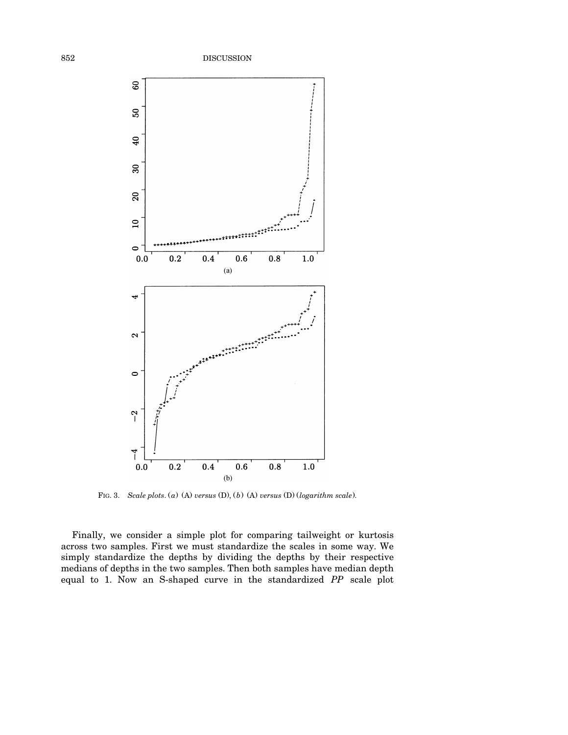FIG. 3. *Scale plots.* (*a*) (A) *versus* (D), (*b*) (A) *versus* (D) (*logarithm scale*).

Finally, we consider a simple plot for comparing tailweight or kurtosis across two samples. First we must standardize the scales in some way. We simply standardize the depths by dividing the depths by their respective medians of depths in the two samples. Then both samples have median depth equal to 1. Now an S-shaped curve in the standardized *PP* scale plot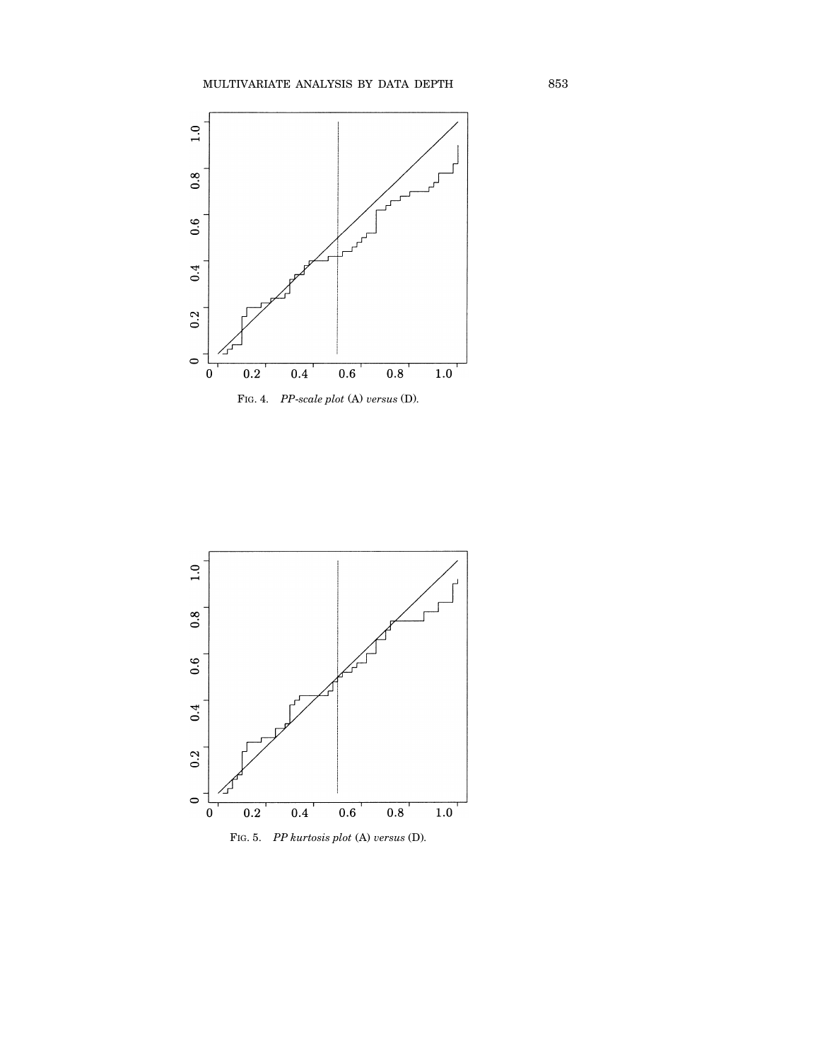FIG. 4. *PP-scale plot* (A) *versus* (D).

FIG. 5. *PP kurtosis plot* (A) *versus* (D).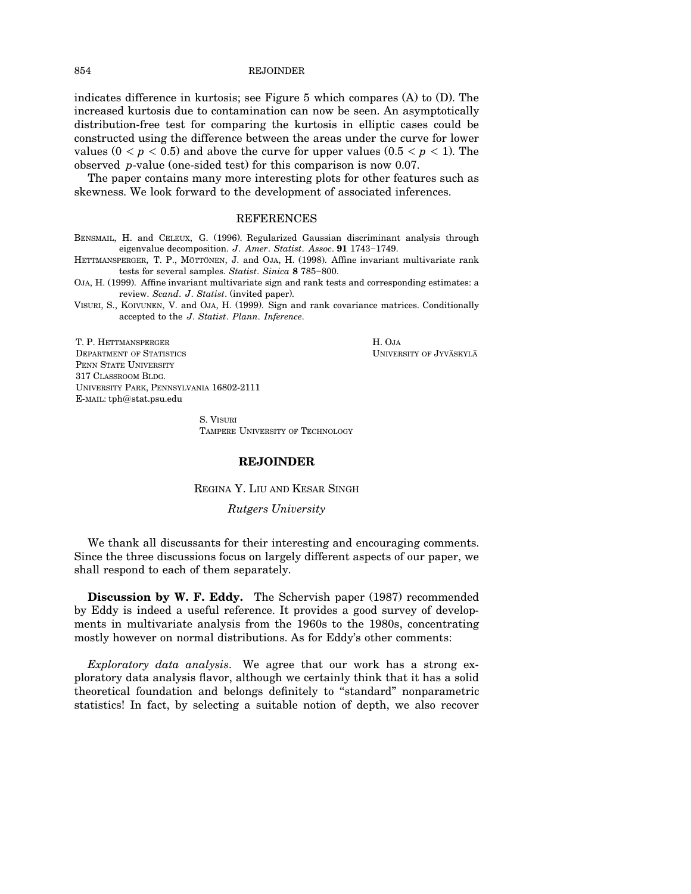indicates difference in kurtosis; see Figure 5 which compares (A) to (D). The increased kurtosis due to contamination can now be seen. An asymptotically distribution-free test for comparing the kurtosis in elliptic cases could be constructed using the difference between the areas under the curve for lower values ($0 < p < 0.5$) and above the curve for upper values ($0.5 < p < 1$). The observed $p$-value (one-sided test) for this comparison is now 0.07.

The paper contains many more interesting plots for other features such as skewness. We look forward to the development of associated inferences.

## REFERENCES

Bensmail, H. and Celeux, G. (1996). Regularized Gaussian discriminant analysis through eigenvalue decomposition. *J. Amer. Statist. Assoc.* **91** 1743–1749.

Hettmansperger, T. P., Möttönen, J. and Oja, H. (1998). Affine invariant multivariate rank tests for several samples. *Statist. Sinica* **8** 785–800.

Oja, H. (1999). Affine invariant multivariate sign and rank tests and corresponding estimates: a review. *Scand. J. Statist.* (invited paper).

Visuri, S., Koivunen, V. and Oja, H. (1999). Sign and rank covariance matrices. Conditionally accepted to the *J. Statist. Plann. Inference*.

T. P. Hettmansperger
Department of Statistics
Penn State University
317 Classroom Bldg.
University Park, Pennsylvania 16802-2111
E-mail: tph@stat.psu.edu

H. Oja
University of Jyväskylä

S. Visuri
Tampere University of Technology

## REJOINDER

Regina Y. Liu and Kesar Singh

*Rutgers University*

We thank all discussants for their interesting and encouraging comments. Since the three discussions focus on largely different aspects of our paper, we shall respond to each of them separately.

**Discussion by W. F. Eddy.** The Schervish paper (1987) recommended by Eddy is indeed a useful reference. It provides a good survey of developments in multivariate analysis from the 1960s to the 1980s, concentrating mostly however on normal distributions. As for Eddy's other comments:

*Exploratory data analysis*. We agree that our work has a strong exploratory data analysis flavor, although we certainly think that it has a solid theoretical foundation and belongs definitely to "standard" nonparametric statistics! In fact, by selecting a suitable notion of depth, we also recover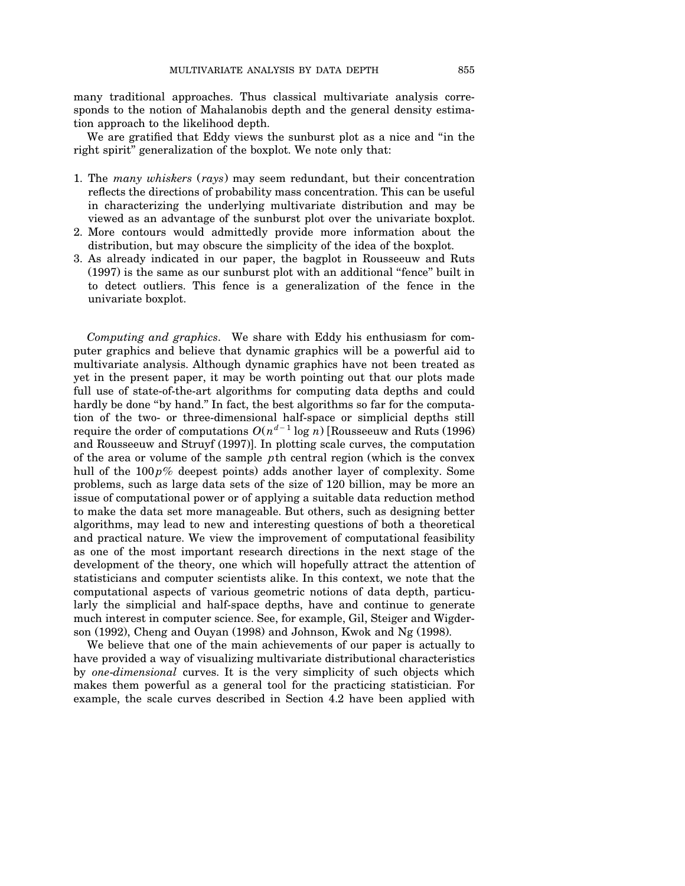many traditional approaches. Thus classical multivariate analysis corresponds to the notion of Mahalanobis depth and the general density estimation approach to the likelihood depth.

We are gratified that Eddy views the sunburst plot as a nice and "in the right spirit" generalization of the boxplot. We note only that:

1. The *many whiskers* (*rays*) may seem redundant, but their concentration reflects the directions of probability mass concentration. This can be useful in characterizing the underlying multivariate distribution and may be viewed as an advantage of the sunburst plot over the univariate boxplot.
2. More contours would admittedly provide more information about the distribution, but may obscure the simplicity of the idea of the boxplot.
3. As already indicated in our paper, the bagplot in Rousseeuw and Ruts (1997) is the same as our sunburst plot with an additional "fence" built in to detect outliers. This fence is a generalization of the fence in the univariate boxplot.

*Computing and graphics*. We share with Eddy his enthusiasm for computer graphics and believe that dynamic graphics will be a powerful aid to multivariate analysis. Although dynamic graphics have not been treated as yet in the present paper, it may be worth pointing out that our plots made full use of state-of-the-art algorithms for computing data depths and could hardly be done "by hand." In fact, the best algorithms so far for the computation of the two- or three-dimensional half-space or simplicial depths still require the order of computations $O(n^{d-1} \log n)$ [Rousseeuw and Ruts (1996) and Rousseeuw and Struyf (1997)]. In plotting scale curves, the computation of the area or volume of the sample $p$th central region (which is the convex hull of the $100p\%$ deepest points) adds another layer of complexity. Some problems, such as large data sets of the size of 120 billion, may be more an issue of computational power or of applying a suitable data reduction method to make the data set more manageable. But others, such as designing better algorithms, may lead to new and interesting questions of both a theoretical and practical nature. We view the improvement of computational feasibility as one of the most important research directions in the next stage of the development of the theory, one which will hopefully attract the attention of statisticians and computer scientists alike. In this context, we note that the computational aspects of various geometric notions of data depth, particularly the simplicial and half-space depths, have and continue to generate much interest in computer science. See, for example, Gil, Steiger and Wigderson (1992), Cheng and Ouyan (1998) and Johnson, Kwok and Ng (1998).

We believe that one of the main achievements of our paper is actually to have provided a way of visualizing multivariate distributional characteristics by *one-dimensional* curves. It is the very simplicity of such objects which makes them powerful as a general tool for the practicing statistician. For example, the scale curves described in Section 4.2 have been applied with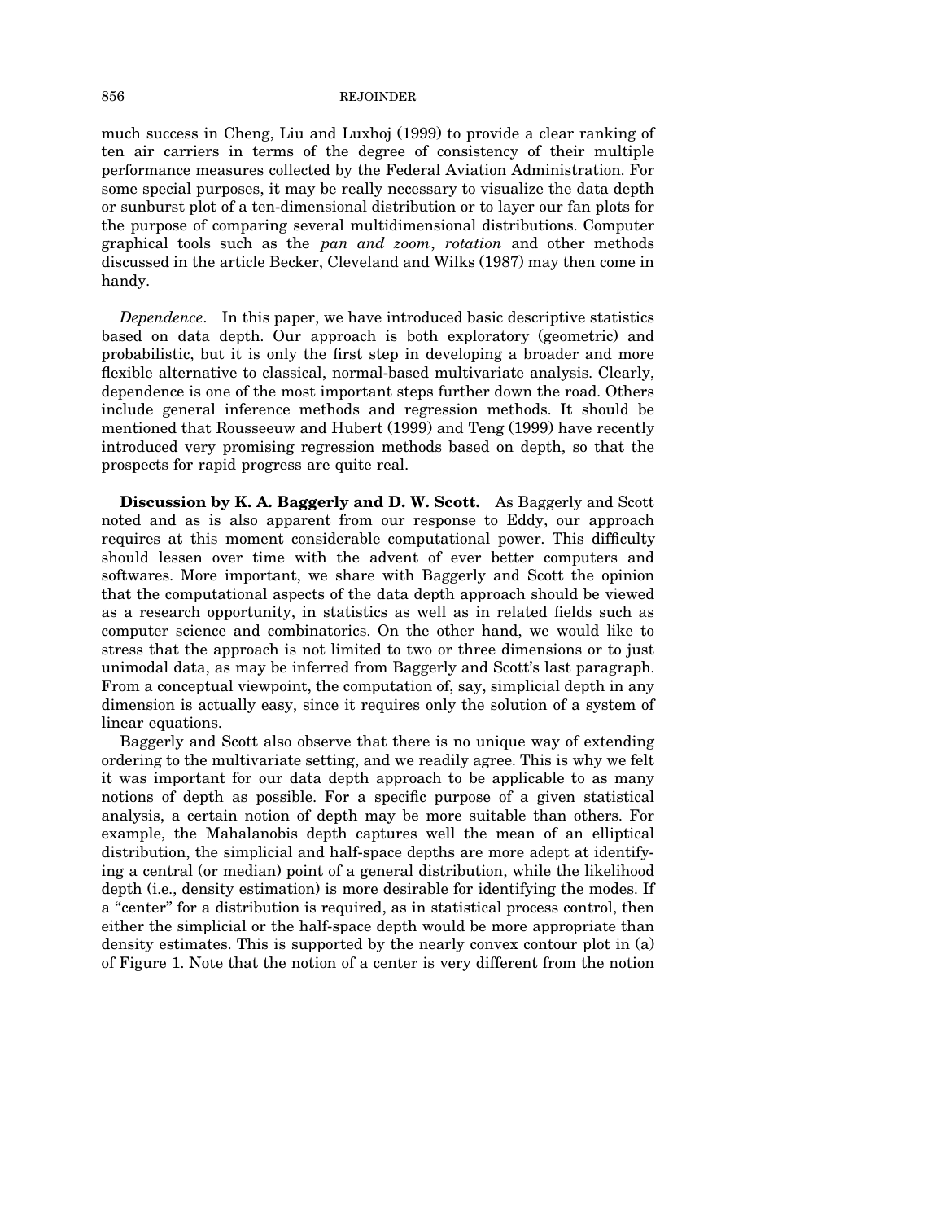much success in Cheng, Liu and Luxhoj (1999) to provide a clear ranking of ten air carriers in terms of the degree of consistency of their multiple performance measures collected by the Federal Aviation Administration. For some special purposes, it may be really necessary to visualize the data depth or sunburst plot of a ten-dimensional distribution or to layer our fan plots for the purpose of comparing several multidimensional distributions. Computer graphical tools such as the *pan and zoom*, *rotation* and other methods discussed in the article Becker, Cleveland and Wilks (1987) may then come in handy.

*Dependence*. In this paper, we have introduced basic descriptive statistics based on data depth. Our approach is both exploratory (geometric) and probabilistic, but it is only the first step in developing a broader and more flexible alternative to classical, normal-based multivariate analysis. Clearly, dependence is one of the most important steps further down the road. Others include general inference methods and regression methods. It should be mentioned that Rousseeuw and Hubert (1999) and Teng (1999) have recently introduced very promising regression methods based on depth, so that the prospects for rapid progress are quite real.

**Discussion by K. A. Baggerly and D. W. Scott.** As Baggerly and Scott noted and as is also apparent from our response to Eddy, our approach requires at this moment considerable computational power. This difficulty should lessen over time with the advent of ever better computers and softwares. More important, we share with Baggerly and Scott the opinion that the computational aspects of the data depth approach should be viewed as a research opportunity, in statistics as well as in related fields such as computer science and combinatorics. On the other hand, we would like to stress that the approach is not limited to two or three dimensions or to just unimodal data, as may be inferred from Baggerly and Scott's last paragraph. From a conceptual viewpoint, the computation of, say, simplicial depth in any dimension is actually easy, since it requires only the solution of a system of linear equations.

Baggerly and Scott also observe that there is no unique way of extending ordering to the multivariate setting, and we readily agree. This is why we felt it was important for our data depth approach to be applicable to as many notions of depth as possible. For a specific purpose of a given statistical analysis, a certain notion of depth may be more suitable than others. For example, the Mahalanobis depth captures well the mean of an elliptical distribution, the simplicial and half-space depths are more adept at identifying a central (or median) point of a general distribution, while the likelihood depth (i.e., density estimation) is more desirable for identifying the modes. If a "center" for a distribution is required, as in statistical process control, then either the simplicial or the half-space depth would be more appropriate than density estimates. This is supported by the nearly convex contour plot in (a) of Figure 1. Note that the notion of a center is very different from the notion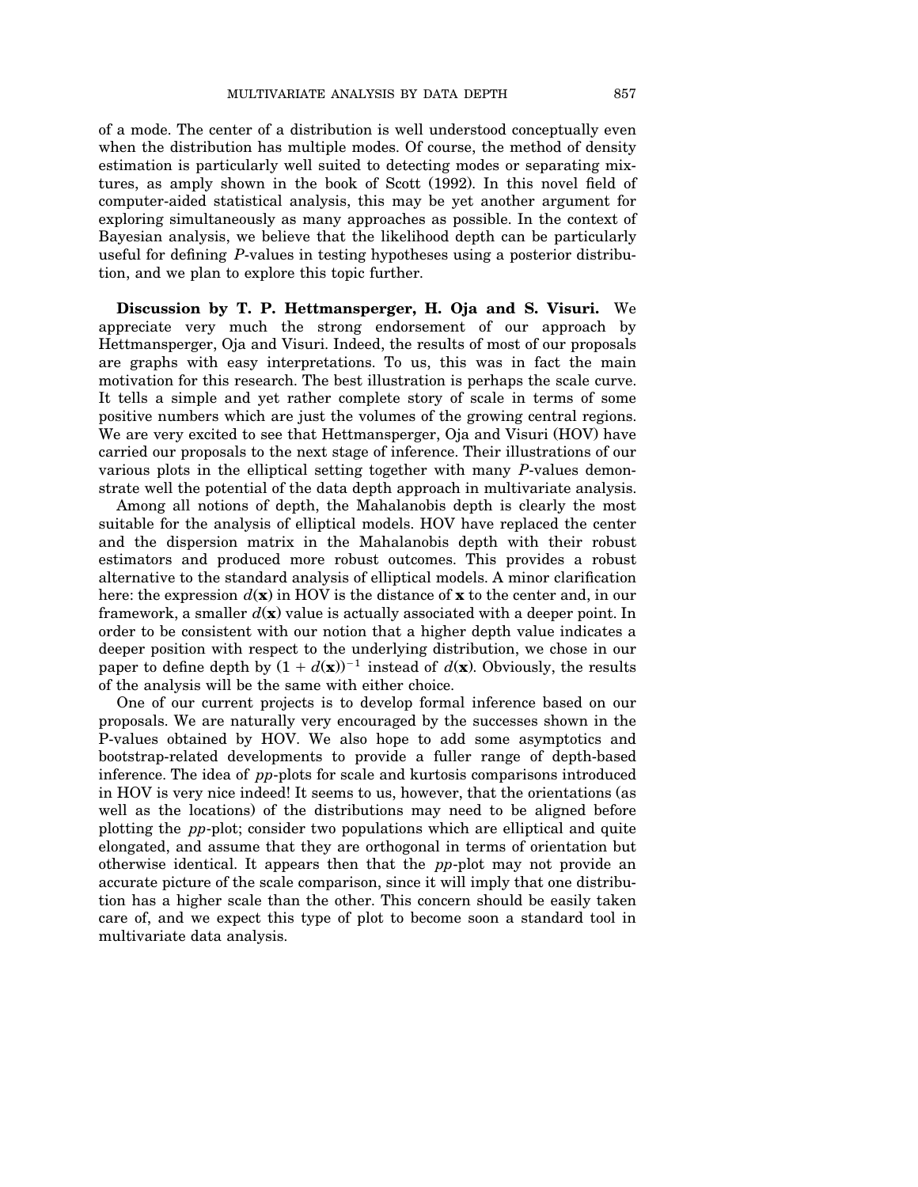of a mode. The center of a distribution is well understood conceptually even when the distribution has multiple modes. Of course, the method of density estimation is particularly well suited to detecting modes or separating mixtures, as amply shown in the book of Scott (1992). In this novel field of computer-aided statistical analysis, this may be yet another argument for exploring simultaneously as many approaches as possible. In the context of Bayesian analysis, we believe that the likelihood depth can be particularly useful for defining $P$-values in testing hypotheses using a posterior distribution, and we plan to explore this topic further.

**Discussion by T. P. Hettmansperger, H. Oja and S. Visuri.** We appreciate very much the strong endorsement of our approach by Hettmansperger, Oja and Visuri. Indeed, the results of most of our proposals are graphs with easy interpretations. To us, this was in fact the main motivation for this research. The best illustration is perhaps the scale curve. It tells a simple and yet rather complete story of scale in terms of some positive numbers which are just the volumes of the growing central regions. We are very excited to see that Hettmansperger, Oja and Visuri (HOV) have carried our proposals to the next stage of inference. Their illustrations of our various plots in the elliptical setting together with many $P$-values demonstrate well the potential of the data depth approach in multivariate analysis.

Among all notions of depth, the Mahalanobis depth is clearly the most suitable for the analysis of elliptical models. HOV have replaced the center and the dispersion matrix in the Mahalanobis depth with their robust estimators and produced more robust outcomes. This provides a robust alternative to the standard analysis of elliptical models. A minor clarification here: the expression $d(\mathbf{x})$ in HOV is the distance of $\mathbf{x}$ to the center and, in our framework, a smaller $d(\mathbf{x})$ value is actually associated with a deeper point. In order to be consistent with our notion that a higher depth value indicates a deeper position with respect to the underlying distribution, we chose in our paper to define depth by $(1 + d(\mathbf{x}))^{-1}$ instead of $d(\mathbf{x})$. Obviously, the results of the analysis will be the same with either choice.

One of our current projects is to develop formal inference based on our proposals. We are naturally very encouraged by the successes shown in the P-values obtained by HOV. We also hope to add some asymptotics and bootstrap-related developments to provide a fuller range of depth-based inference. The idea of *pp*-plots for scale and kurtosis comparisons introduced in HOV is very nice indeed! It seems to us, however, that the orientations (as well as the locations) of the distributions may need to be aligned before plotting the *pp*-plot; consider two populations which are elliptical and quite elongated, and assume that they are orthogonal in terms of orientation but otherwise identical. It appears then that the *pp*-plot may not provide an accurate picture of the scale comparison, since it will imply that one distribution has a higher scale than the other. This concern should be easily taken care of, and we expect this type of plot to become soon a standard tool in multivariate data analysis.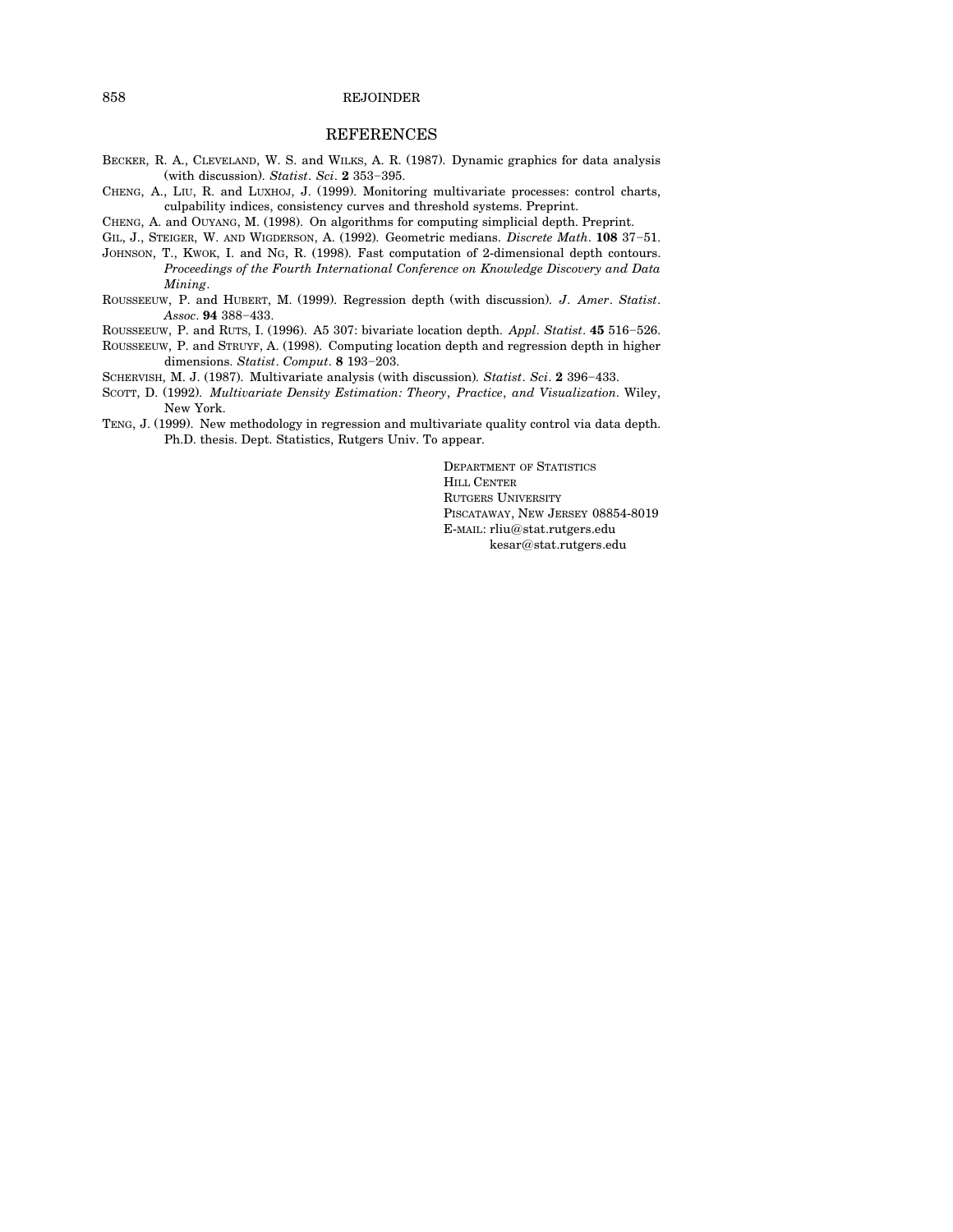## REFERENCES

BECKER, R. A., CLEVELAND, W. S. and WILKS, A. R. (1987). Dynamic graphics for data analysis (with discussion). *Statist. Sci.* **2** 353–395.

CHENG, A., LIU, R. and LUXHOJ, J. (1999). Monitoring multivariate processes: control charts, culpability indices, consistency curves and threshold systems. Preprint.

CHENG, A. and OUYANG, M. (1998). On algorithms for computing simplicial depth. Preprint.

GIL, J., STEIGER, W. AND WIGDERSON, A. (1992). Geometric medians. *Discrete Math.* **108** 37–51.

JOHNSON, T., KWOK, I. and NG, R. (1998). Fast computation of 2-dimensional depth contours. *Proceedings of the Fourth International Conference on Knowledge Discovery and Data Mining*.

ROUSSEEUW, P. and HUBERT, M. (1999). Regression depth (with discussion). *J. Amer. Statist. Assoc.* **94** 388–433.

ROUSSEEUW, P. and RUTS, I. (1996). A5 307: bivariate location depth. *Appl. Statist.* **45** 516–526.

ROUSSEEUW, P. and STRUYF, A. (1998). Computing location depth and regression depth in higher dimensions. *Statist. Comput.* **8** 193–203.

SCHERVISH, M. J. (1987). Multivariate analysis (with discussion). *Statist. Sci.* **2** 396–433.

SCOTT, D. (1992). *Multivariate Density Estimation: Theory, Practice, and Visualization*. Wiley, New York.

TENG, J. (1999). New methodology in regression and multivariate quality control via data depth. Ph.D. thesis. Dept. Statistics, Rutgers Univ. To appear.

DEPARTMENT OF STATISTICS
HILL CENTER
RUTGERS UNIVERSITY
PISCATAWAY, NEW JERSEY 08854-8019
E-MAIL: rliu@stat.rutgers.edu
kesar@stat.rutgers.edu